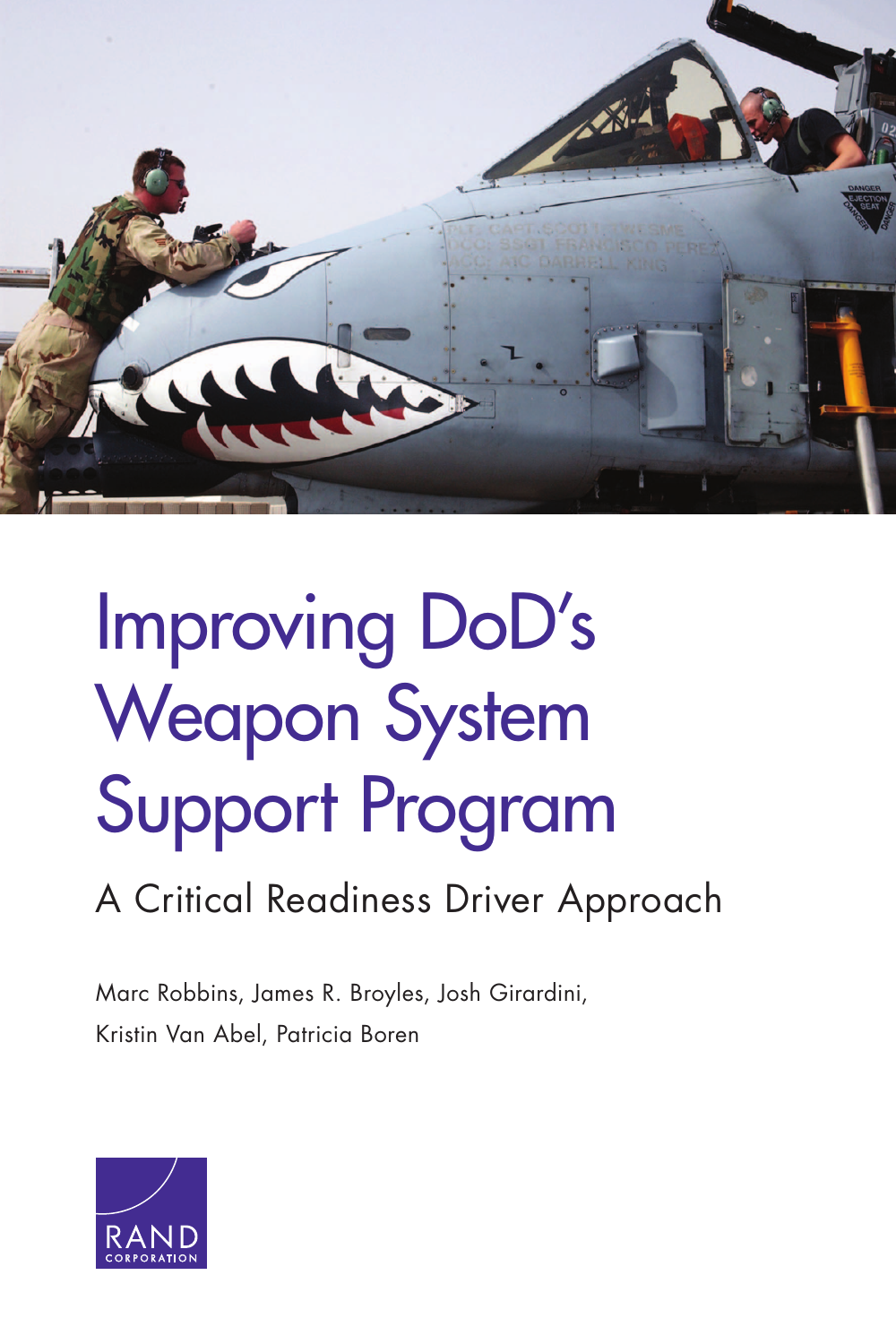# Improving DoD's Weapon System Support Program

## A Critical Readiness Driver Approach

Marc Robbins, James R. Broyles, Josh Girardini, Kristin Van Abel, Patricia Boren

RAND CORPORATION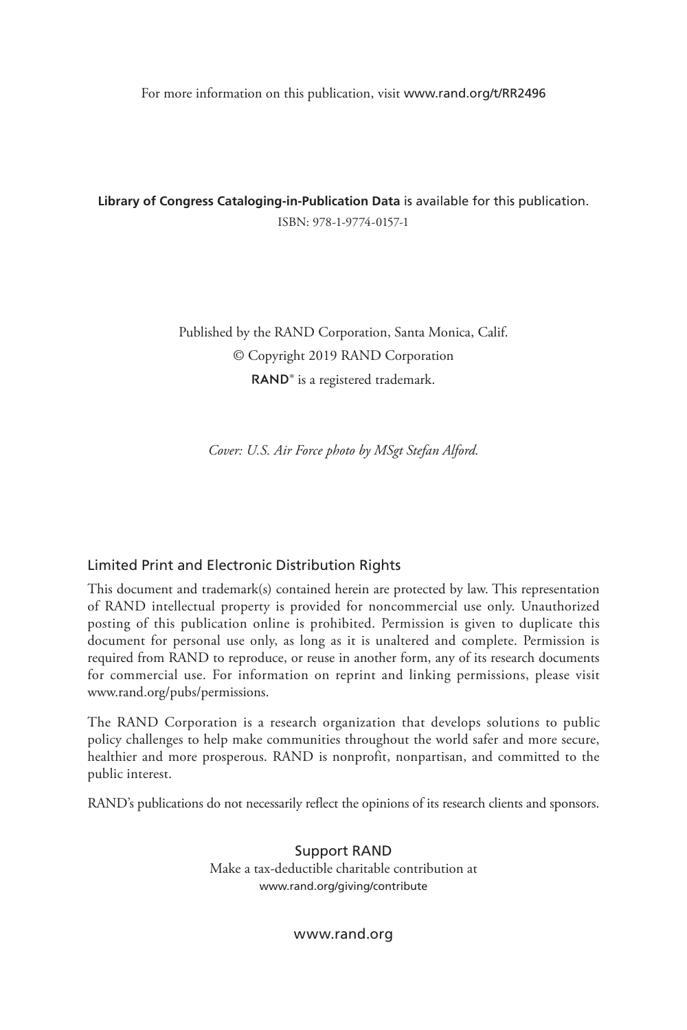For more information on this publication, visit www.rand.org/t/RR2496

**Library of Congress Cataloging-in-Publication Data** is available for this publication.

ISBN: 978-1-9774-0157-1

Published by the RAND Corporation, Santa Monica, Calif.

© Copyright 2019 RAND Corporation

**RAND**® is a registered trademark.

*Cover: U.S. Air Force photo by MSgt Stefan Alford.*

## Limited Print and Electronic Distribution Rights

This document and trademark(s) contained herein are protected by law. This representation of RAND intellectual property is provided for noncommercial use only. Unauthorized posting of this publication online is prohibited. Permission is given to duplicate this document for personal use only, as long as it is unaltered and complete. Permission is required from RAND to reproduce, or reuse in another form, any of its research documents for commercial use. For information on reprint and linking permissions, please visit www.rand.org/pubs/permissions.

The RAND Corporation is a research organization that develops solutions to public policy challenges to help make communities throughout the world safer and more secure, healthier and more prosperous. RAND is nonprofit, nonpartisan, and committed to the public interest.

RAND's publications do not necessarily reflect the opinions of its research clients and sponsors.

Support RAND

Make a tax-deductible charitable contribution at
www.rand.org/giving/contribute

www.rand.org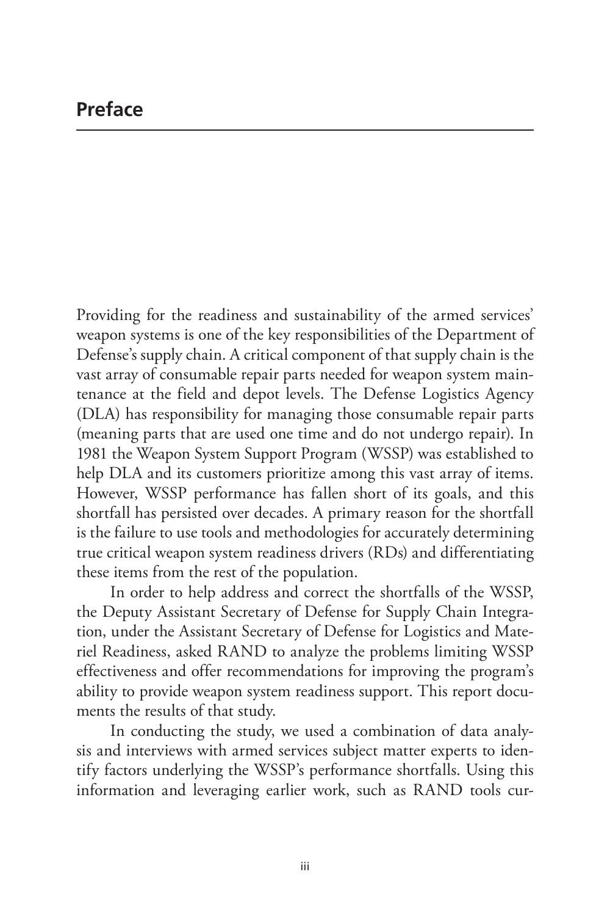# Preface

Providing for the readiness and sustainability of the armed services' weapon systems is one of the key responsibilities of the Department of Defense's supply chain. A critical component of that supply chain is the vast array of consumable repair parts needed for weapon system maintenance at the field and depot levels. The Defense Logistics Agency (DLA) has responsibility for managing those consumable repair parts (meaning parts that are used one time and do not undergo repair). In 1981 the Weapon System Support Program (WSSP) was established to help DLA and its customers prioritize among this vast array of items. However, WSSP performance has fallen short of its goals, and this shortfall has persisted over decades. A primary reason for the shortfall is the failure to use tools and methodologies for accurately determining true critical weapon system readiness drivers (RDs) and differentiating these items from the rest of the population.

In order to help address and correct the shortfalls of the WSSP, the Deputy Assistant Secretary of Defense for Supply Chain Integration, under the Assistant Secretary of Defense for Logistics and Materiel Readiness, asked RAND to analyze the problems limiting WSSP effectiveness and offer recommendations for improving the program's ability to provide weapon system readiness support. This report documents the results of that study.

In conducting the study, we used a combination of data analysis and interviews with armed services subject matter experts to identify factors underlying the WSSP's performance shortfalls. Using this information and leveraging earlier work, such as RAND tools cur-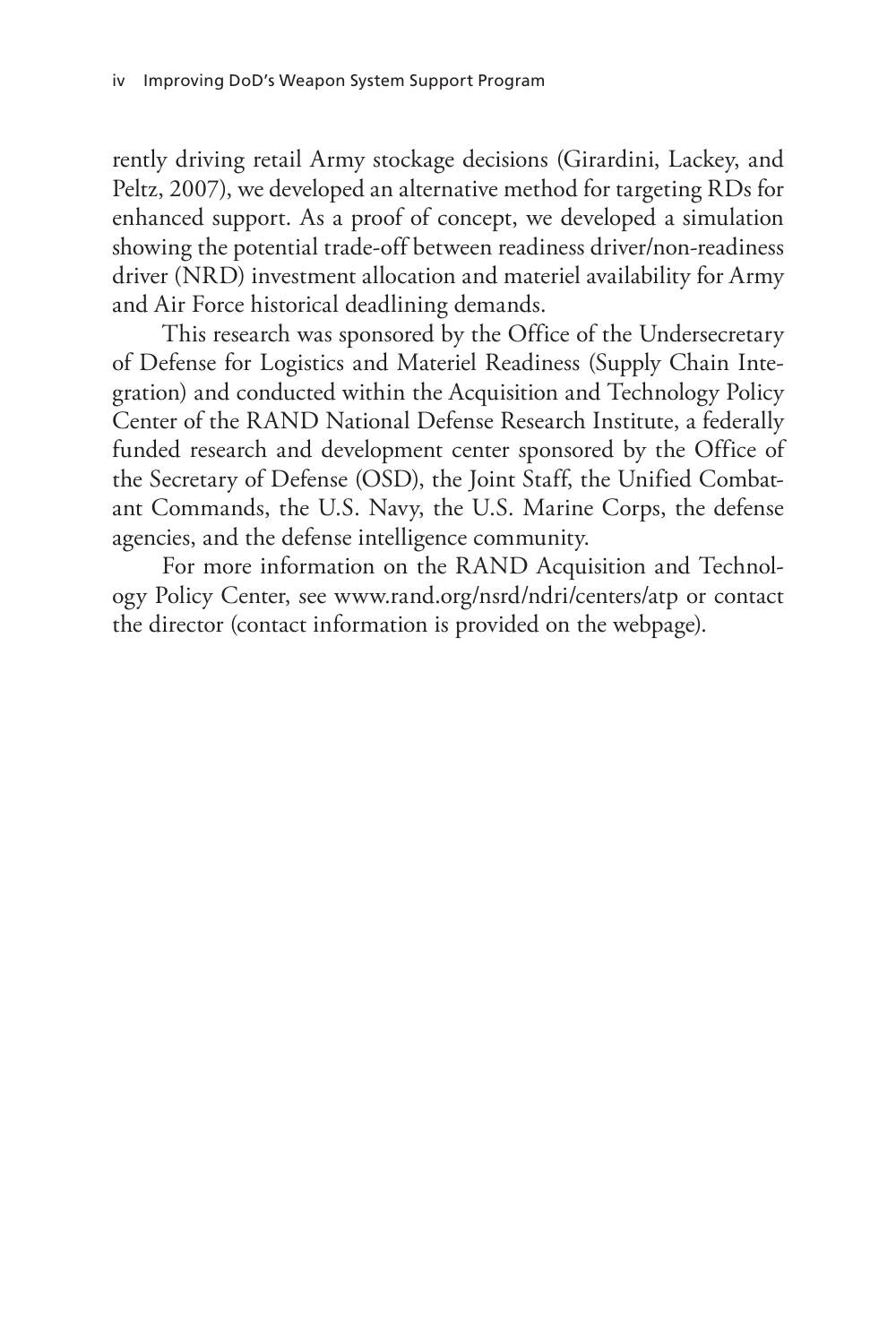rently driving retail Army stockage decisions (Girardini, Lackey, and Peltz, 2007), we developed an alternative method for targeting RDs for enhanced support. As a proof of concept, we developed a simulation showing the potential trade-off between readiness driver/non-readiness driver (NRD) investment allocation and materiel availability for Army and Air Force historical deadlining demands.

This research was sponsored by the Office of the Undersecretary of Defense for Logistics and Materiel Readiness (Supply Chain Integration) and conducted within the Acquisition and Technology Policy Center of the RAND National Defense Research Institute, a federally funded research and development center sponsored by the Office of the Secretary of Defense (OSD), the Joint Staff, the Unified Combatant Commands, the U.S. Navy, the U.S. Marine Corps, the defense agencies, and the defense intelligence community.

For more information on the RAND Acquisition and Technology Policy Center, see www.rand.org/nsrd/ndri/centers/atp or contact the director (contact information is provided on the webpage).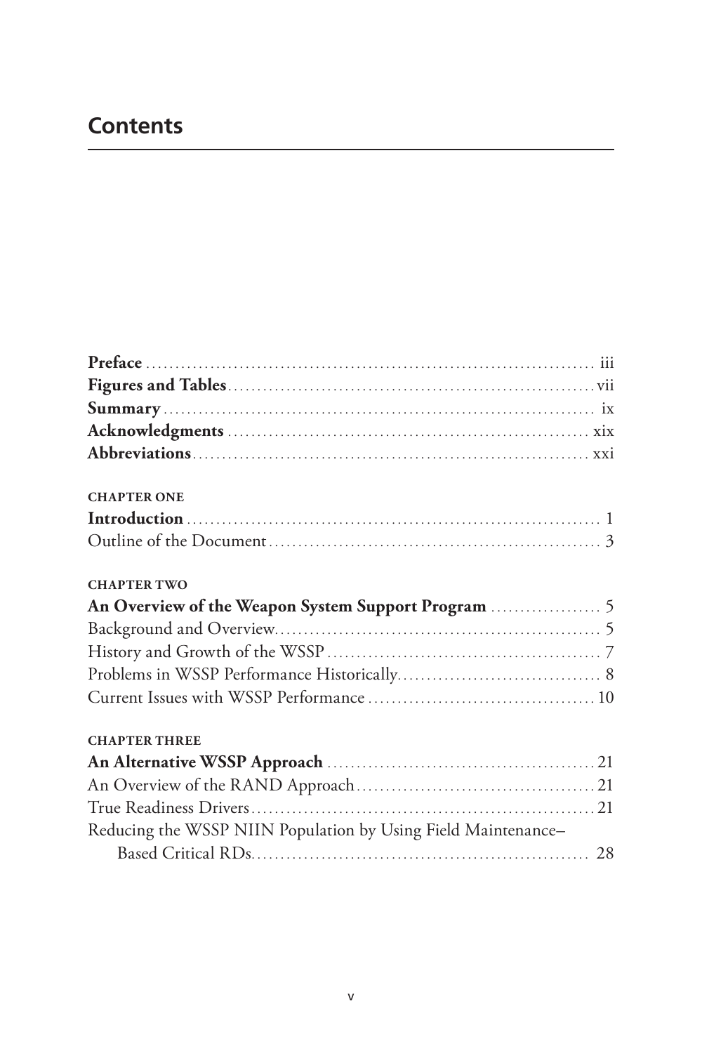# Contents

**Preface** ........................................................................ iii
**Figures and Tables** ........................................................... vii
**Summary** ....................................................................... ix
**Acknowledgments** ............................................................. xix
**Abbreviations** ................................................................. xxi

**CHAPTER ONE**
**Introduction** ..................................................................... 1
Outline of the Document ........................................................ 3

**CHAPTER TWO**
**An Overview of the Weapon System Support Program** .................. 5
Background and Overview ........................................................ 5
History and Growth of the WSSP ............................................... 7
Problems in WSSP Performance Historically ................................. 8
Current Issues with WSSP Performance ...................................... 10

**CHAPTER THREE**
**An Alternative WSSP Approach** ............................................. 21
An Overview of the RAND Approach ........................................... 21
True Readiness Drivers ........................................................... 21
Reducing the WSSP NIIN Population by Using Field Maintenance–Based Critical RDs ... 28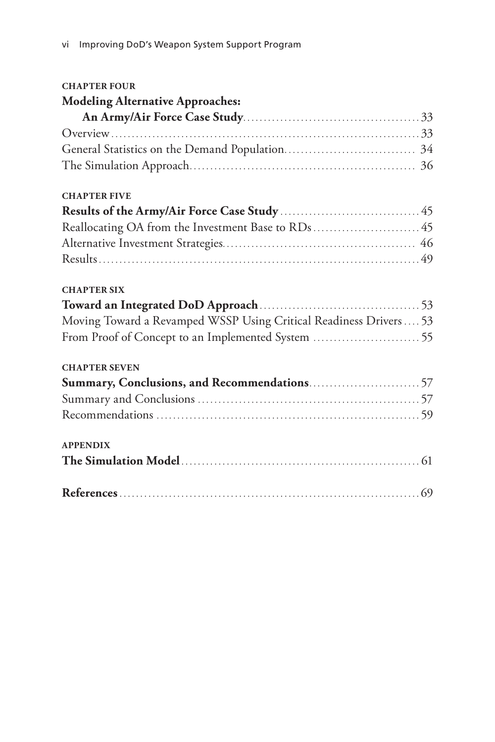**CHAPTER FOUR**

**Modeling Alternative Approaches: An Army/Air Force Case Study** .......... 33

Overview .......... 33

General Statistics on the Demand Population .......... 34

The Simulation Approach .......... 36

**CHAPTER FIVE**

**Results of the Army/Air Force Case Study** .......... 45

Reallocating OA from the Investment Base to RDs .......... 45

Alternative Investment Strategies .......... 46

Results .......... 49

**CHAPTER SIX**

**Toward an Integrated DoD Approach** .......... 53

Moving Toward a Revamped WSSP Using Critical Readiness Drivers .......... 53

From Proof of Concept to an Implemented System .......... 55

**CHAPTER SEVEN**

**Summary, Conclusions, and Recommendations** .......... 57

Summary and Conclusions .......... 57

Recommendations .......... 59

**APPENDIX**

**The Simulation Model** .......... 61

**References** .......... 69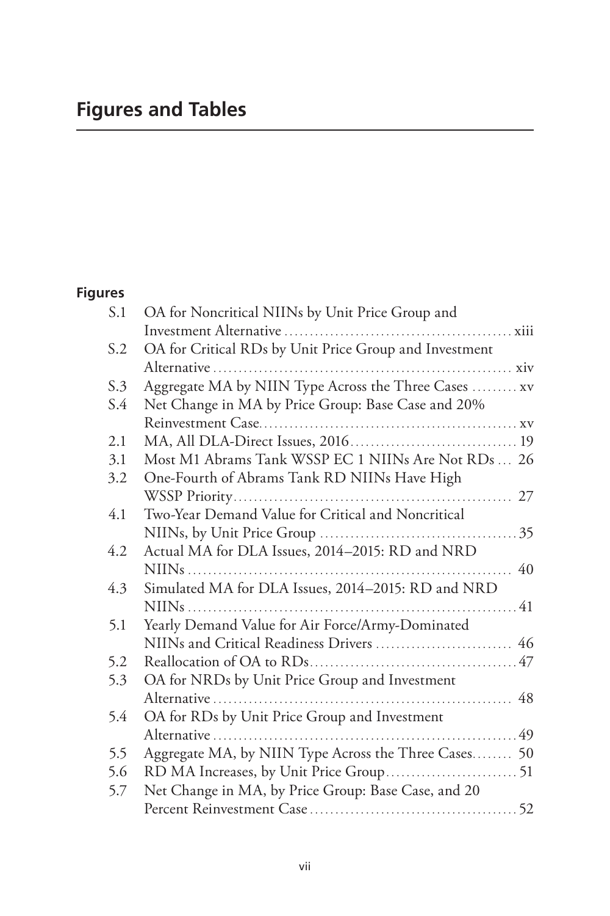# Figures and Tables

## Figures

| | | |
|---|---|---|
| S.1 | OA for Noncritical NIINs by Unit Price Group and Investment Alternative | xiii |
| S.2 | OA for Critical RDs by Unit Price Group and Investment Alternative | xiv |
| S.3 | Aggregate MA by NIIN Type Across the Three Cases | xv |
| S.4 | Net Change in MA by Price Group: Base Case and 20% Reinvestment Case | xv |
| 2.1 | MA, All DLA-Direct Issues, 2016 | 19 |
| 3.1 | Most M1 Abrams Tank WSSP EC 1 NIINs Are Not RDs | 26 |
| 3.2 | One-Fourth of Abrams Tank RD NIINs Have High WSSP Priority | 27 |
| 4.1 | Two-Year Demand Value for Critical and Noncritical NIINs, by Unit Price Group | 35 |
| 4.2 | Actual MA for DLA Issues, 2014–2015: RD and NRD NIINs | 40 |
| 4.3 | Simulated MA for DLA Issues, 2014–2015: RD and NRD NIINs | 41 |
| 5.1 | Yearly Demand Value for Air Force/Army-Dominated NIINs and Critical Readiness Drivers | 46 |
| 5.2 | Reallocation of OA to RDs | 47 |
| 5.3 | OA for NRDs by Unit Price Group and Investment Alternative | 48 |
| 5.4 | OA for RDs by Unit Price Group and Investment Alternative | 49 |
| 5.5 | Aggregate MA, by NIIN Type Across the Three Cases | 50 |
| 5.6 | RD MA Increases, by Unit Price Group | 51 |
| 5.7 | Net Change in MA, by Price Group: Base Case, and 20 Percent Reinvestment Case | 52 |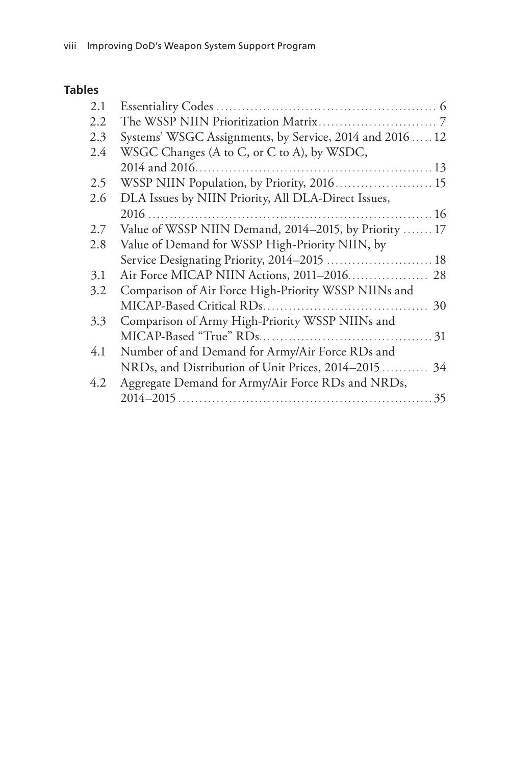## Tables

| | | |
|---|---|---|
| 2.1 | Essentiality Codes | 6 |
| 2.2 | The WSSP NIIN Prioritization Matrix | 7 |
| 2.3 | Systems' WSGC Assignments, by Service, 2014 and 2016 | 12 |
| 2.4 | WSGC Changes (A to C, or C to A), by WSDC, 2014 and 2016 | 13 |
| 2.5 | WSSP NIIN Population, by Priority, 2016 | 15 |
| 2.6 | DLA Issues by NIIN Priority, All DLA-Direct Issues, 2016 | 16 |
| 2.7 | Value of WSSP NIIN Demand, 2014–2015, by Priority | 17 |
| 2.8 | Value of Demand for WSSP High-Priority NIIN, by Service Designating Priority, 2014–2015 | 18 |
| 3.1 | Air Force MICAP NIIN Actions, 2011–2016 | 28 |
| 3.2 | Comparison of Air Force High-Priority WSSP NIINs and MICAP-Based Critical RDs | 30 |
| 3.3 | Comparison of Army High-Priority WSSP NIINs and MICAP-Based "True" RDs | 31 |
| 4.1 | Number of and Demand for Army/Air Force RDs and NRDs, and Distribution of Unit Prices, 2014–2015 | 34 |
| 4.2 | Aggregate Demand for Army/Air Force RDs and NRDs, 2014–2015 | 35 |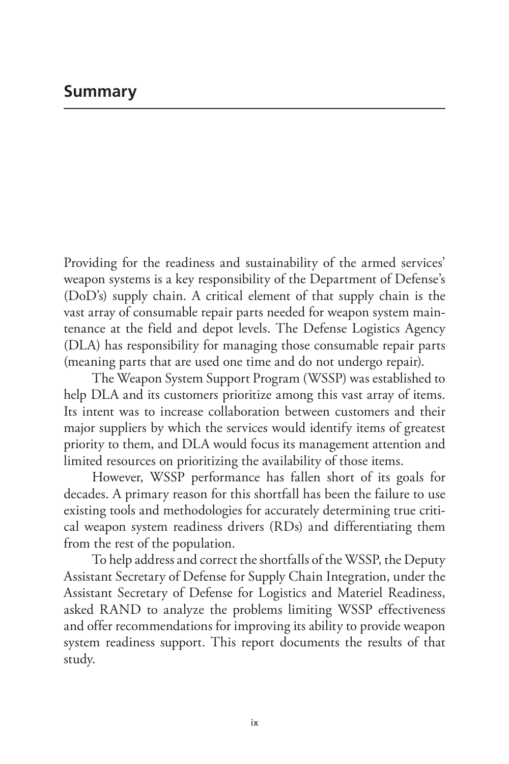## Summary

Providing for the readiness and sustainability of the armed services' weapon systems is a key responsibility of the Department of Defense's (DoD's) supply chain. A critical element of that supply chain is the vast array of consumable repair parts needed for weapon system maintenance at the field and depot levels. The Defense Logistics Agency (DLA) has responsibility for managing those consumable repair parts (meaning parts that are used one time and do not undergo repair).

The Weapon System Support Program (WSSP) was established to help DLA and its customers prioritize among this vast array of items. Its intent was to increase collaboration between customers and their major suppliers by which the services would identify items of greatest priority to them, and DLA would focus its management attention and limited resources on prioritizing the availability of those items.

However, WSSP performance has fallen short of its goals for decades. A primary reason for this shortfall has been the failure to use existing tools and methodologies for accurately determining true critical weapon system readiness drivers (RDs) and differentiating them from the rest of the population.

To help address and correct the shortfalls of the WSSP, the Deputy Assistant Secretary of Defense for Supply Chain Integration, under the Assistant Secretary of Defense for Logistics and Materiel Readiness, asked RAND to analyze the problems limiting WSSP effectiveness and offer recommendations for improving its ability to provide weapon system readiness support. This report documents the results of that study.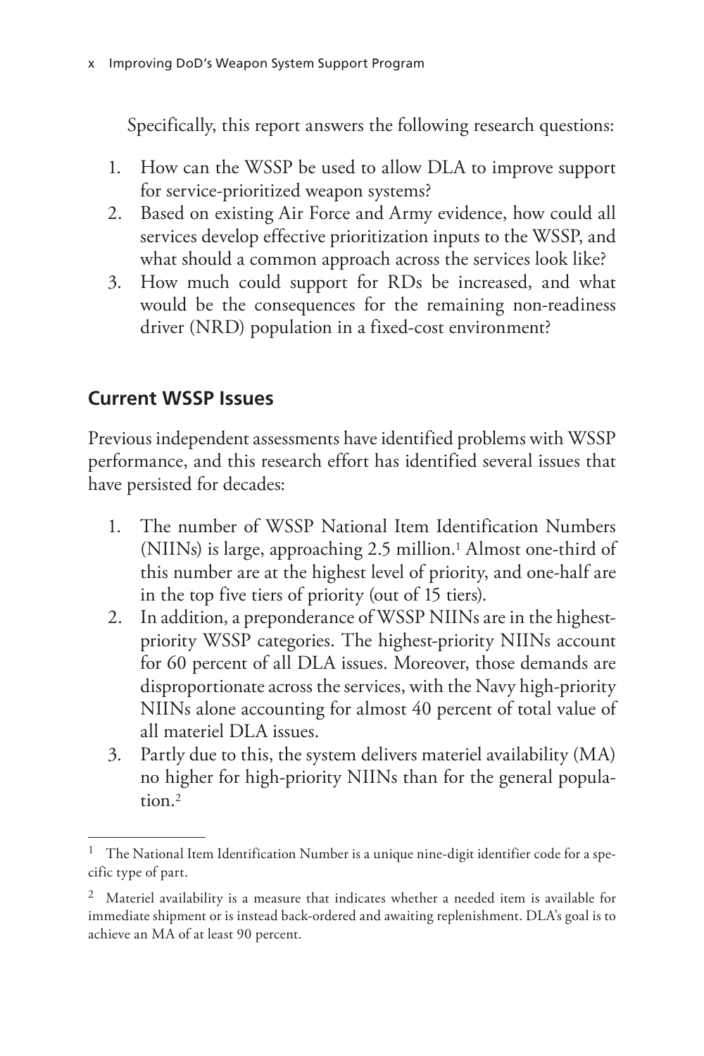Specifically, this report answers the following research questions:

1. How can the WSSP be used to allow DLA to improve support for service-prioritized weapon systems?
2. Based on existing Air Force and Army evidence, how could all services develop effective prioritization inputs to the WSSP, and what should a common approach across the services look like?
3. How much could support for RDs be increased, and what would be the consequences for the remaining non-readiness driver (NRD) population in a fixed-cost environment?

## Current WSSP Issues

Previous independent assessments have identified problems with WSSP performance, and this research effort has identified several issues that have persisted for decades:

1. The number of WSSP National Item Identification Numbers (NIINs) is large, approaching 2.5 million.[1] Almost one-third of this number are at the highest level of priority, and one-half are in the top five tiers of priority (out of 15 tiers).
2. In addition, a preponderance of WSSP NIINs are in the highest-priority WSSP categories. The highest-priority NIINs account for 60 percent of all DLA issues. Moreover, those demands are disproportionate across the services, with the Navy high-priority NIINs alone accounting for almost 40 percent of total value of all materiel DLA issues.
3. Partly due to this, the system delivers materiel availability (MA) no higher for high-priority NIINs than for the general population.[2]

---

[1] The National Item Identification Number is a unique nine-digit identifier code for a specific type of part.

[2] Materiel availability is a measure that indicates whether a needed item is available for immediate shipment or is instead back-ordered and awaiting replenishment. DLA's goal is to achieve an MA of at least 90 percent.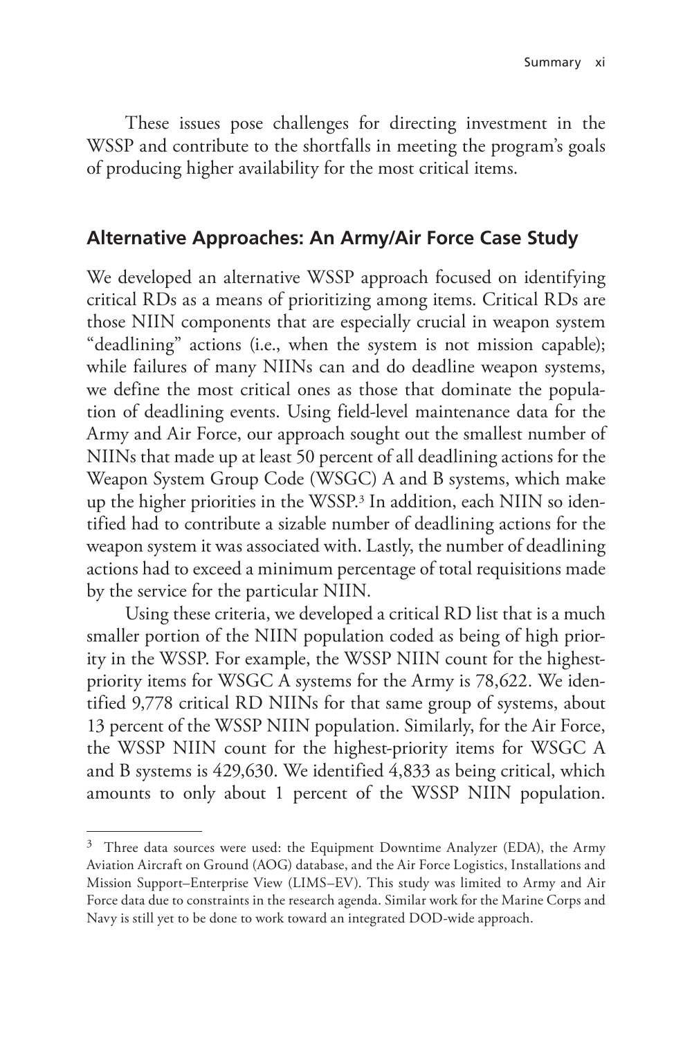These issues pose challenges for directing investment in the WSSP and contribute to the shortfalls in meeting the program's goals of producing higher availability for the most critical items.

## Alternative Approaches: An Army/Air Force Case Study

We developed an alternative WSSP approach focused on identifying critical RDs as a means of prioritizing among items. Critical RDs are those NIIN components that are especially crucial in weapon system "deadlining" actions (i.e., when the system is not mission capable); while failures of many NIINs can and do deadline weapon systems, we define the most critical ones as those that dominate the population of deadlining events. Using field-level maintenance data for the Army and Air Force, our approach sought out the smallest number of NIINs that made up at least 50 percent of all deadlining actions for the Weapon System Group Code (WSGC) A and B systems, which make up the higher priorities in the WSSP.[3] In addition, each NIIN so identified had to contribute a sizable number of deadlining actions for the weapon system it was associated with. Lastly, the number of deadlining actions had to exceed a minimum percentage of total requisitions made by the service for the particular NIIN.

Using these criteria, we developed a critical RD list that is a much smaller portion of the NIIN population coded as being of high priority in the WSSP. For example, the WSSP NIIN count for the highest-priority items for WSGC A systems for the Army is 78,622. We identified 9,778 critical RD NIINs for that same group of systems, about 13 percent of the WSSP NIIN population. Similarly, for the Air Force, the WSSP NIIN count for the highest-priority items for WSGC A and B systems is 429,630. We identified 4,833 as being critical, which amounts to only about 1 percent of the WSSP NIIN population.

---

[3] Three data sources were used: the Equipment Downtime Analyzer (EDA), the Army Aviation Aircraft on Ground (AOG) database, and the Air Force Logistics, Installations and Mission Support–Enterprise View (LIMS–EV). This study was limited to Army and Air Force data due to constraints in the research agenda. Similar work for the Marine Corps and Navy is still yet to be done to work toward an integrated DOD-wide approach.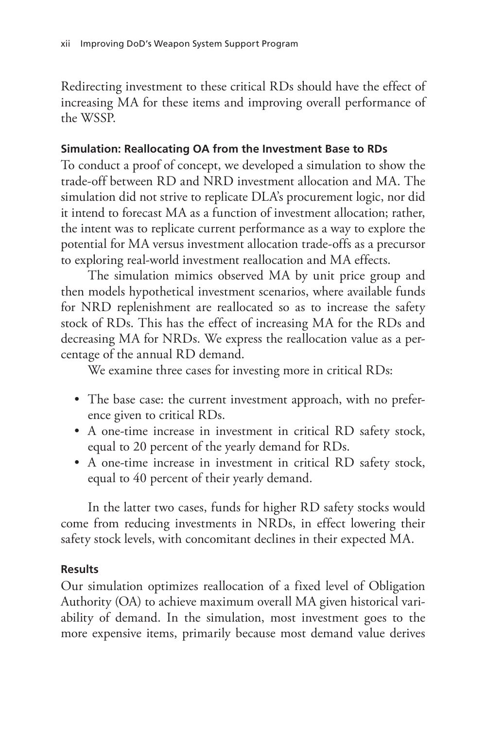Redirecting investment to these critical RDs should have the effect of increasing MA for these items and improving overall performance of the WSSP.

#### Simulation: Reallocating OA from the Investment Base to RDs

To conduct a proof of concept, we developed a simulation to show the trade-off between RD and NRD investment allocation and MA. The simulation did not strive to replicate DLA's procurement logic, nor did it intend to forecast MA as a function of investment allocation; rather, the intent was to replicate current performance as a way to explore the potential for MA versus investment allocation trade-offs as a precursor to exploring real-world investment reallocation and MA effects.

The simulation mimics observed MA by unit price group and then models hypothetical investment scenarios, where available funds for NRD replenishment are reallocated so as to increase the safety stock of RDs. This has the effect of increasing MA for the RDs and decreasing MA for NRDs. We express the reallocation value as a percentage of the annual RD demand.

We examine three cases for investing more in critical RDs:

- The base case: the current investment approach, with no preference given to critical RDs.
- A one-time increase in investment in critical RD safety stock, equal to 20 percent of the yearly demand for RDs.
- A one-time increase in investment in critical RD safety stock, equal to 40 percent of their yearly demand.

In the latter two cases, funds for higher RD safety stocks would come from reducing investments in NRDs, in effect lowering their safety stock levels, with concomitant declines in their expected MA.

#### Results

Our simulation optimizes reallocation of a fixed level of Obligation Authority (OA) to achieve maximum overall MA given historical variability of demand. In the simulation, most investment goes to the more expensive items, primarily because most demand value derives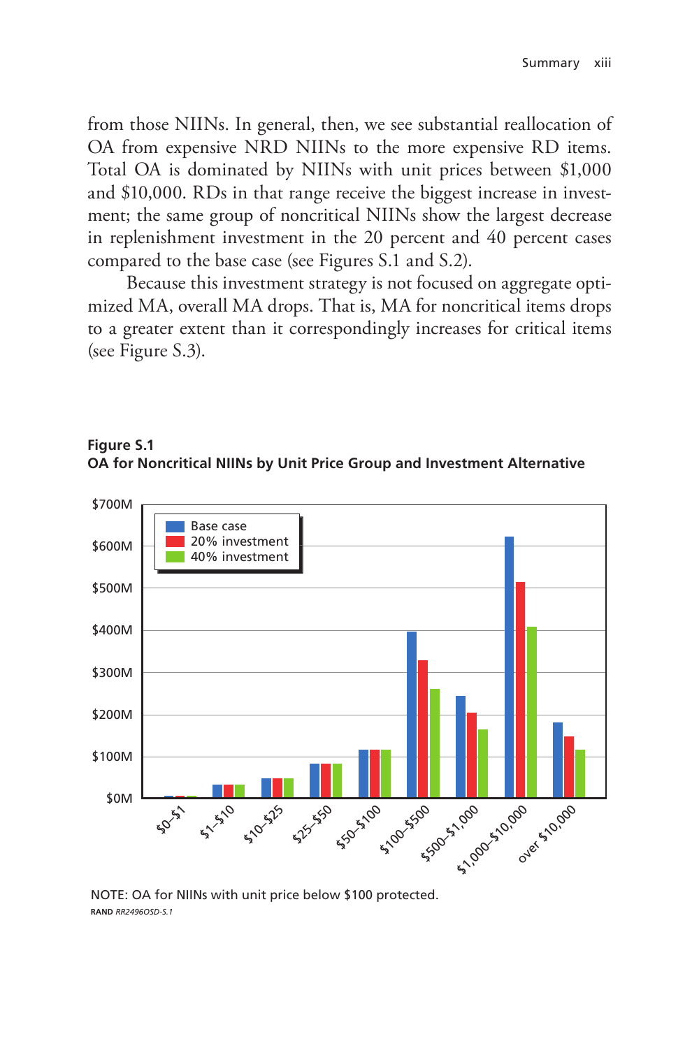from those NIINs. In general, then, we see substantial reallocation of OA from expensive NRD NIINs to the more expensive RD items. Total OA is dominated by NIINs with unit prices between $1,000 and $10,000. RDs in that range receive the biggest increase in investment; the same group of noncritical NIINs show the largest decrease in replenishment investment in the 20 percent and 40 percent cases compared to the base case (see Figures S.1 and S.2).

Because this investment strategy is not focused on aggregate optimized MA, overall MA drops. That is, MA for noncritical items drops to a greater extent than it correspondingly increases for critical items (see Figure S.3).

**Figure S.1**
**OA for Noncritical NIINs by Unit Price Group and Investment Alternative**

NOTE: OA for NIINs with unit price below $100 protected.

RAND *RR2496OSD-S.1*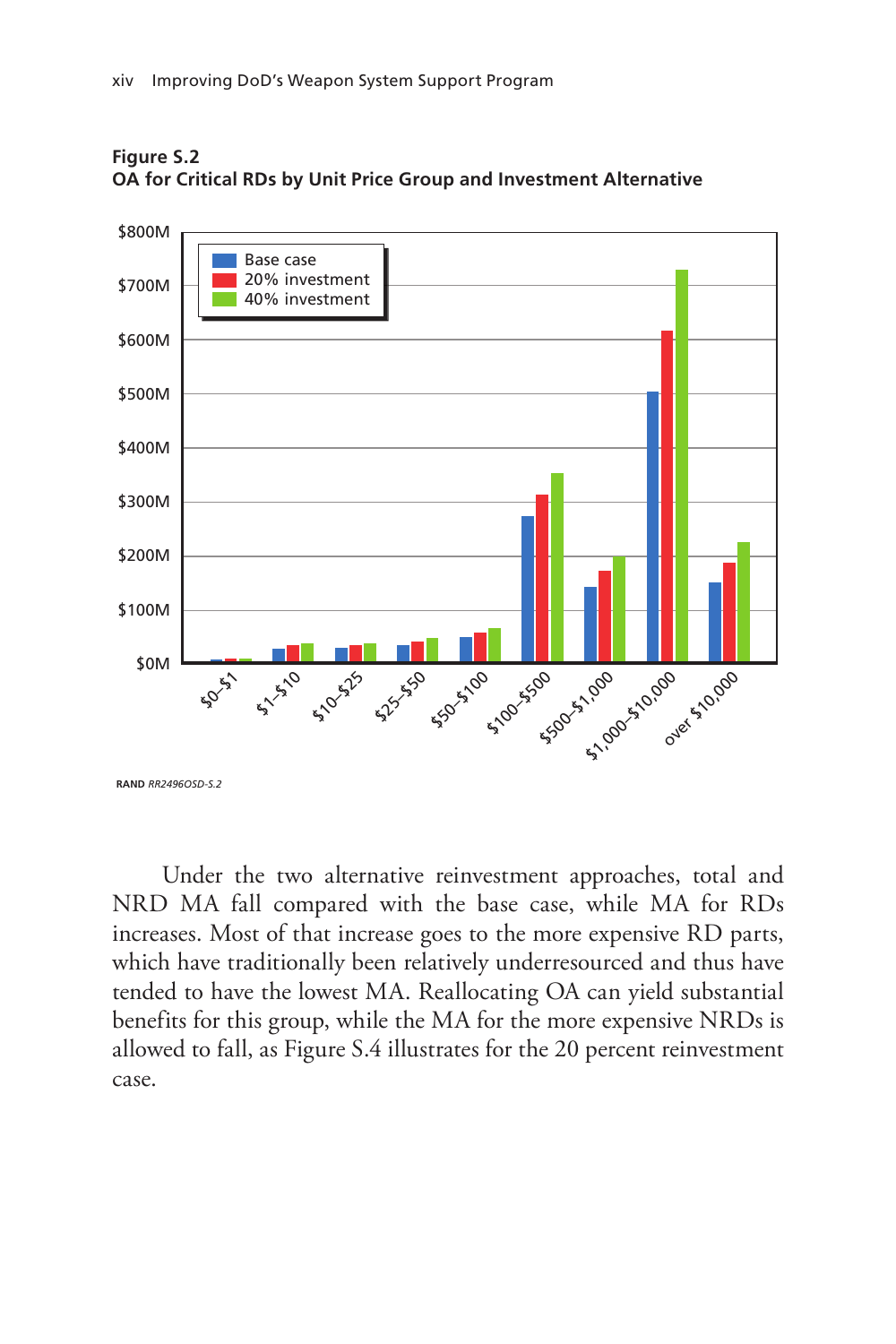**Figure S.2**
**OA for Critical RDs by Unit Price Group and Investment Alternative**

RAND *RR2496OSD-S.2*

Under the two alternative reinvestment approaches, total and NRD MA fall compared with the base case, while MA for RDs increases. Most of that increase goes to the more expensive RD parts, which have traditionally been relatively underresourced and thus have tended to have the lowest MA. Reallocating OA can yield substantial benefits for this group, while the MA for the more expensive NRDs is allowed to fall, as Figure S.4 illustrates for the 20 percent reinvestment case.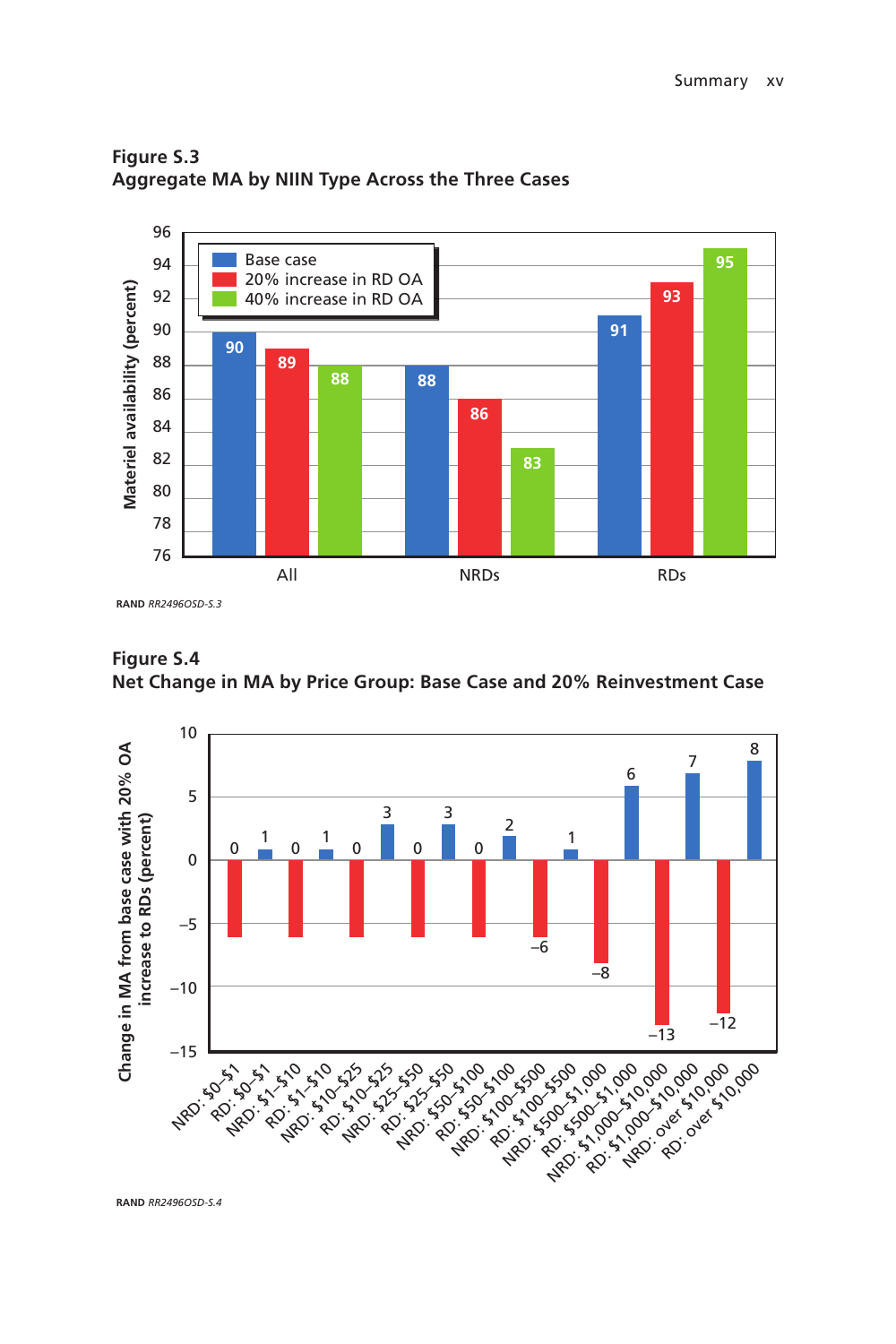**Figure S.3**
**Aggregate MA by NIIN Type Across the Three Cases**

| | Base case | 20% increase in RD OA | 40% increase in RD OA |
|---|---|---|---|
| All | 90 | 89 | 88 |
| NRDs | 88 | 86 | 83 |
| RDs | 91 | 93 | 95 |

Materiel availability (percent)

RAND *RR2496OSD-S.3*

**Figure S.4**
**Net Change in MA by Price Group: Base Case and 20% Reinvestment Case**

| Price group | Change in MA from base case with 20% OA increase to RDs (percent) |
|---|---|
| NRD: $0–$1 | 0 |
| RD: $0–$1 | 1 |
| NRD: $1–$10 | 0 |
| RD: $1–$10 | 1 |
| NRD: $10–$25 | 0 |
| RD: $10–$25 | 3 |
| NRD: $25–$50 | 0 |
| RD: $25–$50 | 3 |
| NRD: $50–$100 | 0 |
| RD: $50–$100 | 2 |
| NRD: $100–$500 | –6 |
| RD: $100–$500 | 1 |
| NRD: $500–$1,000 | –8 |
| RD: $500–$1,000 | 6 |
| NRD: $1,000–$10,000 | –13 |
| RD: $1,000–$10,000 | 7 |
| NRD: over $10,000 | –12 |
| RD: over $10,000 | 8 |

RAND *RR2496OSD-S.4*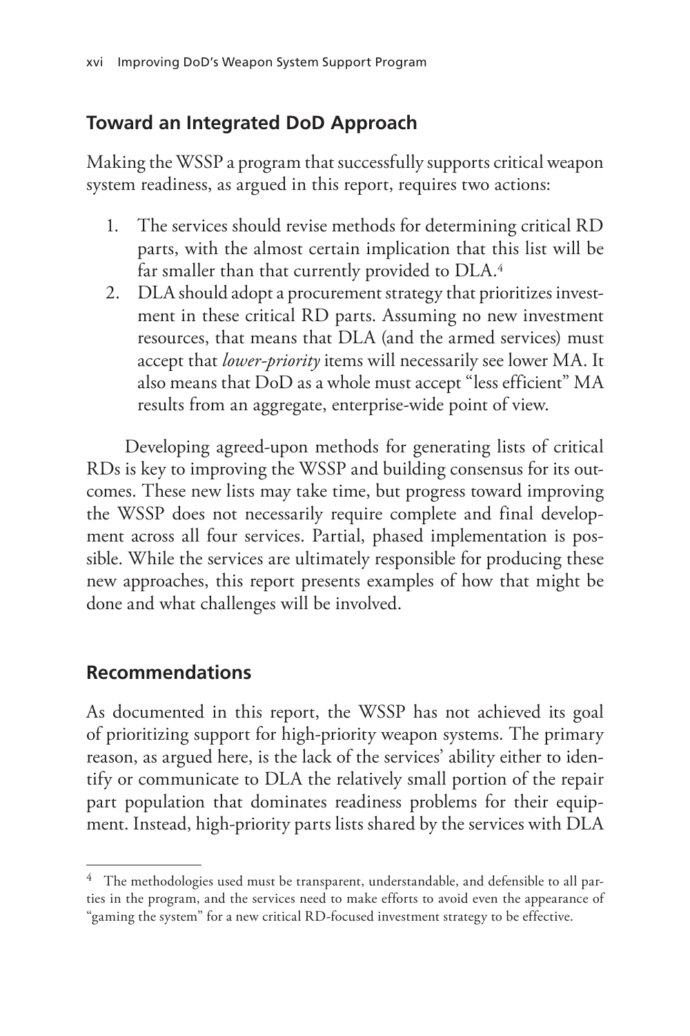## Toward an Integrated DoD Approach

Making the WSSP a program that successfully supports critical weapon system readiness, as argued in this report, requires two actions:

1. The services should revise methods for determining critical RD parts, with the almost certain implication that this list will be far smaller than that currently provided to DLA.[4]
2. DLA should adopt a procurement strategy that prioritizes investment in these critical RD parts. Assuming no new investment resources, that means that DLA (and the armed services) must accept that *lower-priority* items will necessarily see lower MA. It also means that DoD as a whole must accept "less efficient" MA results from an aggregate, enterprise-wide point of view.

Developing agreed-upon methods for generating lists of critical RDs is key to improving the WSSP and building consensus for its outcomes. These new lists may take time, but progress toward improving the WSSP does not necessarily require complete and final development across all four services. Partial, phased implementation is possible. While the services are ultimately responsible for producing these new approaches, this report presents examples of how that might be done and what challenges will be involved.

## Recommendations

As documented in this report, the WSSP has not achieved its goal of prioritizing support for high-priority weapon systems. The primary reason, as argued here, is the lack of the services' ability either to identify or communicate to DLA the relatively small portion of the repair part population that dominates readiness problems for their equipment. Instead, high-priority parts lists shared by the services with DLA

[4] The methodologies used must be transparent, understandable, and defensible to all parties in the program, and the services need to make efforts to avoid even the appearance of "gaming the system" for a new critical RD-focused investment strategy to be effective.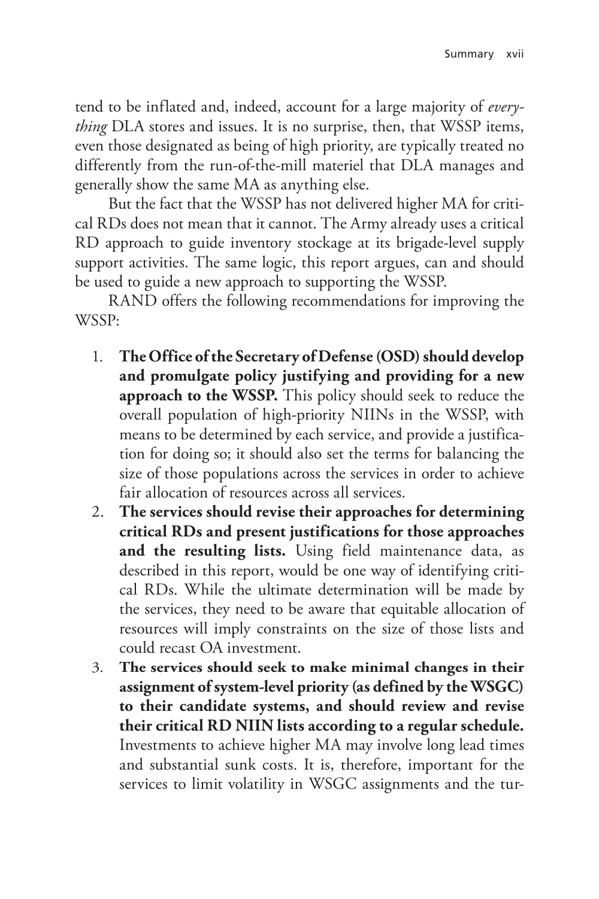tend to be inflated and, indeed, account for a large majority of *everything* DLA stores and issues. It is no surprise, then, that WSSP items, even those designated as being of high priority, are typically treated no differently from the run-of-the-mill materiel that DLA manages and generally show the same MA as anything else.

But the fact that the WSSP has not delivered higher MA for critical RDs does not mean that it cannot. The Army already uses a critical RD approach to guide inventory stockage at its brigade-level supply support activities. The same logic, this report argues, can and should be used to guide a new approach to supporting the WSSP.

RAND offers the following recommendations for improving the WSSP:

1. **The Office of the Secretary of Defense (OSD) should develop and promulgate policy justifying and providing for a new approach to the WSSP.** This policy should seek to reduce the overall population of high-priority NIINs in the WSSP, with means to be determined by each service, and provide a justification for doing so; it should also set the terms for balancing the size of those populations across the services in order to achieve fair allocation of resources across all services.
2. **The services should revise their approaches for determining critical RDs and present justifications for those approaches and the resulting lists.** Using field maintenance data, as described in this report, would be one way of identifying critical RDs. While the ultimate determination will be made by the services, they need to be aware that equitable allocation of resources will imply constraints on the size of those lists and could recast OA investment.
3. **The services should seek to make minimal changes in their assignment of system-level priority (as defined by the WSGC) to their candidate systems, and should review and revise their critical RD NIIN lists according to a regular schedule.** Investments to achieve higher MA may involve long lead times and substantial sunk costs. It is, therefore, important for the services to limit volatility in WSGC assignments and the tur-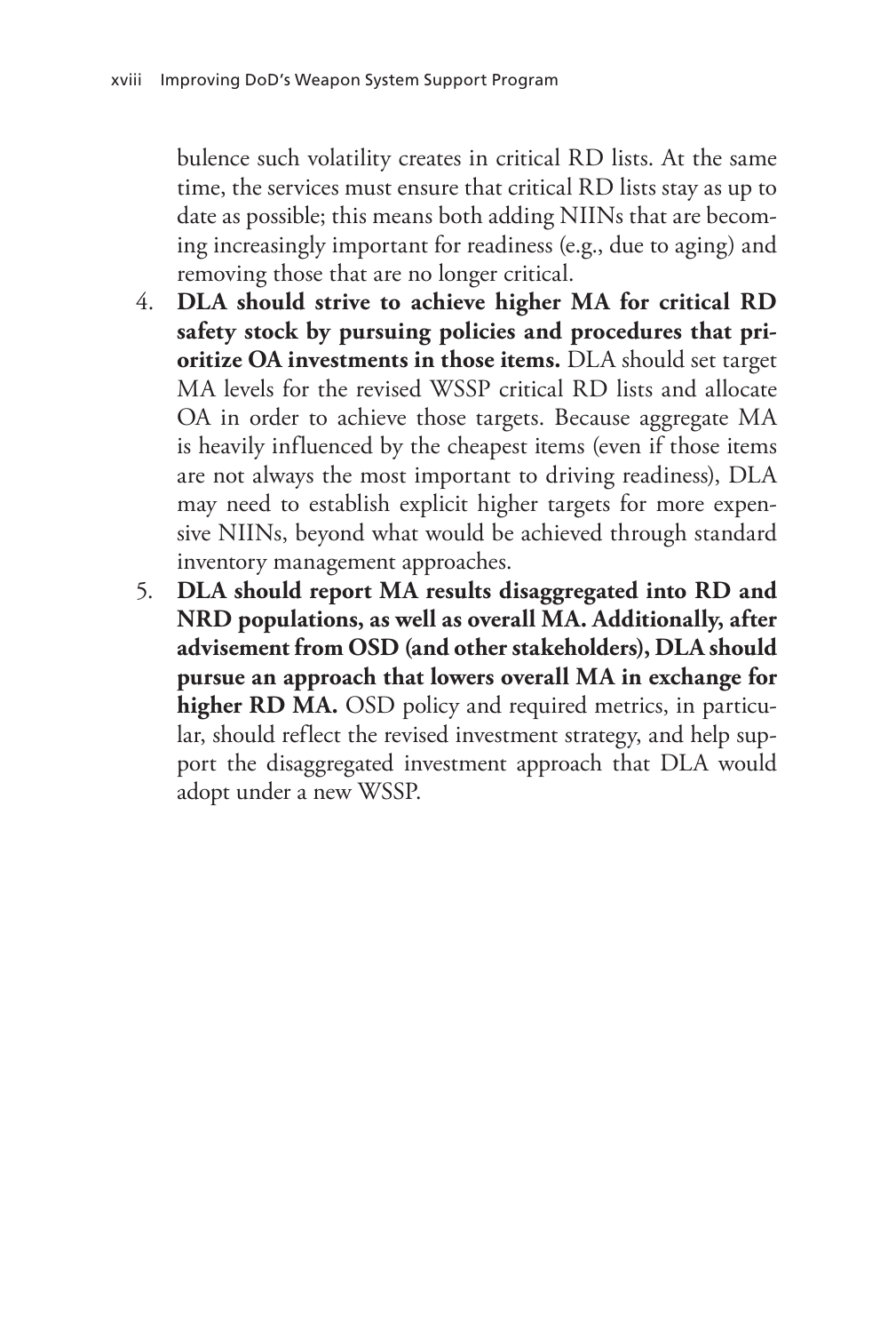bulence such volatility creates in critical RD lists. At the same time, the services must ensure that critical RD lists stay as up to date as possible; this means both adding NIINs that are becoming increasingly important for readiness (e.g., due to aging) and removing those that are no longer critical.

4. **DLA should strive to achieve higher MA for critical RD safety stock by pursuing policies and procedures that prioritize OA investments in those items.** DLA should set target MA levels for the revised WSSP critical RD lists and allocate OA in order to achieve those targets. Because aggregate MA is heavily influenced by the cheapest items (even if those items are not always the most important to driving readiness), DLA may need to establish explicit higher targets for more expensive NIINs, beyond what would be achieved through standard inventory management approaches.
5. **DLA should report MA results disaggregated into RD and NRD populations, as well as overall MA. Additionally, after advisement from OSD (and other stakeholders), DLA should pursue an approach that lowers overall MA in exchange for higher RD MA.** OSD policy and required metrics, in particular, should reflect the revised investment strategy, and help support the disaggregated investment approach that DLA would adopt under a new WSSP.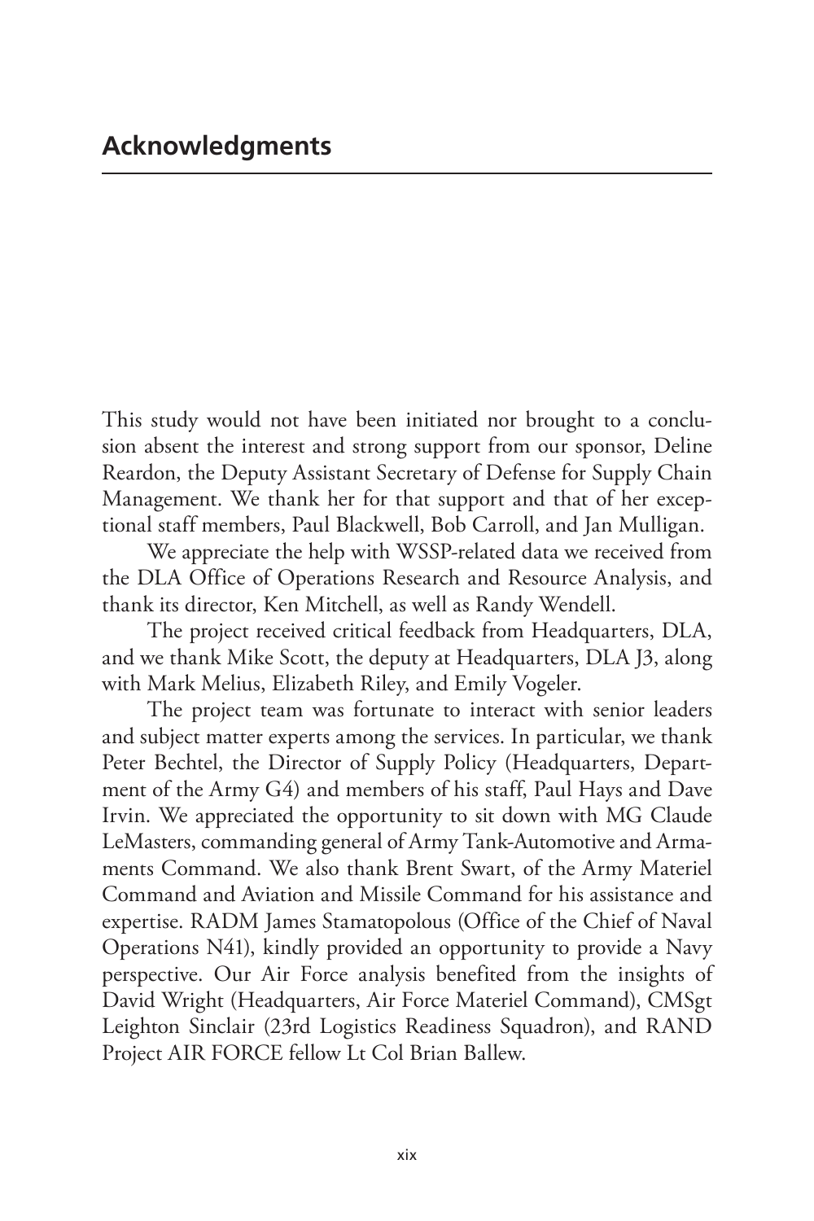# Acknowledgments

This study would not have been initiated nor brought to a conclusion absent the interest and strong support from our sponsor, Deline Reardon, the Deputy Assistant Secretary of Defense for Supply Chain Management. We thank her for that support and that of her exceptional staff members, Paul Blackwell, Bob Carroll, and Jan Mulligan.

We appreciate the help with WSSP-related data we received from the DLA Office of Operations Research and Resource Analysis, and thank its director, Ken Mitchell, as well as Randy Wendell.

The project received critical feedback from Headquarters, DLA, and we thank Mike Scott, the deputy at Headquarters, DLA J3, along with Mark Melius, Elizabeth Riley, and Emily Vogeler.

The project team was fortunate to interact with senior leaders and subject matter experts among the services. In particular, we thank Peter Bechtel, the Director of Supply Policy (Headquarters, Department of the Army G4) and members of his staff, Paul Hays and Dave Irvin. We appreciated the opportunity to sit down with MG Claude LeMasters, commanding general of Army Tank-Automotive and Armaments Command. We also thank Brent Swart, of the Army Materiel Command and Aviation and Missile Command for his assistance and expertise. RADM James Stamatopolous (Office of the Chief of Naval Operations N41), kindly provided an opportunity to provide a Navy perspective. Our Air Force analysis benefited from the insights of David Wright (Headquarters, Air Force Materiel Command), CMSgt Leighton Sinclair (23rd Logistics Readiness Squadron), and RAND Project AIR FORCE fellow Lt Col Brian Ballew.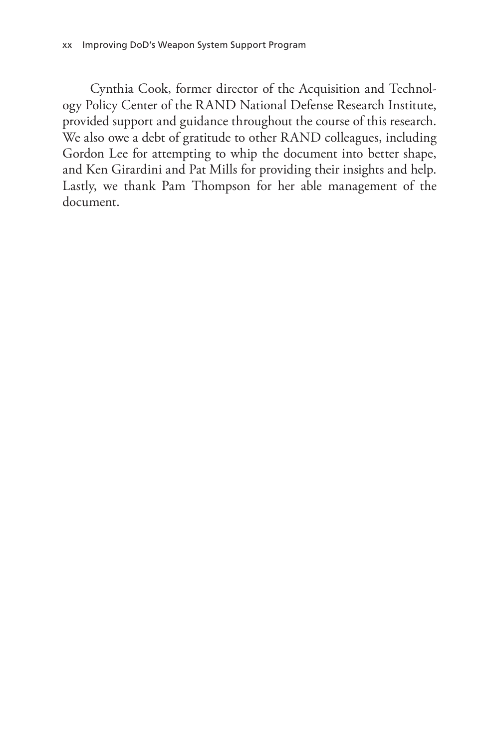Cynthia Cook, former director of the Acquisition and Technology Policy Center of the RAND National Defense Research Institute, provided support and guidance throughout the course of this research. We also owe a debt of gratitude to other RAND colleagues, including Gordon Lee for attempting to whip the document into better shape, and Ken Girardini and Pat Mills for providing their insights and help. Lastly, we thank Pam Thompson for her able management of the document.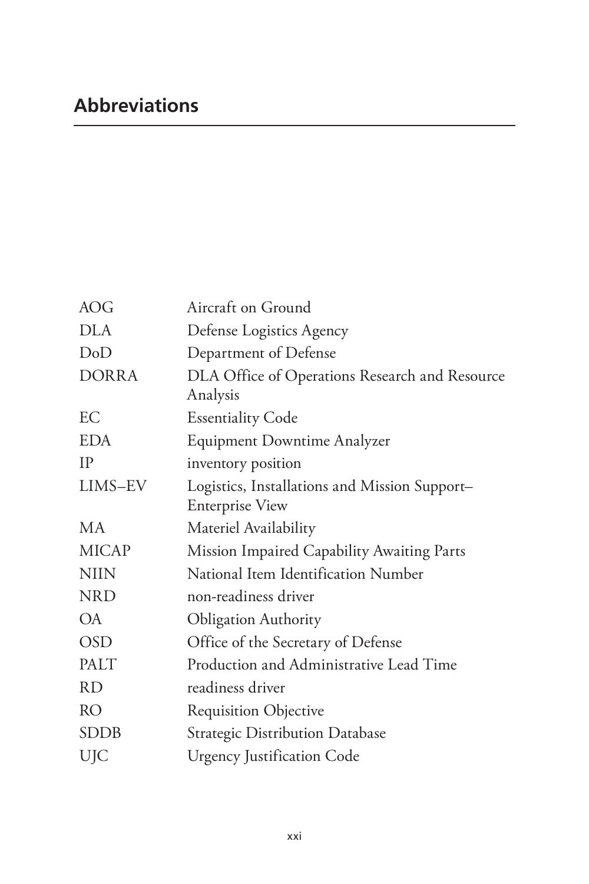## Abbreviations

| | |
|---|---|
| AOG | Aircraft on Ground |
| DLA | Defense Logistics Agency |
| DoD | Department of Defense |
| DORRA | DLA Office of Operations Research and Resource Analysis |
| EC | Essentiality Code |
| EDA | Equipment Downtime Analyzer |
| IP | inventory position |
| LIMS–EV | Logistics, Installations and Mission Support–Enterprise View |
| MA | Materiel Availability |
| MICAP | Mission Impaired Capability Awaiting Parts |
| NIIN | National Item Identification Number |
| NRD | non-readiness driver |
| OA | Obligation Authority |
| OSD | Office of the Secretary of Defense |
| PALT | Production and Administrative Lead Time |
| RD | readiness driver |
| RO | Requisition Objective |
| SDDB | Strategic Distribution Database |
| UJC | Urgency Justification Code |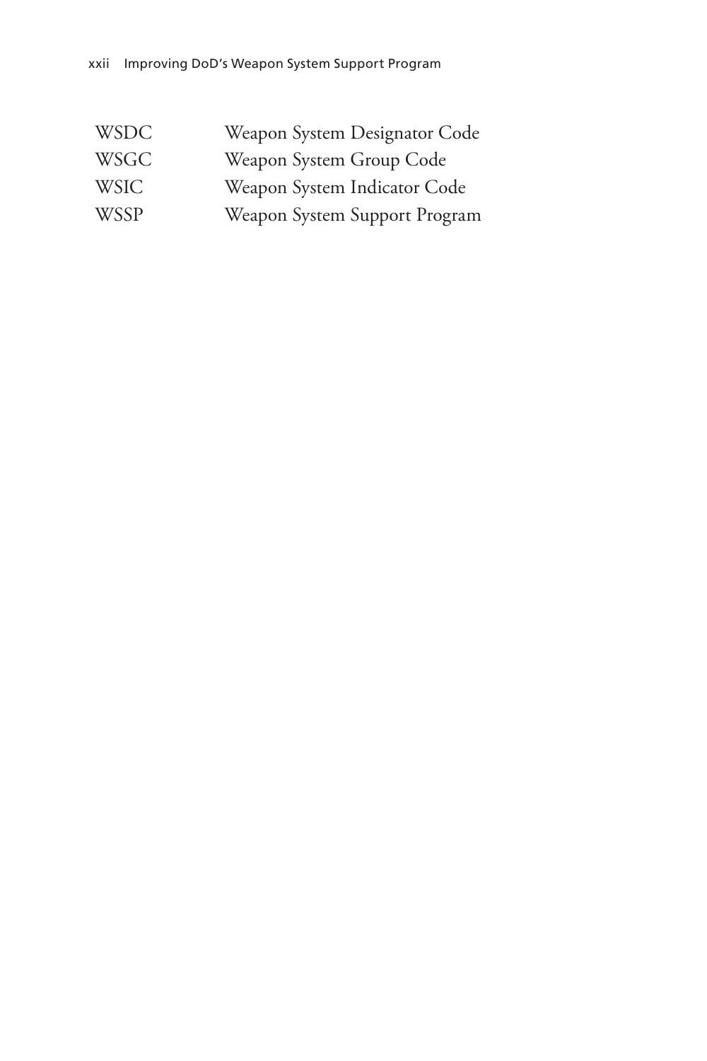| | |
|---|---|
| WSDC | Weapon System Designator Code |
| WSGC | Weapon System Group Code |
| WSIC | Weapon System Indicator Code |
| WSSP | Weapon System Support Program |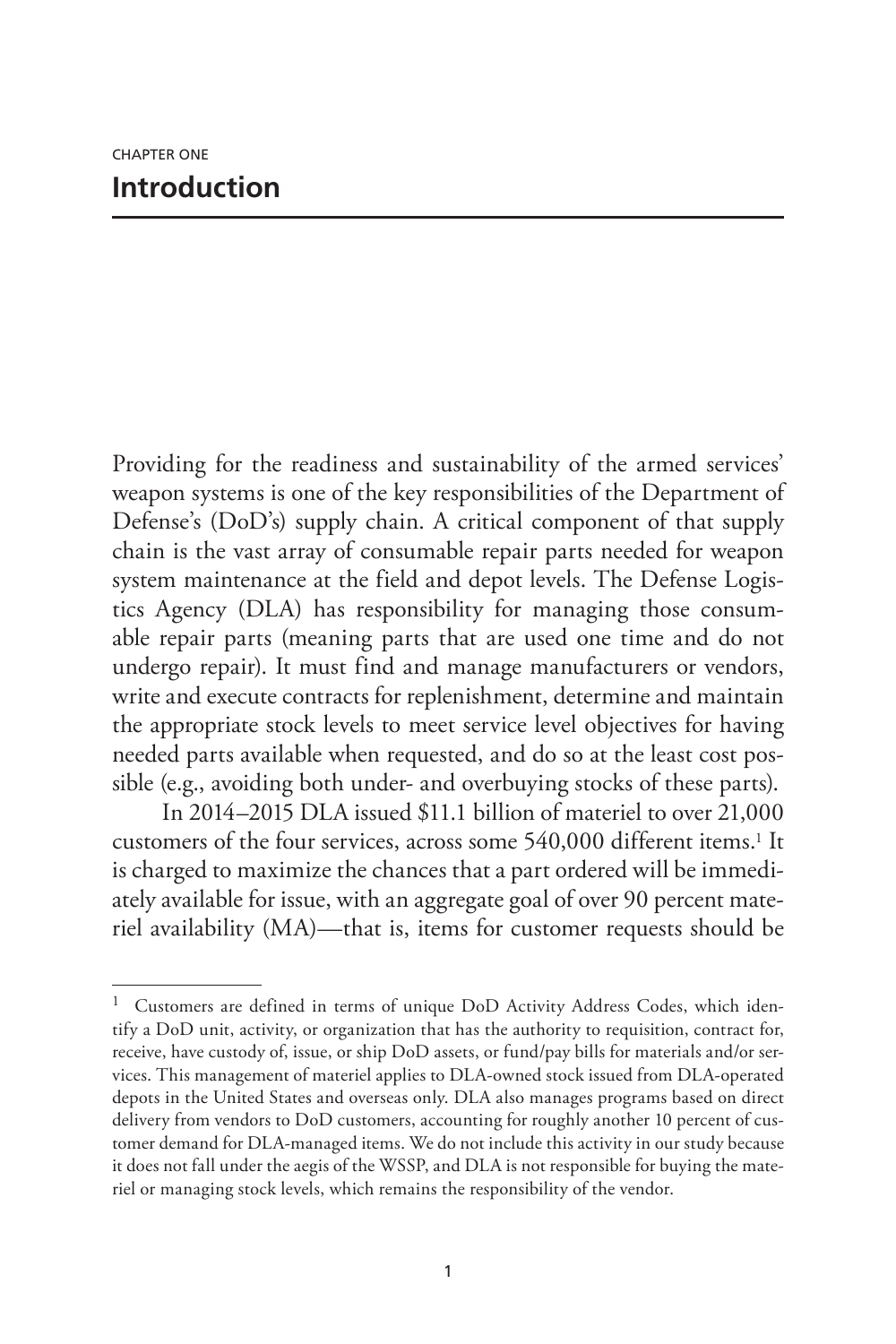CHAPTER ONE

# Introduction

Providing for the readiness and sustainability of the armed services' weapon systems is one of the key responsibilities of the Department of Defense's (DoD's) supply chain. A critical component of that supply chain is the vast array of consumable repair parts needed for weapon system maintenance at the field and depot levels. The Defense Logistics Agency (DLA) has responsibility for managing those consumable repair parts (meaning parts that are used one time and do not undergo repair). It must find and manage manufacturers or vendors, write and execute contracts for replenishment, determine and maintain the appropriate stock levels to meet service level objectives for having needed parts available when requested, and do so at the least cost possible (e.g., avoiding both under- and overbuying stocks of these parts).

In 2014–2015 DLA issued $11.1 billion of materiel to over 21,000 customers of the four services, across some 540,000 different items.[1] It is charged to maximize the chances that a part ordered will be immediately available for issue, with an aggregate goal of over 90 percent materiel availability (MA)—that is, items for customer requests should be

---

[1] Customers are defined in terms of unique DoD Activity Address Codes, which identify a DoD unit, activity, or organization that has the authority to requisition, contract for, receive, have custody of, issue, or ship DoD assets, or fund/pay bills for materials and/or services. This management of materiel applies to DLA-owned stock issued from DLA-operated depots in the United States and overseas only. DLA also manages programs based on direct delivery from vendors to DoD customers, accounting for roughly another 10 percent of customer demand for DLA-managed items. We do not include this activity in our study because it does not fall under the aegis of the WSSP, and DLA is not responsible for buying the materiel or managing stock levels, which remains the responsibility of the vendor.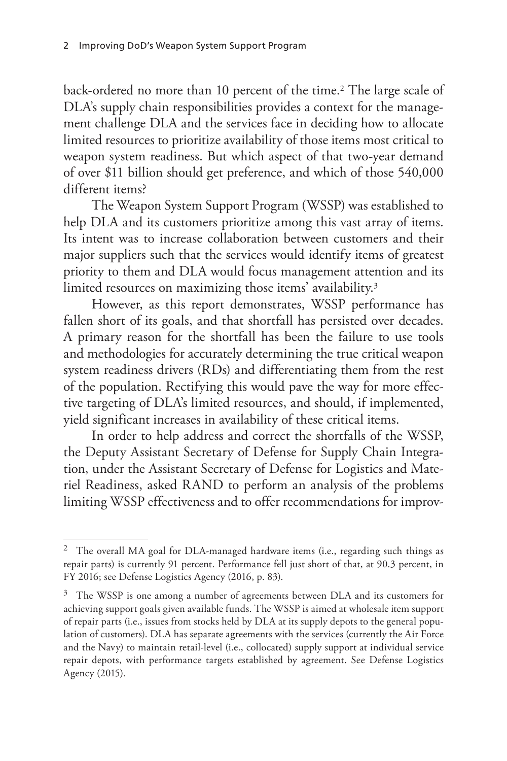back-ordered no more than 10 percent of the time.[2] The large scale of DLA's supply chain responsibilities provides a context for the management challenge DLA and the services face in deciding how to allocate limited resources to prioritize availability of those items most critical to weapon system readiness. But which aspect of that two-year demand of over $11 billion should get preference, and which of those 540,000 different items?

The Weapon System Support Program (WSSP) was established to help DLA and its customers prioritize among this vast array of items. Its intent was to increase collaboration between customers and their major suppliers such that the services would identify items of greatest priority to them and DLA would focus management attention and its limited resources on maximizing those items' availability.[3]

However, as this report demonstrates, WSSP performance has fallen short of its goals, and that shortfall has persisted over decades. A primary reason for the shortfall has been the failure to use tools and methodologies for accurately determining the true critical weapon system readiness drivers (RDs) and differentiating them from the rest of the population. Rectifying this would pave the way for more effective targeting of DLA's limited resources, and should, if implemented, yield significant increases in availability of these critical items.

In order to help address and correct the shortfalls of the WSSP, the Deputy Assistant Secretary of Defense for Supply Chain Integration, under the Assistant Secretary of Defense for Logistics and Materiel Readiness, asked RAND to perform an analysis of the problems limiting WSSP effectiveness and to offer recommendations for improv-

---

[2] The overall MA goal for DLA-managed hardware items (i.e., regarding such things as repair parts) is currently 91 percent. Performance fell just short of that, at 90.3 percent, in FY 2016; see Defense Logistics Agency (2016, p. 83).

[3] The WSSP is one among a number of agreements between DLA and its customers for achieving support goals given available funds. The WSSP is aimed at wholesale item support of repair parts (i.e., issues from stocks held by DLA at its supply depots to the general population of customers). DLA has separate agreements with the services (currently the Air Force and the Navy) to maintain retail-level (i.e., collocated) supply support at individual service repair depots, with performance targets established by agreement. See Defense Logistics Agency (2015).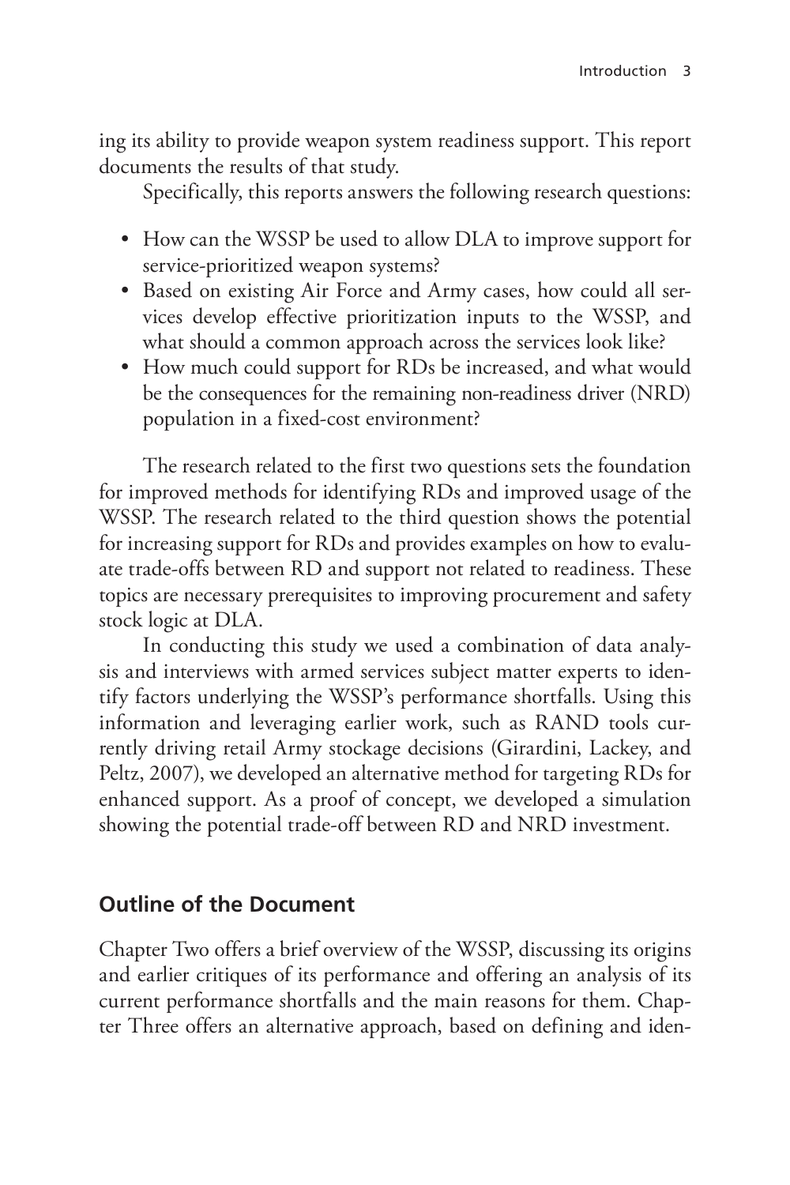ing its ability to provide weapon system readiness support. This report documents the results of that study.

Specifically, this reports answers the following research questions:

- How can the WSSP be used to allow DLA to improve support for service-prioritized weapon systems?
- Based on existing Air Force and Army cases, how could all services develop effective prioritization inputs to the WSSP, and what should a common approach across the services look like?
- How much could support for RDs be increased, and what would be the consequences for the remaining non-readiness driver (NRD) population in a fixed-cost environment?

The research related to the first two questions sets the foundation for improved methods for identifying RDs and improved usage of the WSSP. The research related to the third question shows the potential for increasing support for RDs and provides examples on how to evaluate trade-offs between RD and support not related to readiness. These topics are necessary prerequisites to improving procurement and safety stock logic at DLA.

In conducting this study we used a combination of data analysis and interviews with armed services subject matter experts to identify factors underlying the WSSP's performance shortfalls. Using this information and leveraging earlier work, such as RAND tools currently driving retail Army stockage decisions (Girardini, Lackey, and Peltz, 2007), we developed an alternative method for targeting RDs for enhanced support. As a proof of concept, we developed a simulation showing the potential trade-off between RD and NRD investment.

## Outline of the Document

Chapter Two offers a brief overview of the WSSP, discussing its origins and earlier critiques of its performance and offering an analysis of its current performance shortfalls and the main reasons for them. Chapter Three offers an alternative approach, based on defining and iden-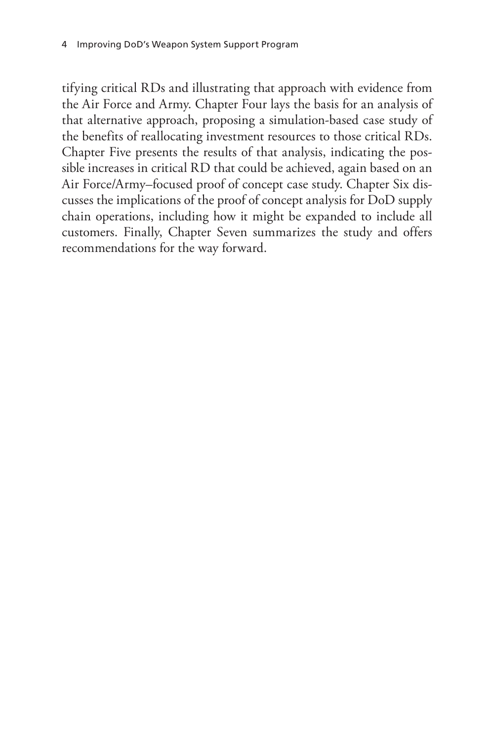tifying critical RDs and illustrating that approach with evidence from the Air Force and Army. Chapter Four lays the basis for an analysis of that alternative approach, proposing a simulation-based case study of the benefits of reallocating investment resources to those critical RDs. Chapter Five presents the results of that analysis, indicating the possible increases in critical RD that could be achieved, again based on an Air Force/Army–focused proof of concept case study. Chapter Six discusses the implications of the proof of concept analysis for DoD supply chain operations, including how it might be expanded to include all customers. Finally, Chapter Seven summarizes the study and offers recommendations for the way forward.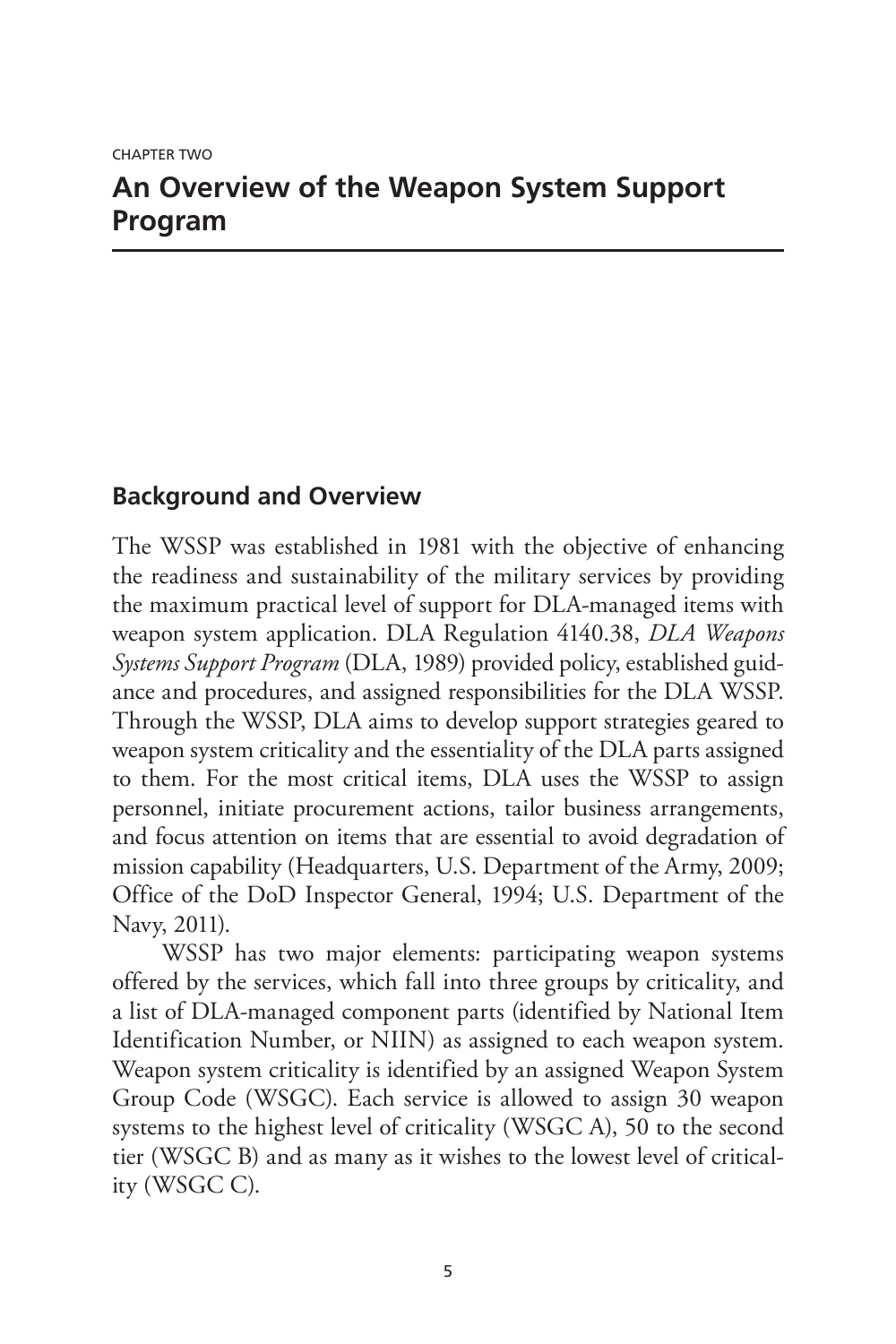CHAPTER TWO

# An Overview of the Weapon System Support Program

## Background and Overview

The WSSP was established in 1981 with the objective of enhancing the readiness and sustainability of the military services by providing the maximum practical level of support for DLA-managed items with weapon system application. DLA Regulation 4140.38, *DLA Weapons Systems Support Program* (DLA, 1989) provided policy, established guidance and procedures, and assigned responsibilities for the DLA WSSP. Through the WSSP, DLA aims to develop support strategies geared to weapon system criticality and the essentiality of the DLA parts assigned to them. For the most critical items, DLA uses the WSSP to assign personnel, initiate procurement actions, tailor business arrangements, and focus attention on items that are essential to avoid degradation of mission capability (Headquarters, U.S. Department of the Army, 2009; Office of the DoD Inspector General, 1994; U.S. Department of the Navy, 2011).

WSSP has two major elements: participating weapon systems offered by the services, which fall into three groups by criticality, and a list of DLA-managed component parts (identified by National Item Identification Number, or NIIN) as assigned to each weapon system. Weapon system criticality is identified by an assigned Weapon System Group Code (WSGC). Each service is allowed to assign 30 weapon systems to the highest level of criticality (WSGC A), 50 to the second tier (WSGC B) and as many as it wishes to the lowest level of criticality (WSGC C).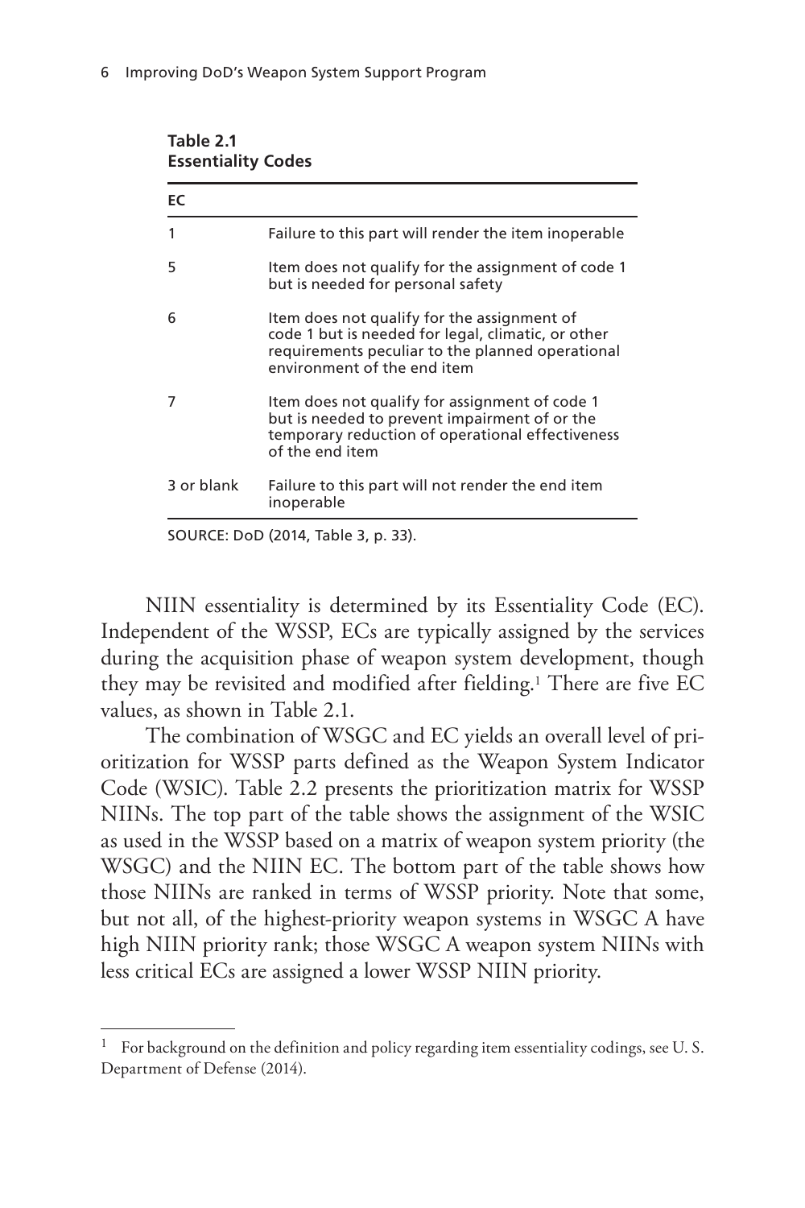**Table 2.1**
**Essentiality Codes**

| EC | |
|---|---|
| 1 | Failure to this part will render the item inoperable |
| 5 | Item does not qualify for the assignment of code 1 but is needed for personal safety |
| 6 | Item does not qualify for the assignment of code 1 but is needed for legal, climatic, or other requirements peculiar to the planned operational environment of the end item |
| 7 | Item does not qualify for assignment of code 1 but is needed to prevent impairment of or the temporary reduction of operational effectiveness of the end item |
| 3 or blank | Failure to this part will not render the end item inoperable |

SOURCE: DoD (2014, Table 3, p. 33).

NIIN essentiality is determined by its Essentiality Code (EC). Independent of the WSSP, ECs are typically assigned by the services during the acquisition phase of weapon system development, though they may be revisited and modified after fielding.[1] There are five EC values, as shown in Table 2.1.

The combination of WSGC and EC yields an overall level of prioritization for WSSP parts defined as the Weapon System Indicator Code (WSIC). Table 2.2 presents the prioritization matrix for WSSP NIINs. The top part of the table shows the assignment of the WSIC as used in the WSSP based on a matrix of weapon system priority (the WSGC) and the NIIN EC. The bottom part of the table shows how those NIINs are ranked in terms of WSSP priority. Note that some, but not all, of the highest-priority weapon systems in WSGC A have high NIIN priority rank; those WSGC A weapon system NIINs with less critical ECs are assigned a lower WSSP NIIN priority.

---

[1] For background on the definition and policy regarding item essentiality codings, see U. S. Department of Defense (2014).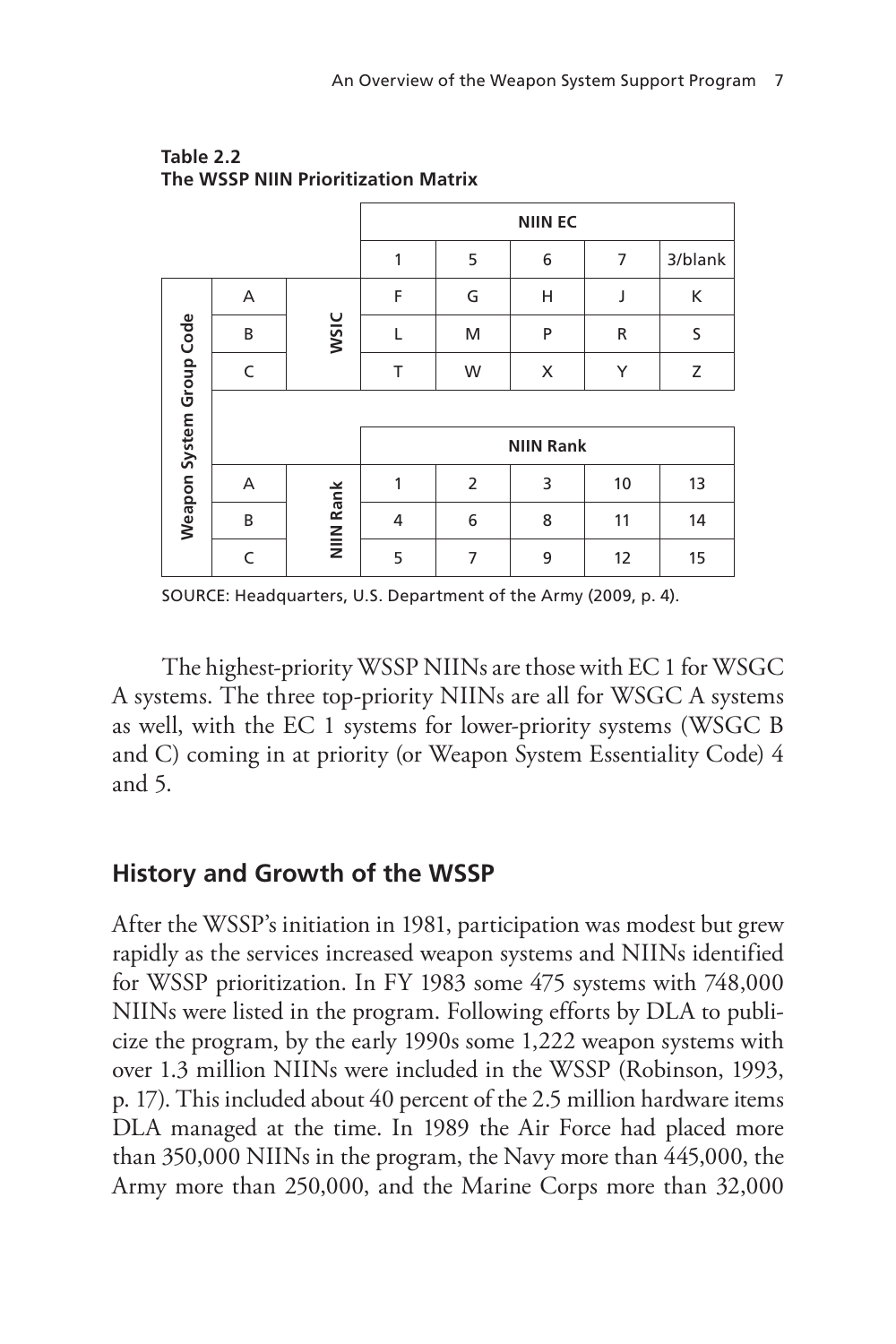**Table 2.2**
**The WSSP NIIN Prioritization Matrix**

| | | | NIIN EC | | | | |
|---|---|---|---|---|---|---|---|
| | | | 1 | 5 | 6 | 7 | 3/blank |
| Weapon System Group Code | A | WSIC | F | G | H | J | K |
| | B | | L | M | P | R | S |
| | C | | T | W | X | Y | Z |
| | | | NIIN Rank | | | | |
| | A | NIIN Rank | 1 | 2 | 3 | 10 | 13 |
| | B | | 4 | 6 | 8 | 11 | 14 |
| | C | | 5 | 7 | 9 | 12 | 15 |

SOURCE: Headquarters, U.S. Department of the Army (2009, p. 4).

The highest-priority WSSP NIINs are those with EC 1 for WSGC A systems. The three top-priority NIINs are all for WSGC A systems as well, with the EC 1 systems for lower-priority systems (WSGC B and C) coming in at priority (or Weapon System Essentiality Code) 4 and 5.

## History and Growth of the WSSP

After the WSSP's initiation in 1981, participation was modest but grew rapidly as the services increased weapon systems and NIINs identified for WSSP prioritization. In FY 1983 some 475 systems with 748,000 NIINs were listed in the program. Following efforts by DLA to publicize the program, by the early 1990s some 1,222 weapon systems with over 1.3 million NIINs were included in the WSSP (Robinson, 1993, p. 17). This included about 40 percent of the 2.5 million hardware items DLA managed at the time. In 1989 the Air Force had placed more than 350,000 NIINs in the program, the Navy more than 445,000, the Army more than 250,000, and the Marine Corps more than 32,000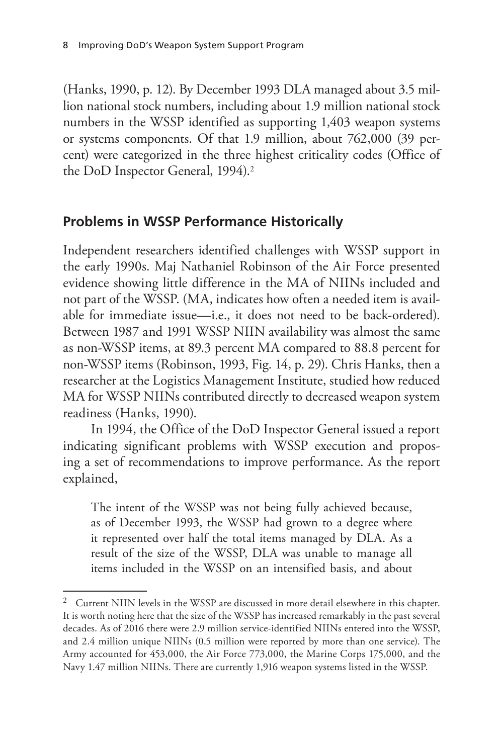(Hanks, 1990, p. 12). By December 1993 DLA managed about 3.5 million national stock numbers, including about 1.9 million national stock numbers in the WSSP identified as supporting 1,403 weapon systems or systems components. Of that 1.9 million, about 762,000 (39 percent) were categorized in the three highest criticality codes (Office of the DoD Inspector General, 1994).[2]

## Problems in WSSP Performance Historically

Independent researchers identified challenges with WSSP support in the early 1990s. Maj Nathaniel Robinson of the Air Force presented evidence showing little difference in the MA of NIINs included and not part of the WSSP. (MA, indicates how often a needed item is available for immediate issue—i.e., it does not need to be back-ordered). Between 1987 and 1991 WSSP NIIN availability was almost the same as non-WSSP items, at 89.3 percent MA compared to 88.8 percent for non-WSSP items (Robinson, 1993, Fig. 14, p. 29). Chris Hanks, then a researcher at the Logistics Management Institute, studied how reduced MA for WSSP NIINs contributed directly to decreased weapon system readiness (Hanks, 1990).

In 1994, the Office of the DoD Inspector General issued a report indicating significant problems with WSSP execution and proposing a set of recommendations to improve performance. As the report explained,

> The intent of the WSSP was not being fully achieved because, as of December 1993, the WSSP had grown to a degree where it represented over half the total items managed by DLA. As a result of the size of the WSSP, DLA was unable to manage all items included in the WSSP on an intensified basis, and about

---

[2] Current NIIN levels in the WSSP are discussed in more detail elsewhere in this chapter. It is worth noting here that the size of the WSSP has increased remarkably in the past several decades. As of 2016 there were 2.9 million service-identified NIINs entered into the WSSP, and 2.4 million unique NIINs (0.5 million were reported by more than one service). The Army accounted for 453,000, the Air Force 773,000, the Marine Corps 175,000, and the Navy 1.47 million NIINs. There are currently 1,916 weapon systems listed in the WSSP.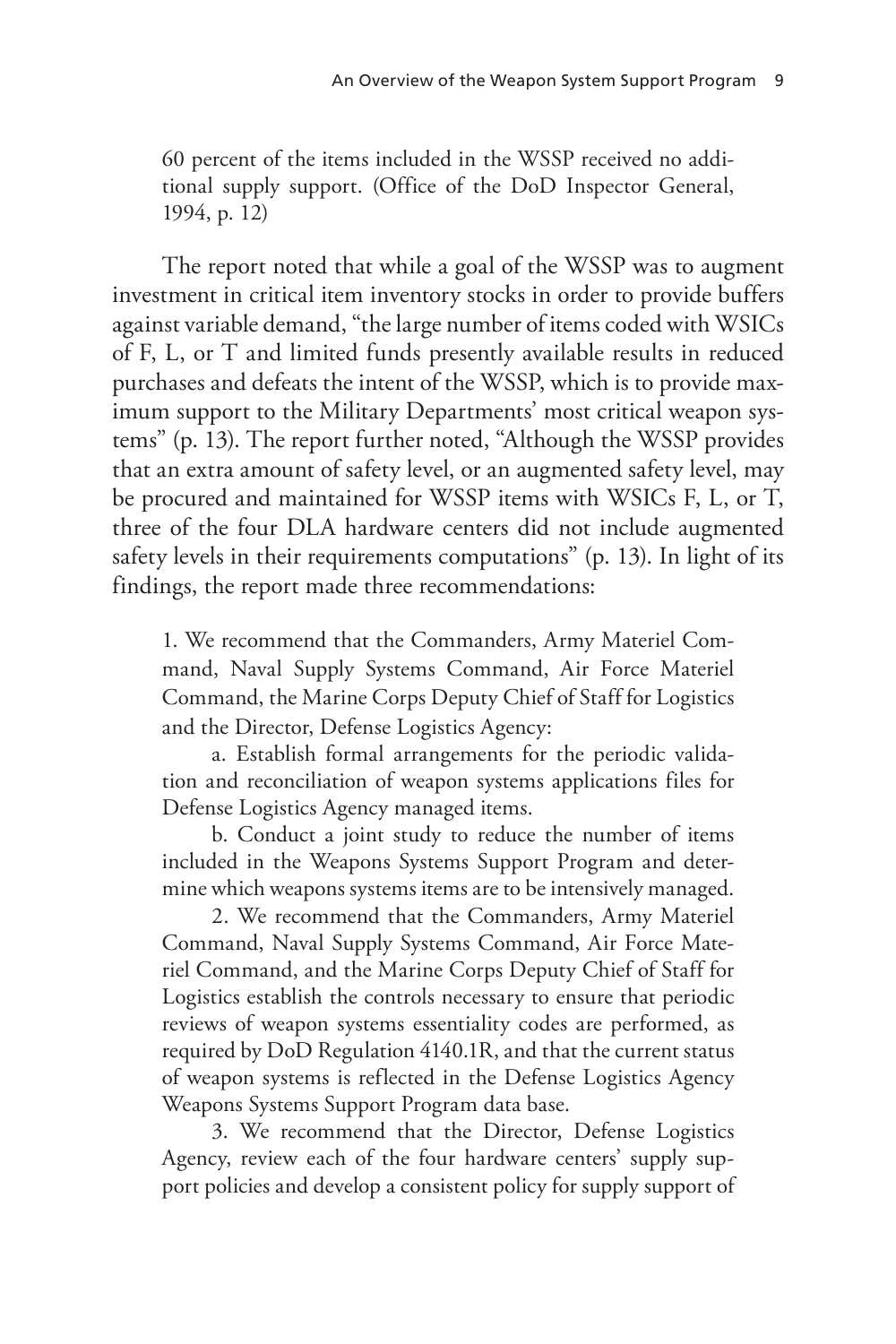> 60 percent of the items included in the WSSP received no additional supply support. (Office of the DoD Inspector General, 1994, p. 12)

The report noted that while a goal of the WSSP was to augment investment in critical item inventory stocks in order to provide buffers against variable demand, "the large number of items coded with WSICs of F, L, or T and limited funds presently available results in reduced purchases and defeats the intent of the WSSP, which is to provide maximum support to the Military Departments' most critical weapon systems" (p. 13). The report further noted, "Although the WSSP provides that an extra amount of safety level, or an augmented safety level, may be procured and maintained for WSSP items with WSICs F, L, or T, three of the four DLA hardware centers did not include augmented safety levels in their requirements computations" (p. 13). In light of its findings, the report made three recommendations:

> 1. We recommend that the Commanders, Army Materiel Command, Naval Supply Systems Command, Air Force Materiel Command, the Marine Corps Deputy Chief of Staff for Logistics and the Director, Defense Logistics Agency:
>
> a. Establish formal arrangements for the periodic validation and reconciliation of weapon systems applications files for Defense Logistics Agency managed items.
>
> b. Conduct a joint study to reduce the number of items included in the Weapons Systems Support Program and determine which weapons systems items are to be intensively managed.
>
> 2. We recommend that the Commanders, Army Materiel Command, Naval Supply Systems Command, Air Force Materiel Command, and the Marine Corps Deputy Chief of Staff for Logistics establish the controls necessary to ensure that periodic reviews of weapon systems essentiality codes are performed, as required by DoD Regulation 4140.1R, and that the current status of weapon systems is reflected in the Defense Logistics Agency Weapons Systems Support Program data base.
>
> 3. We recommend that the Director, Defense Logistics Agency, review each of the four hardware centers' supply support policies and develop a consistent policy for supply support of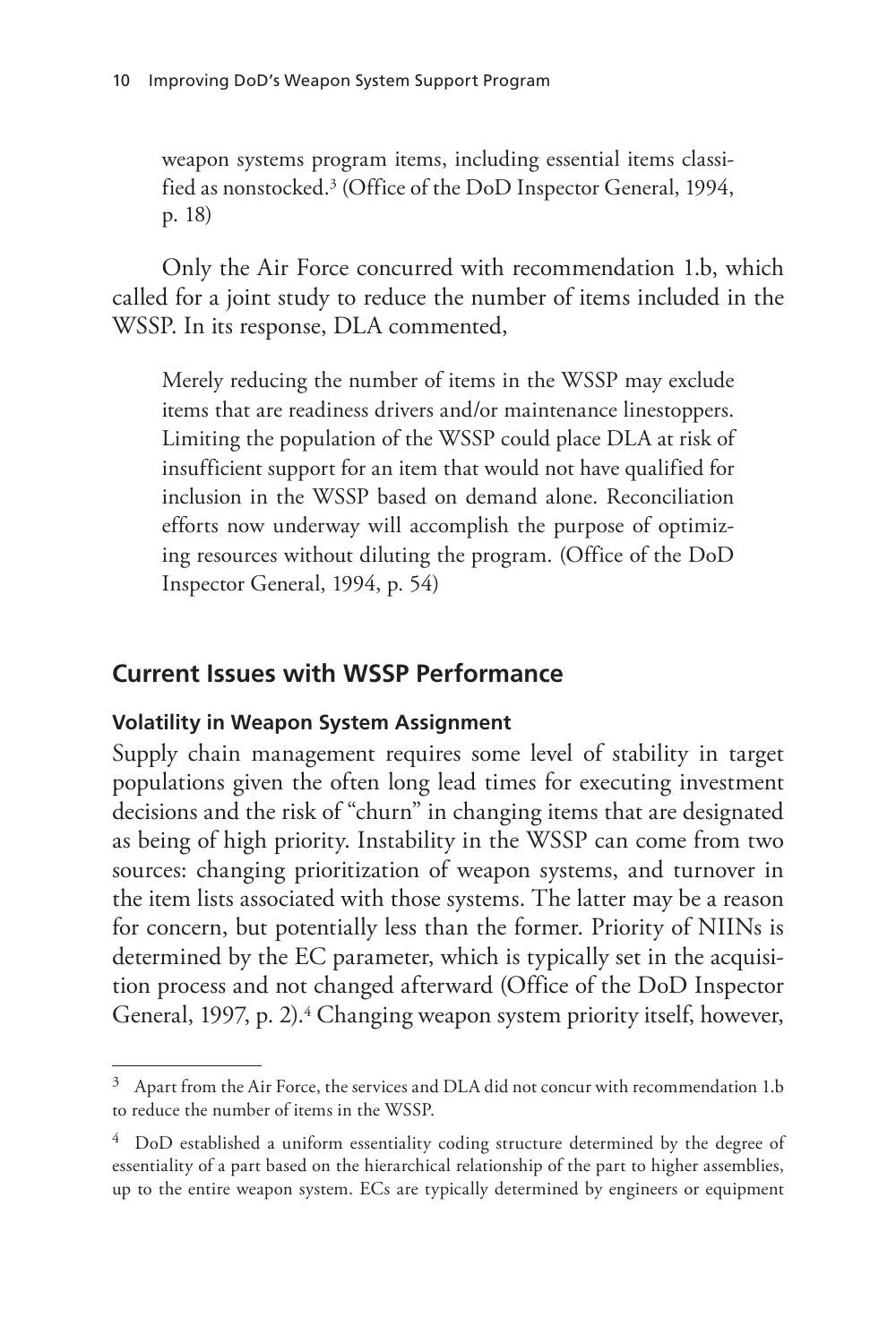weapon systems program items, including essential items classified as nonstocked.[3] (Office of the DoD Inspector General, 1994, p. 18)

Only the Air Force concurred with recommendation 1.b, which called for a joint study to reduce the number of items included in the WSSP. In its response, DLA commented,

> Merely reducing the number of items in the WSSP may exclude items that are readiness drivers and/or maintenance linestoppers. Limiting the population of the WSSP could place DLA at risk of insufficient support for an item that would not have qualified for inclusion in the WSSP based on demand alone. Reconciliation efforts now underway will accomplish the purpose of optimizing resources without diluting the program. (Office of the DoD Inspector General, 1994, p. 54)

## Current Issues with WSSP Performance

### Volatility in Weapon System Assignment

Supply chain management requires some level of stability in target populations given the often long lead times for executing investment decisions and the risk of "churn" in changing items that are designated as being of high priority. Instability in the WSSP can come from two sources: changing prioritization of weapon systems, and turnover in the item lists associated with those systems. The latter may be a reason for concern, but potentially less than the former. Priority of NIINs is determined by the EC parameter, which is typically set in the acquisition process and not changed afterward (Office of the DoD Inspector General, 1997, p. 2).[4] Changing weapon system priority itself, however,

---

[3] Apart from the Air Force, the services and DLA did not concur with recommendation 1.b to reduce the number of items in the WSSP.

[4] DoD established a uniform essentiality coding structure determined by the degree of essentiality of a part based on the hierarchical relationship of the part to higher assemblies, up to the entire weapon system. ECs are typically determined by engineers or equipment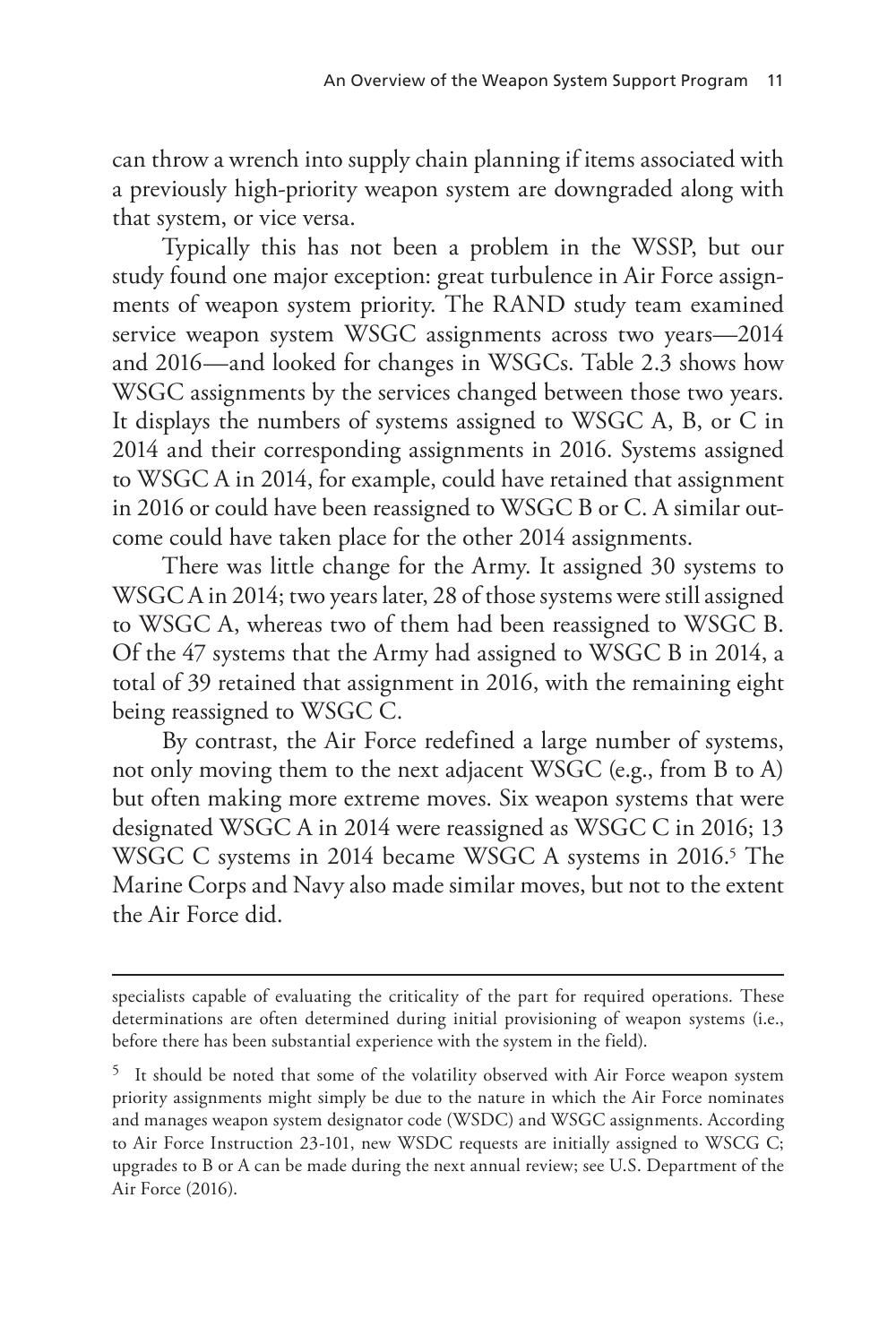can throw a wrench into supply chain planning if items associated with a previously high-priority weapon system are downgraded along with that system, or vice versa.

Typically this has not been a problem in the WSSP, but our study found one major exception: great turbulence in Air Force assignments of weapon system priority. The RAND study team examined service weapon system WSGC assignments across two years—2014 and 2016—and looked for changes in WSGCs. Table 2.3 shows how WSGC assignments by the services changed between those two years. It displays the numbers of systems assigned to WSGC A, B, or C in 2014 and their corresponding assignments in 2016. Systems assigned to WSGC A in 2014, for example, could have retained that assignment in 2016 or could have been reassigned to WSGC B or C. A similar outcome could have taken place for the other 2014 assignments.

There was little change for the Army. It assigned 30 systems to WSGC A in 2014; two years later, 28 of those systems were still assigned to WSGC A, whereas two of them had been reassigned to WSGC B. Of the 47 systems that the Army had assigned to WSGC B in 2014, a total of 39 retained that assignment in 2016, with the remaining eight being reassigned to WSGC C.

By contrast, the Air Force redefined a large number of systems, not only moving them to the next adjacent WSGC (e.g., from B to A) but often making more extreme moves. Six weapon systems that were designated WSGC A in 2014 were reassigned as WSGC C in 2016; 13 WSGC C systems in 2014 became WSGC A systems in 2016.[5] The Marine Corps and Navy also made similar moves, but not to the extent the Air Force did.

---

specialists capable of evaluating the criticality of the part for required operations. These determinations are often determined during initial provisioning of weapon systems (i.e., before there has been substantial experience with the system in the field).

[5] It should be noted that some of the volatility observed with Air Force weapon system priority assignments might simply be due to the nature in which the Air Force nominates and manages weapon system designator code (WSDC) and WSGC assignments. According to Air Force Instruction 23-101, new WSDC requests are initially assigned to WSCG C; upgrades to B or A can be made during the next annual review; see U.S. Department of the Air Force (2016).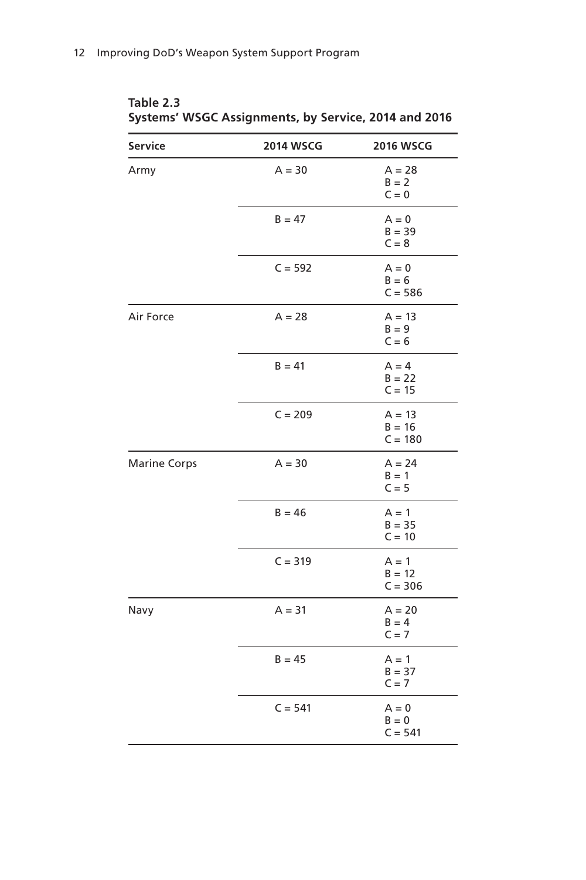**Table 2.3**
**Systems' WSGC Assignments, by Service, 2014 and 2016**

| Service | 2014 WSCG | 2016 WSCG |
|---|---|---|
| Army | A = 30 | A = 28<br>B = 2<br>C = 0 |
| | B = 47 | A = 0<br>B = 39<br>C = 8 |
| | C = 592 | A = 0<br>B = 6<br>C = 586 |
| Air Force | A = 28 | A = 13<br>B = 9<br>C = 6 |
| | B = 41 | A = 4<br>B = 22<br>C = 15 |
| | C = 209 | A = 13<br>B = 16<br>C = 180 |
| Marine Corps | A = 30 | A = 24<br>B = 1<br>C = 5 |
| | B = 46 | A = 1<br>B = 35<br>C = 10 |
| | C = 319 | A = 1<br>B = 12<br>C = 306 |
| Navy | A = 31 | A = 20<br>B = 4<br>C = 7 |
| | B = 45 | A = 1<br>B = 37<br>C = 7 |
| | C = 541 | A = 0<br>B = 0<br>C = 541 |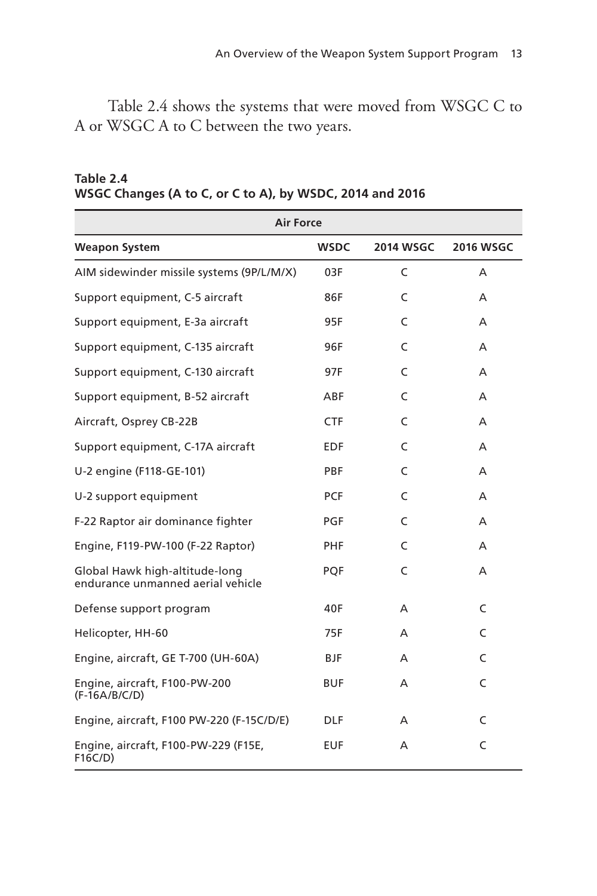Table 2.4 shows the systems that were moved from WSGC C to A or WSGC A to C between the two years.

**Table 2.4**
**WSGC Changes (A to C, or C to A), by WSDC, 2014 and 2016**

| Air Force | | | |
|---|---|---|---|
| **Weapon System** | **WSDC** | **2014 WSGC** | **2016 WSGC** |
| AIM sidewinder missile systems (9P/L/M/X) | 03F | C | A |
| Support equipment, C-5 aircraft | 86F | C | A |
| Support equipment, E-3a aircraft | 95F | C | A |
| Support equipment, C-135 aircraft | 96F | C | A |
| Support equipment, C-130 aircraft | 97F | C | A |
| Support equipment, B-52 aircraft | ABF | C | A |
| Aircraft, Osprey CB-22B | CTF | C | A |
| Support equipment, C-17A aircraft | EDF | C | A |
| U-2 engine (F118-GE-101) | PBF | C | A |
| U-2 support equipment | PCF | C | A |
| F-22 Raptor air dominance fighter | PGF | C | A |
| Engine, F119-PW-100 (F-22 Raptor) | PHF | C | A |
| Global Hawk high-altitude-long endurance unmanned aerial vehicle | PQF | C | A |
| Defense support program | 40F | A | C |
| Helicopter, HH-60 | 75F | A | C |
| Engine, aircraft, GE T-700 (UH-60A) | BJF | A | C |
| Engine, aircraft, F100-PW-200 (F-16A/B/C/D) | BUF | A | C |
| Engine, aircraft, F100 PW-220 (F-15C/D/E) | DLF | A | C |
| Engine, aircraft, F100-PW-229 (F15E, F16C/D) | EUF | A | C |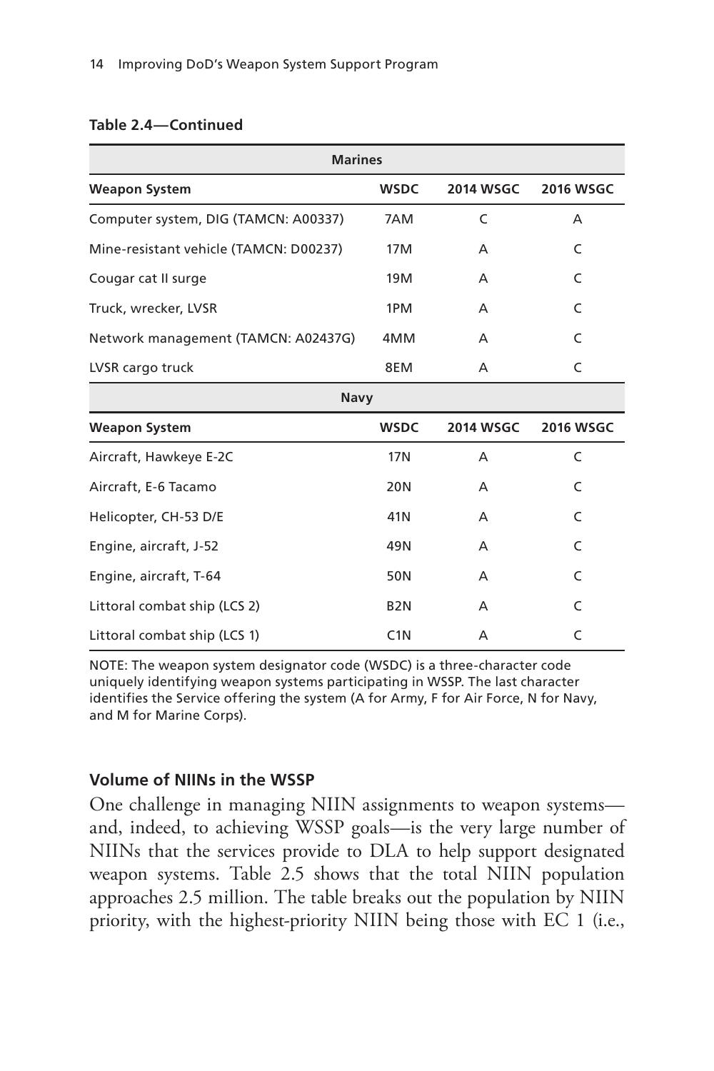**Table 2.4—Continued**

| Marines | | | |
|---|---|---|---|
| **Weapon System** | **WSDC** | **2014 WSGC** | **2016 WSGC** |
| Computer system, DIG (TAMCN: A00337) | 7AM | C | A |
| Mine-resistant vehicle (TAMCN: D00237) | 17M | A | C |
| Cougar cat II surge | 19M | A | C |
| Truck, wrecker, LVSR | 1PM | A | C |
| Network management (TAMCN: A02437G) | 4MM | A | C |
| LVSR cargo truck | 8EM | A | C |
| **Navy** | | | |
| **Weapon System** | **WSDC** | **2014 WSGC** | **2016 WSGC** |
| Aircraft, Hawkeye E-2C | 17N | A | C |
| Aircraft, E-6 Tacamo | 20N | A | C |
| Helicopter, CH-53 D/E | 41N | A | C |
| Engine, aircraft, J-52 | 49N | A | C |
| Engine, aircraft, T-64 | 50N | A | C |
| Littoral combat ship (LCS 2) | B2N | A | C |
| Littoral combat ship (LCS 1) | C1N | A | C |

NOTE: The weapon system designator code (WSDC) is a three-character code uniquely identifying weapon systems participating in WSSP. The last character identifies the Service offering the system (A for Army, F for Air Force, N for Navy, and M for Marine Corps).

### Volume of NIINs in the WSSP

One challenge in managing NIIN assignments to weapon systems—and, indeed, to achieving WSSP goals—is the very large number of NIINs that the services provide to DLA to help support designated weapon systems. Table 2.5 shows that the total NIIN population approaches 2.5 million. The table breaks out the population by NIIN priority, with the highest-priority NIIN being those with EC 1 (i.e.,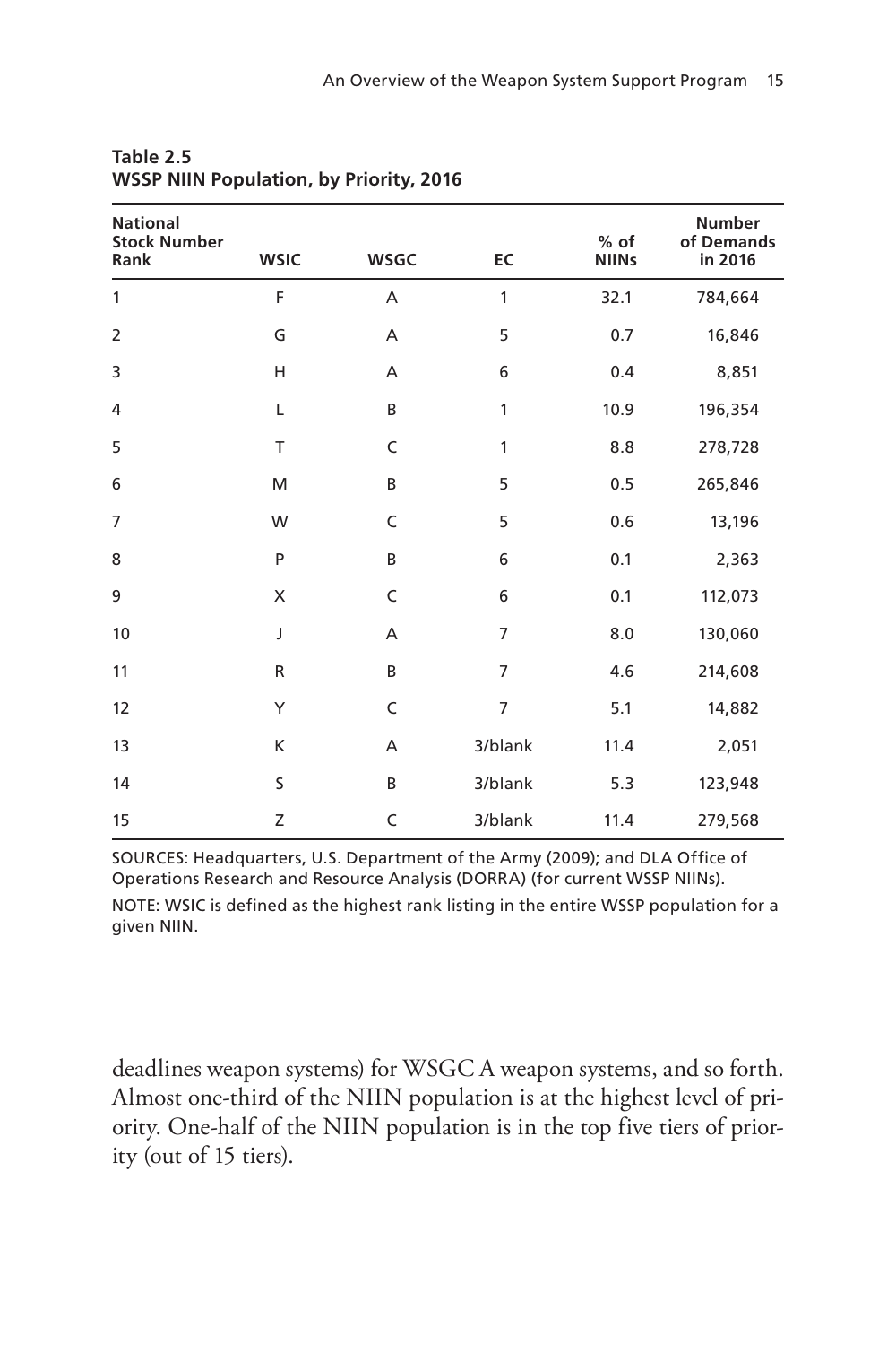**Table 2.5**
**WSSP NIIN Population, by Priority, 2016**

| National Stock Number Rank | WSIC | WSGC | EC | % of NIINs | Number of Demands in 2016 |
|---|---|---|---|---|---|
| 1 | F | A | 1 | 32.1 | 784,664 |
| 2 | G | A | 5 | 0.7 | 16,846 |
| 3 | H | A | 6 | 0.4 | 8,851 |
| 4 | L | B | 1 | 10.9 | 196,354 |
| 5 | T | C | 1 | 8.8 | 278,728 |
| 6 | M | B | 5 | 0.5 | 265,846 |
| 7 | W | C | 5 | 0.6 | 13,196 |
| 8 | P | B | 6 | 0.1 | 2,363 |
| 9 | X | C | 6 | 0.1 | 112,073 |
| 10 | J | A | 7 | 8.0 | 130,060 |
| 11 | R | B | 7 | 4.6 | 214,608 |
| 12 | Y | C | 7 | 5.1 | 14,882 |
| 13 | K | A | 3/blank | 11.4 | 2,051 |
| 14 | S | B | 3/blank | 5.3 | 123,948 |
| 15 | Z | C | 3/blank | 11.4 | 279,568 |

SOURCES: Headquarters, U.S. Department of the Army (2009); and DLA Office of Operations Research and Resource Analysis (DORRA) (for current WSSP NIINs).

NOTE: WSIC is defined as the highest rank listing in the entire WSSP population for a given NIIN.

deadlines weapon systems) for WSGC A weapon systems, and so forth. Almost one-third of the NIIN population is at the highest level of priority. One-half of the NIIN population is in the top five tiers of priority (out of 15 tiers).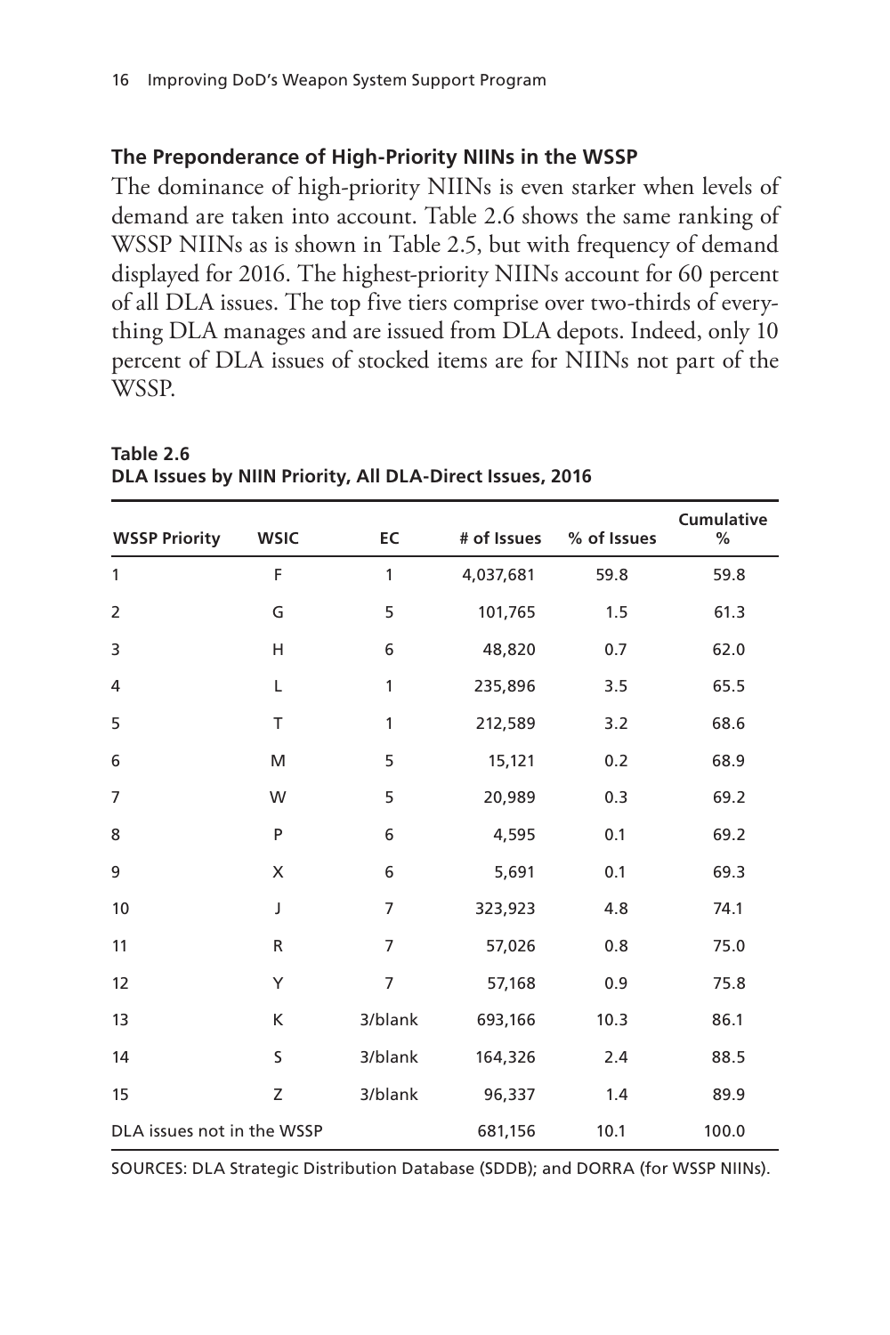### The Preponderance of High-Priority NIINs in the WSSP

The dominance of high-priority NIINs is even starker when levels of demand are taken into account. Table 2.6 shows the same ranking of WSSP NIINs as is shown in Table 2.5, but with frequency of demand displayed for 2016. The highest-priority NIINs account for 60 percent of all DLA issues. The top five tiers comprise over two-thirds of everything DLA manages and are issued from DLA depots. Indeed, only 10 percent of DLA issues of stocked items are for NIINs not part of the WSSP.

**Table 2.6**
**DLA Issues by NIIN Priority, All DLA-Direct Issues, 2016**

| WSSP Priority | WSIC | EC | # of Issues | % of Issues | Cumulative % |
|---|---|---|---|---|---|
| 1 | F | 1 | 4,037,681 | 59.8 | 59.8 |
| 2 | G | 5 | 101,765 | 1.5 | 61.3 |
| 3 | H | 6 | 48,820 | 0.7 | 62.0 |
| 4 | L | 1 | 235,896 | 3.5 | 65.5 |
| 5 | T | 1 | 212,589 | 3.2 | 68.6 |
| 6 | M | 5 | 15,121 | 0.2 | 68.9 |
| 7 | W | 5 | 20,989 | 0.3 | 69.2 |
| 8 | P | 6 | 4,595 | 0.1 | 69.2 |
| 9 | X | 6 | 5,691 | 0.1 | 69.3 |
| 10 | J | 7 | 323,923 | 4.8 | 74.1 |
| 11 | R | 7 | 57,026 | 0.8 | 75.0 |
| 12 | Y | 7 | 57,168 | 0.9 | 75.8 |
| 13 | K | 3/blank | 693,166 | 10.3 | 86.1 |
| 14 | S | 3/blank | 164,326 | 2.4 | 88.5 |
| 15 | Z | 3/blank | 96,337 | 1.4 | 89.9 |
| DLA issues not in the WSSP | | | 681,156 | 10.1 | 100.0 |

SOURCES: DLA Strategic Distribution Database (SDDB); and DORRA (for WSSP NIINs).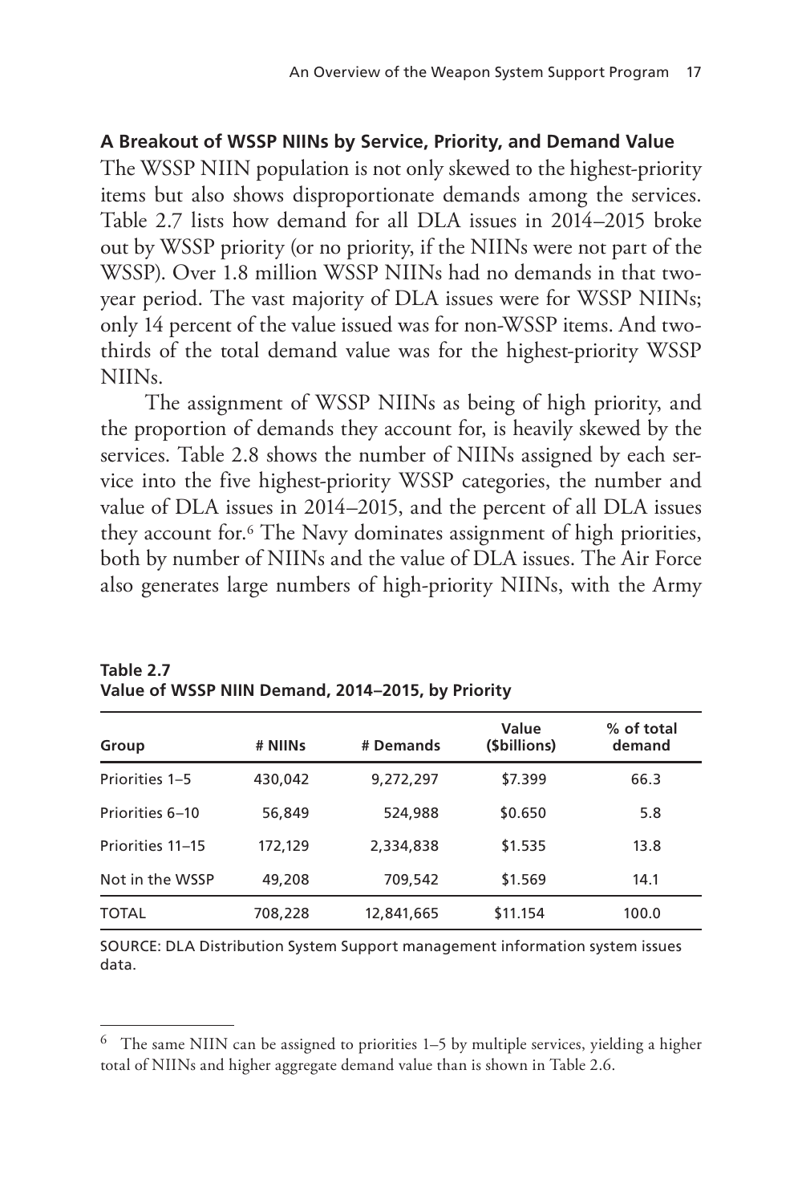### A Breakout of WSSP NIINs by Service, Priority, and Demand Value

The WSSP NIIN population is not only skewed to the highest-priority items but also shows disproportionate demands among the services. Table 2.7 lists how demand for all DLA issues in 2014–2015 broke out by WSSP priority (or no priority, if the NIINs were not part of the WSSP). Over 1.8 million WSSP NIINs had no demands in that two-year period. The vast majority of DLA issues were for WSSP NIINs; only 14 percent of the value issued was for non-WSSP items. And two-thirds of the total demand value was for the highest-priority WSSP NIINs.

The assignment of WSSP NIINs as being of high priority, and the proportion of demands they account for, is heavily skewed by the services. Table 2.8 shows the number of NIINs assigned by each service into the five highest-priority WSSP categories, the number and value of DLA issues in 2014–2015, and the percent of all DLA issues they account for.[6] The Navy dominates assignment of high priorities, both by number of NIINs and the value of DLA issues. The Air Force also generates large numbers of high-priority NIINs, with the Army

**Table 2.7**
**Value of WSSP NIIN Demand, 2014–2015, by Priority**

| Group | # NIINs | # Demands | Value ($billions) | % of total demand |
|---|---|---|---|---|
| Priorities 1–5 | 430,042 | 9,272,297 | $7.399 | 66.3 |
| Priorities 6–10 | 56,849 | 524,988 | $0.650 | 5.8 |
| Priorities 11–15 | 172,129 | 2,334,838 | $1.535 | 13.8 |
| Not in the WSSP | 49,208 | 709,542 | $1.569 | 14.1 |
| TOTAL | 708,228 | 12,841,665 | $11.154 | 100.0 |

SOURCE: DLA Distribution System Support management information system issues data.

[6] The same NIIN can be assigned to priorities 1–5 by multiple services, yielding a higher total of NIINs and higher aggregate demand value than is shown in Table 2.6.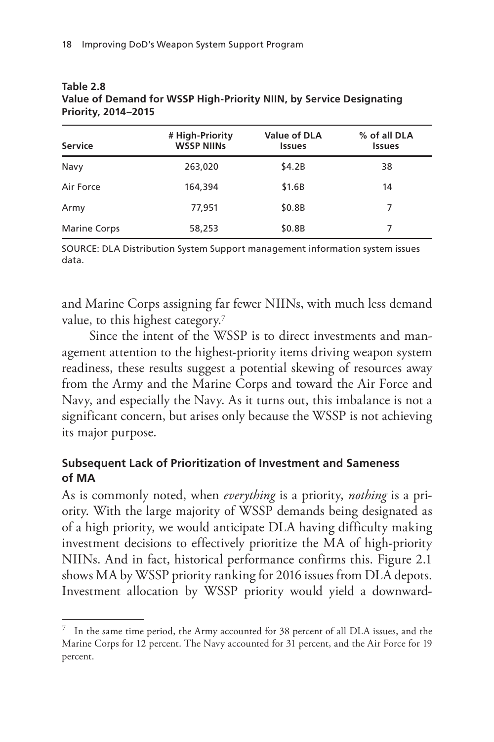**Table 2.8**
**Value of Demand for WSSP High-Priority NIIN, by Service Designating Priority, 2014–2015**

| Service | # High-Priority WSSP NIINs | Value of DLA Issues | % of all DLA Issues |
|---|---|---|---|
| Navy | 263,020 | $4.2B | 38 |
| Air Force | 164,394 | $1.6B | 14 |
| Army | 77,951 | $0.8B | 7 |
| Marine Corps | 58,253 | $0.8B | 7 |

SOURCE: DLA Distribution System Support management information system issues data.

and Marine Corps assigning far fewer NIINs, with much less demand value, to this highest category.[7]

Since the intent of the WSSP is to direct investments and management attention to the highest-priority items driving weapon system readiness, these results suggest a potential skewing of resources away from the Army and the Marine Corps and toward the Air Force and Navy, and especially the Navy. As it turns out, this imbalance is not a significant concern, but arises only because the WSSP is not achieving its major purpose.

### Subsequent Lack of Prioritization of Investment and Sameness of MA

As is commonly noted, when *everything* is a priority, *nothing* is a priority. With the large majority of WSSP demands being designated as of a high priority, we would anticipate DLA having difficulty making investment decisions to effectively prioritize the MA of high-priority NIINs. And in fact, historical performance confirms this. Figure 2.1 shows MA by WSSP priority ranking for 2016 issues from DLA depots. Investment allocation by WSSP priority would yield a downward-

[7] In the same time period, the Army accounted for 38 percent of all DLA issues, and the Marine Corps for 12 percent. The Navy accounted for 31 percent, and the Air Force for 19 percent.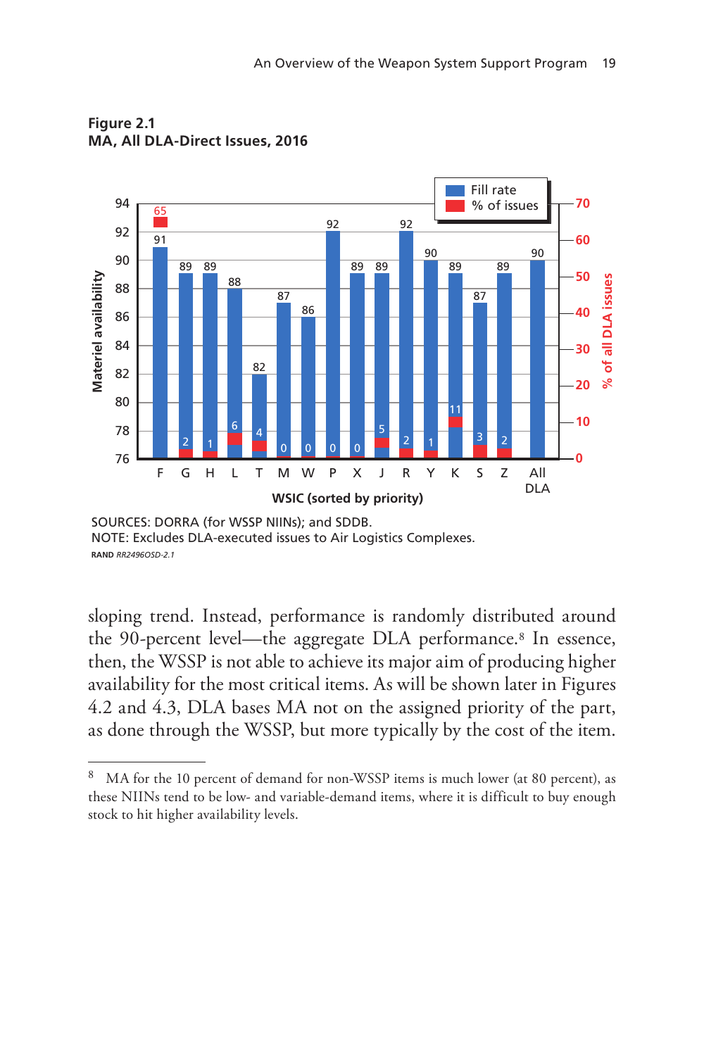**Figure 2.1**
**MA, All DLA-Direct Issues, 2016**

| WSIC (sorted by priority) | F | G | H | L | T | M | W | P | X | J | R | Y | K | S | Z | All DLA |
|---|---|---|---|---|---|---|---|---|---|---|---|---|---|---|---|---|
| Fill rate (Materiel availability) | 91 | 89 | 89 | 88 | 82 | 87 | 86 | 92 | 89 | 89 | 92 | 90 | 89 | 87 | 89 | 90 |
| % of all DLA issues | 65 | 2 | 1 | 6 | 4 | 0 | 0 | 0 | 0 | 5 | 2 | 1 | 11 | 3 | 2 | |

SOURCES: DORRA (for WSSP NIINs); and SDDB.
NOTE: Excludes DLA-executed issues to Air Logistics Complexes.
RAND *RR2496OSD-2.1*

sloping trend. Instead, performance is randomly distributed around the 90-percent level—the aggregate DLA performance.[8] In essence, then, the WSSP is not able to achieve its major aim of producing higher availability for the most critical items. As will be shown later in Figures 4.2 and 4.3, DLA bases MA not on the assigned priority of the part, as done through the WSSP, but more typically by the cost of the item.

---

[8] MA for the 10 percent of demand for non-WSSP items is much lower (at 80 percent), as these NIINs tend to be low- and variable-demand items, where it is difficult to buy enough stock to hit higher availability levels.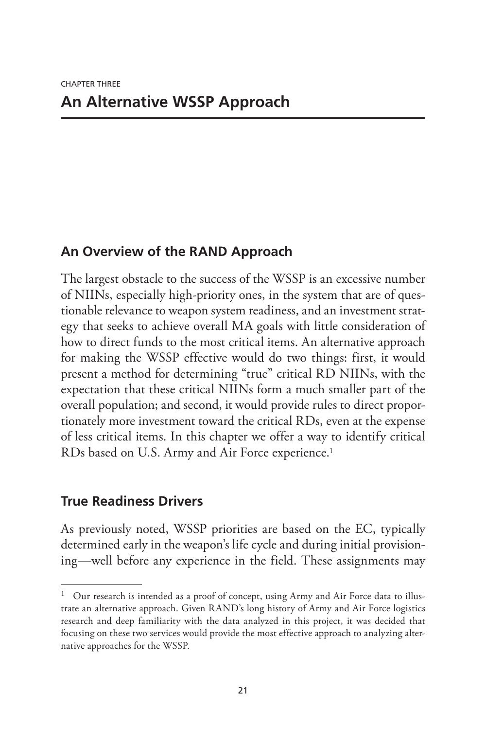CHAPTER THREE

# An Alternative WSSP Approach

## An Overview of the RAND Approach

The largest obstacle to the success of the WSSP is an excessive number of NIINs, especially high-priority ones, in the system that are of questionable relevance to weapon system readiness, and an investment strategy that seeks to achieve overall MA goals with little consideration of how to direct funds to the most critical items. An alternative approach for making the WSSP effective would do two things: first, it would present a method for determining "true" critical RD NIINs, with the expectation that these critical NIINs form a much smaller part of the overall population; and second, it would provide rules to direct proportionately more investment toward the critical RDs, even at the expense of less critical items. In this chapter we offer a way to identify critical RDs based on U.S. Army and Air Force experience.[1]

## True Readiness Drivers

As previously noted, WSSP priorities are based on the EC, typically determined early in the weapon's life cycle and during initial provisioning—well before any experience in the field. These assignments may

---

[1] Our research is intended as a proof of concept, using Army and Air Force data to illustrate an alternative approach. Given RAND's long history of Army and Air Force logistics research and deep familiarity with the data analyzed in this project, it was decided that focusing on these two services would provide the most effective approach to analyzing alternative approaches for the WSSP.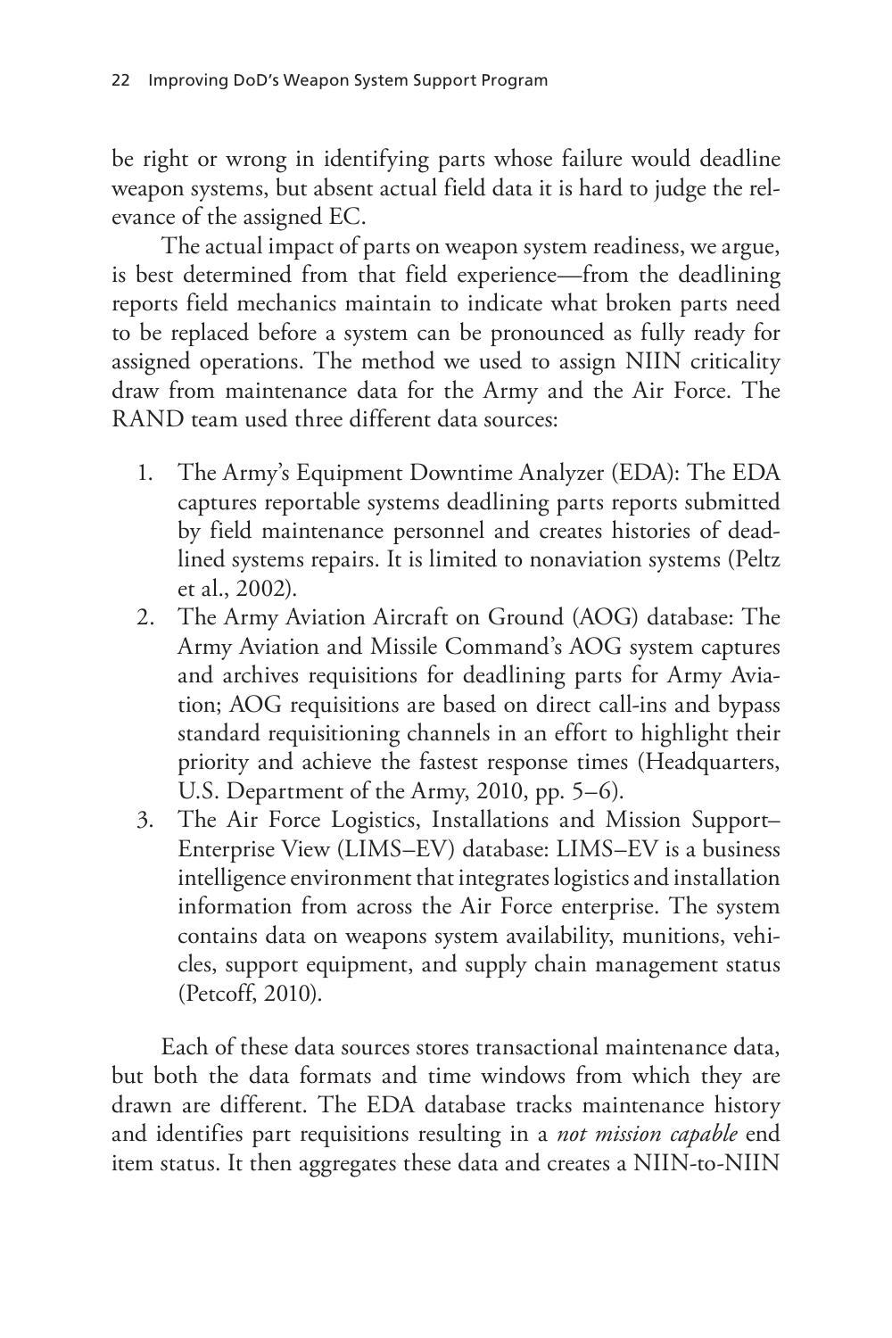be right or wrong in identifying parts whose failure would deadline weapon systems, but absent actual field data it is hard to judge the relevance of the assigned EC.

The actual impact of parts on weapon system readiness, we argue, is best determined from that field experience—from the deadlining reports field mechanics maintain to indicate what broken parts need to be replaced before a system can be pronounced as fully ready for assigned operations. The method we used to assign NIIN criticality draw from maintenance data for the Army and the Air Force. The RAND team used three different data sources:

1. The Army's Equipment Downtime Analyzer (EDA): The EDA captures reportable systems deadlining parts reports submitted by field maintenance personnel and creates histories of deadlined systems repairs. It is limited to nonaviation systems (Peltz et al., 2002).
2. The Army Aviation Aircraft on Ground (AOG) database: The Army Aviation and Missile Command's AOG system captures and archives requisitions for deadlining parts for Army Aviation; AOG requisitions are based on direct call-ins and bypass standard requisitioning channels in an effort to highlight their priority and achieve the fastest response times (Headquarters, U.S. Department of the Army, 2010, pp. 5–6).
3. The Air Force Logistics, Installations and Mission Support–Enterprise View (LIMS–EV) database: LIMS–EV is a business intelligence environment that integrates logistics and installation information from across the Air Force enterprise. The system contains data on weapons system availability, munitions, vehicles, support equipment, and supply chain management status (Petcoff, 2010).

Each of these data sources stores transactional maintenance data, but both the data formats and time windows from which they are drawn are different. The EDA database tracks maintenance history and identifies part requisitions resulting in a *not mission capable* end item status. It then aggregates these data and creates a NIIN-to-NIIN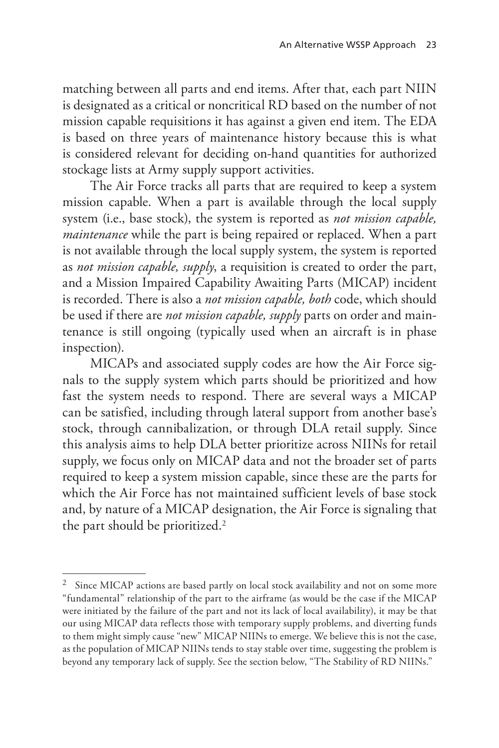matching between all parts and end items. After that, each part NIIN is designated as a critical or noncritical RD based on the number of not mission capable requisitions it has against a given end item. The EDA is based on three years of maintenance history because this is what is considered relevant for deciding on-hand quantities for authorized stockage lists at Army supply support activities.

The Air Force tracks all parts that are required to keep a system mission capable. When a part is available through the local supply system (i.e., base stock), the system is reported as *not mission capable, maintenance* while the part is being repaired or replaced. When a part is not available through the local supply system, the system is reported as *not mission capable, supply*, a requisition is created to order the part, and a Mission Impaired Capability Awaiting Parts (MICAP) incident is recorded. There is also a *not mission capable, both* code, which should be used if there are *not mission capable, supply* parts on order and maintenance is still ongoing (typically used when an aircraft is in phase inspection).

MICAPs and associated supply codes are how the Air Force signals to the supply system which parts should be prioritized and how fast the system needs to respond. There are several ways a MICAP can be satisfied, including through lateral support from another base's stock, through cannibalization, or through DLA retail supply. Since this analysis aims to help DLA better prioritize across NIINs for retail supply, we focus only on MICAP data and not the broader set of parts required to keep a system mission capable, since these are the parts for which the Air Force has not maintained sufficient levels of base stock and, by nature of a MICAP designation, the Air Force is signaling that the part should be prioritized.[2]

---

[2] Since MICAP actions are based partly on local stock availability and not on some more "fundamental" relationship of the part to the airframe (as would be the case if the MICAP were initiated by the failure of the part and not its lack of local availability), it may be that our using MICAP data reflects those with temporary supply problems, and diverting funds to them might simply cause "new" MICAP NIINs to emerge. We believe this is not the case, as the population of MICAP NIINs tends to stay stable over time, suggesting the problem is beyond any temporary lack of supply. See the section below, "The Stability of RD NIINs."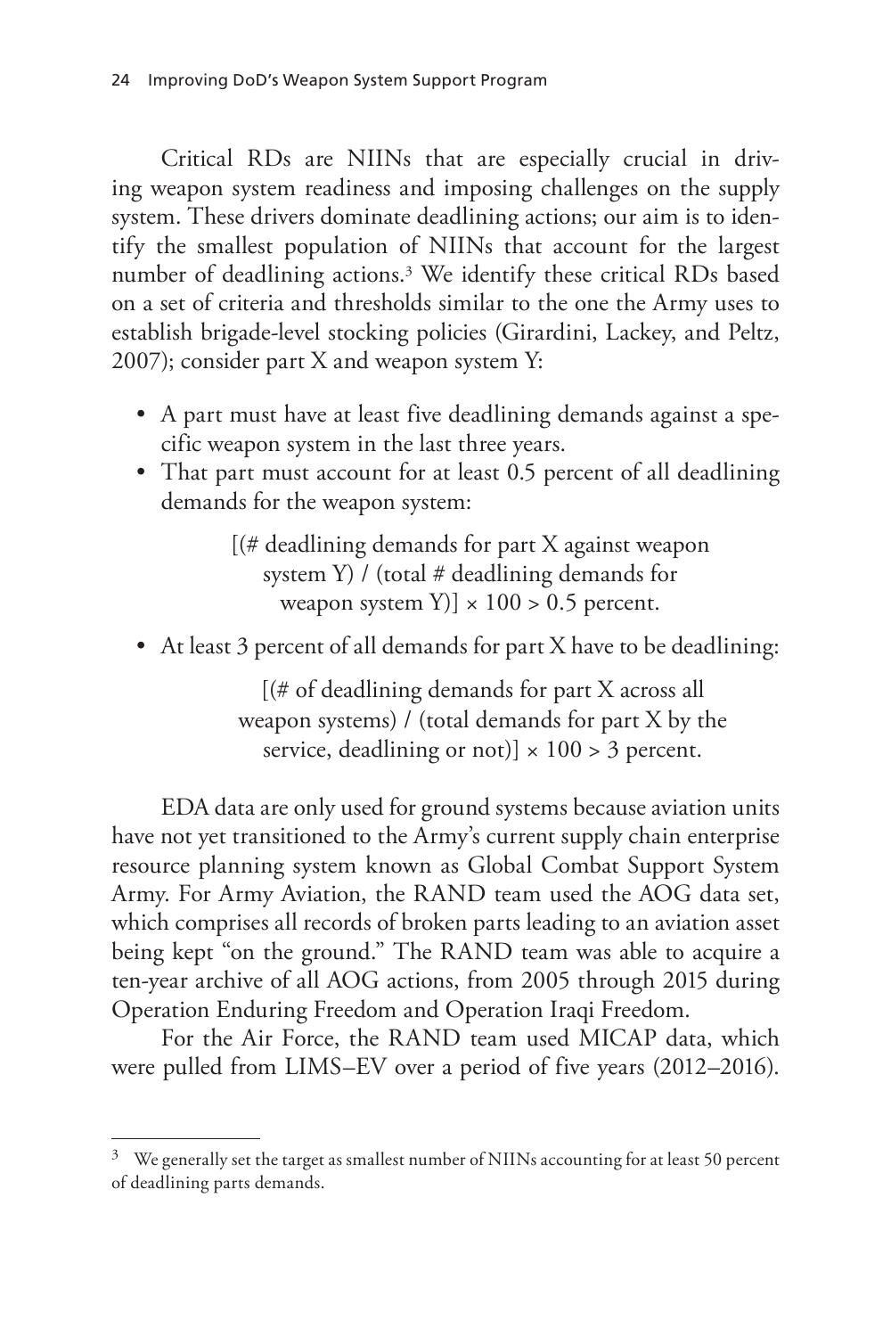Critical RDs are NIINs that are especially crucial in driving weapon system readiness and imposing challenges on the supply system. These drivers dominate deadlining actions; our aim is to identify the smallest population of NIINs that account for the largest number of deadlining actions.[3] We identify these critical RDs based on a set of criteria and thresholds similar to the one the Army uses to establish brigade-level stocking policies (Girardini, Lackey, and Peltz, 2007); consider part X and weapon system Y:

- A part must have at least five deadlining demands against a specific weapon system in the last three years.
- That part must account for at least 0.5 percent of all deadlining demands for the weapon system:

  [(# deadlining demands for part X against weapon system Y) / (total # deadlining demands for weapon system Y)] × 100 > 0.5 percent.

- At least 3 percent of all demands for part X have to be deadlining:

  [(# of deadlining demands for part X across all weapon systems) / (total demands for part X by the service, deadlining or not)] × 100 > 3 percent.

EDA data are only used for ground systems because aviation units have not yet transitioned to the Army's current supply chain enterprise resource planning system known as Global Combat Support System Army. For Army Aviation, the RAND team used the AOG data set, which comprises all records of broken parts leading to an aviation asset being kept "on the ground." The RAND team was able to acquire a ten-year archive of all AOG actions, from 2005 through 2015 during Operation Enduring Freedom and Operation Iraqi Freedom.

For the Air Force, the RAND team used MICAP data, which were pulled from LIMS–EV over a period of five years (2012–2016).

---

[3] We generally set the target as smallest number of NIINs accounting for at least 50 percent of deadlining parts demands.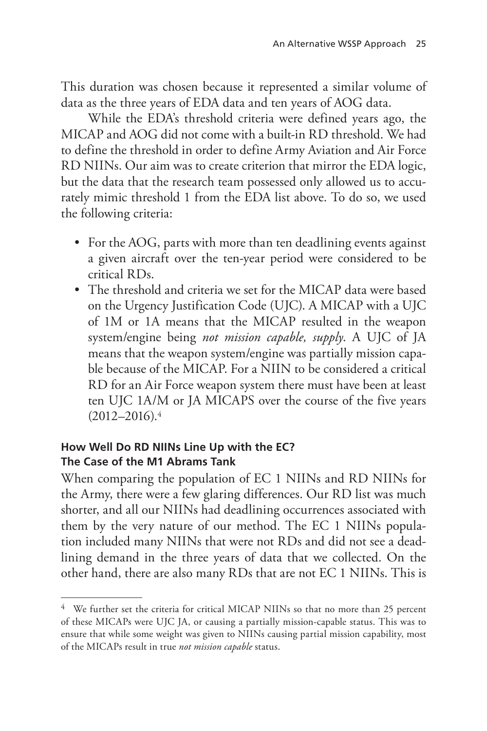This duration was chosen because it represented a similar volume of data as the three years of EDA data and ten years of AOG data.

While the EDA's threshold criteria were defined years ago, the MICAP and AOG did not come with a built-in RD threshold. We had to define the threshold in order to define Army Aviation and Air Force RD NIINs. Our aim was to create criterion that mirror the EDA logic, but the data that the research team possessed only allowed us to accurately mimic threshold 1 from the EDA list above. To do so, we used the following criteria:

- For the AOG, parts with more than ten deadlining events against a given aircraft over the ten-year period were considered to be critical RDs.
- The threshold and criteria we set for the MICAP data were based on the Urgency Justification Code (UJC). A MICAP with a UJC of 1M or 1A means that the MICAP resulted in the weapon system/engine being *not mission capable, supply*. A UJC of JA means that the weapon system/engine was partially mission capable because of the MICAP. For a NIIN to be considered a critical RD for an Air Force weapon system there must have been at least ten UJC 1A/M or JA MICAPS over the course of the five years (2012–2016).[4]

### How Well Do RD NIINs Line Up with the EC? The Case of the M1 Abrams Tank

When comparing the population of EC 1 NIINs and RD NIINs for the Army, there were a few glaring differences. Our RD list was much shorter, and all our NIINs had deadlining occurrences associated with them by the very nature of our method. The EC 1 NIINs population included many NIINs that were not RDs and did not see a deadlining demand in the three years of data that we collected. On the other hand, there are also many RDs that are not EC 1 NIINs. This is

---

[4] We further set the criteria for critical MICAP NIINs so that no more than 25 percent of these MICAPs were UJC JA, or causing a partially mission-capable status. This was to ensure that while some weight was given to NIINs causing partial mission capability, most of the MICAPs result in true *not mission capable* status.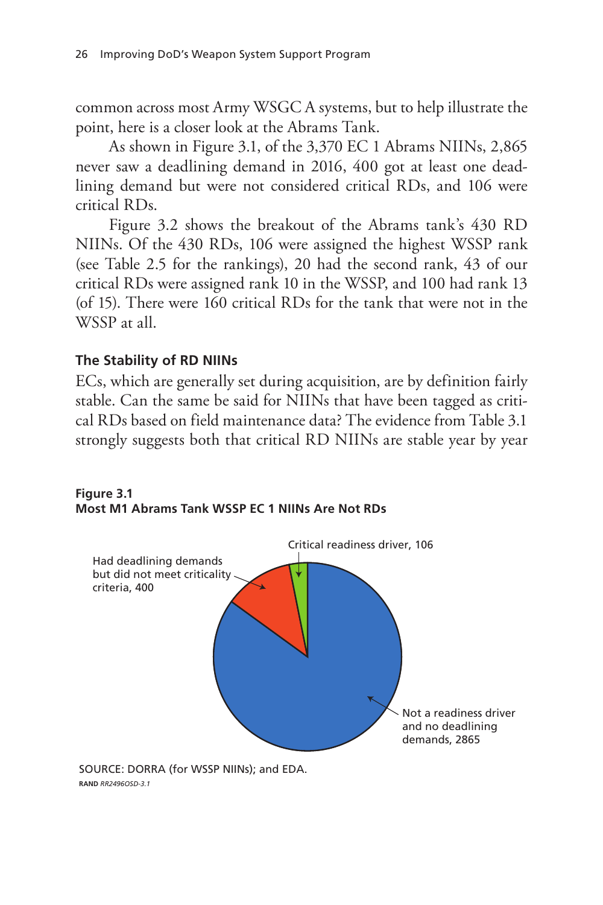common across most Army WSGC A systems, but to help illustrate the point, here is a closer look at the Abrams Tank.

As shown in Figure 3.1, of the 3,370 EC 1 Abrams NIINs, 2,865 never saw a deadlining demand in 2016, 400 got at least one deadlining demand but were not considered critical RDs, and 106 were critical RDs.

Figure 3.2 shows the breakout of the Abrams tank's 430 RD NIINs. Of the 430 RDs, 106 were assigned the highest WSSP rank (see Table 2.5 for the rankings), 20 had the second rank, 43 of our critical RDs were assigned rank 10 in the WSSP, and 100 had rank 13 (of 15). There were 160 critical RDs for the tank that were not in the WSSP at all.

### The Stability of RD NIINs

ECs, which are generally set during acquisition, are by definition fairly stable. Can the same be said for NIINs that have been tagged as critical RDs based on field maintenance data? The evidence from Table 3.1 strongly suggests both that critical RD NIINs are stable year by year

**Figure 3.1**
**Most M1 Abrams Tank WSSP EC 1 NIINs Are Not RDs**

Critical readiness driver, 106

Had deadlining demands but did not meet criticality criteria, 400

Not a readiness driver and no deadlining demands, 2865

SOURCE: DORRA (for WSSP NIINs); and EDA.

**RAND** *RR2496OSD-3.1*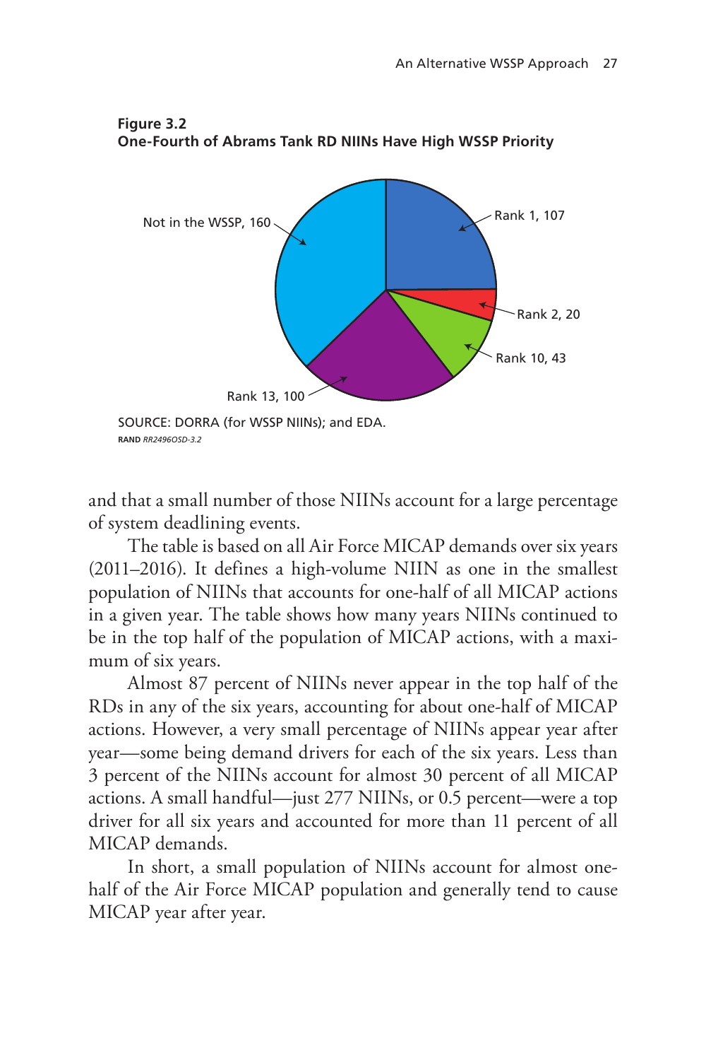**Figure 3.2**
**One-Fourth of Abrams Tank RD NIINs Have High WSSP Priority**

Not in the WSSP, 160
Rank 1, 107
Rank 2, 20
Rank 10, 43
Rank 13, 100

SOURCE: DORRA (for WSSP NIINs); and EDA.

RAND *RR2496OSD-3.2*

and that a small number of those NIINs account for a large percentage of system deadlining events.

The table is based on all Air Force MICAP demands over six years (2011–2016). It defines a high-volume NIIN as one in the smallest population of NIINs that accounts for one-half of all MICAP actions in a given year. The table shows how many years NIINs continued to be in the top half of the population of MICAP actions, with a maximum of six years.

Almost 87 percent of NIINs never appear in the top half of the RDs in any of the six years, accounting for about one-half of MICAP actions. However, a very small percentage of NIINs appear year after year—some being demand drivers for each of the six years. Less than 3 percent of the NIINs account for almost 30 percent of all MICAP actions. A small handful—just 277 NIINs, or 0.5 percent—were a top driver for all six years and accounted for more than 11 percent of all MICAP demands.

In short, a small population of NIINs account for almost one-half of the Air Force MICAP population and generally tend to cause MICAP year after year.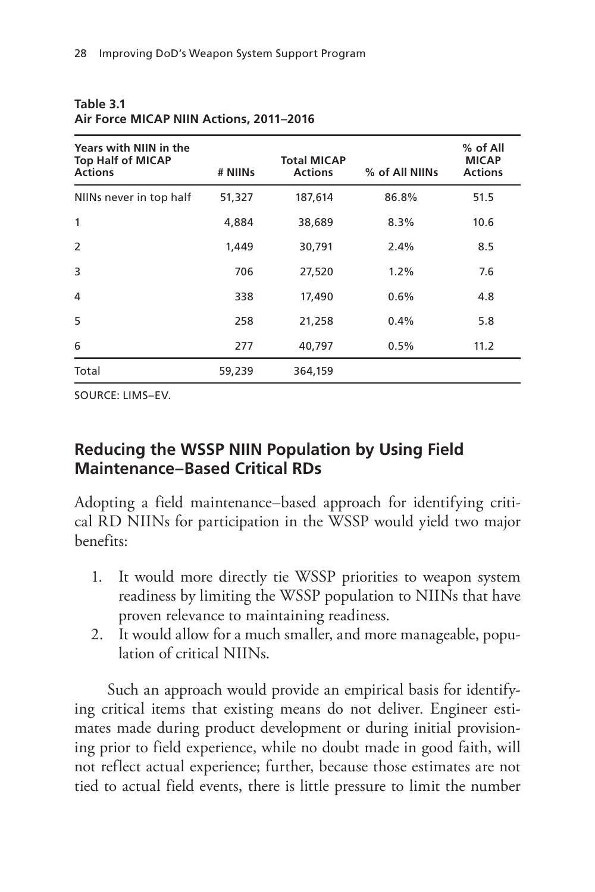**Table 3.1**
**Air Force MICAP NIIN Actions, 2011–2016**

| Years with NIIN in the Top Half of MICAP Actions | # NIINs | Total MICAP Actions | % of All NIINs | % of All MICAP Actions |
|---|---|---|---|---|
| NIINs never in top half | 51,327 | 187,614 | 86.8% | 51.5 |
| 1 | 4,884 | 38,689 | 8.3% | 10.6 |
| 2 | 1,449 | 30,791 | 2.4% | 8.5 |
| 3 | 706 | 27,520 | 1.2% | 7.6 |
| 4 | 338 | 17,490 | 0.6% | 4.8 |
| 5 | 258 | 21,258 | 0.4% | 5.8 |
| 6 | 277 | 40,797 | 0.5% | 11.2 |
| Total | 59,239 | 364,159 | | |

SOURCE: LIMS–EV.

## Reducing the WSSP NIIN Population by Using Field Maintenance–Based Critical RDs

Adopting a field maintenance–based approach for identifying critical RD NIINs for participation in the WSSP would yield two major benefits:

1. It would more directly tie WSSP priorities to weapon system readiness by limiting the WSSP population to NIINs that have proven relevance to maintaining readiness.
2. It would allow for a much smaller, and more manageable, population of critical NIINs.

Such an approach would provide an empirical basis for identifying critical items that existing means do not deliver. Engineer estimates made during product development or during initial provisioning prior to field experience, while no doubt made in good faith, will not reflect actual experience; further, because those estimates are not tied to actual field events, there is little pressure to limit the number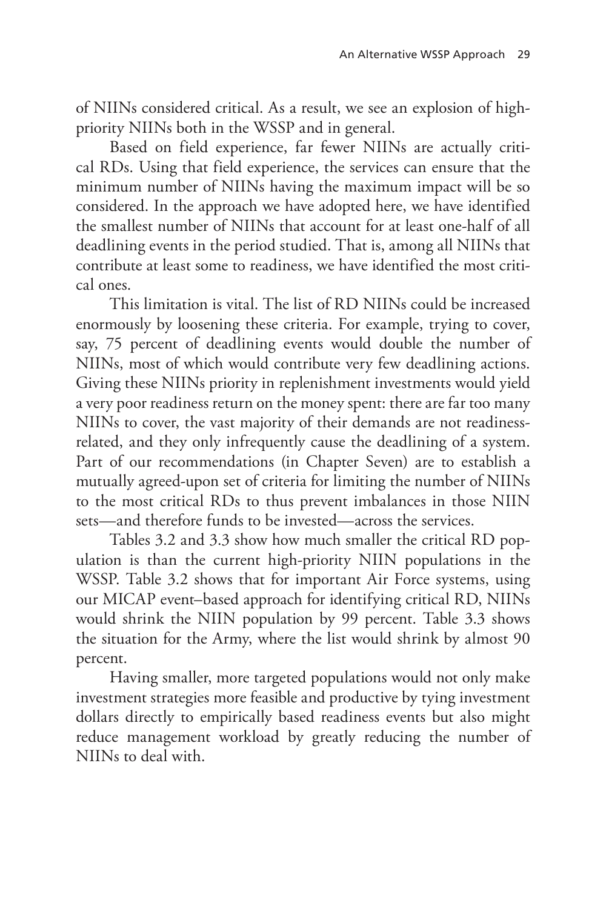of NIINs considered critical. As a result, we see an explosion of high-priority NIINs both in the WSSP and in general.

Based on field experience, far fewer NIINs are actually critical RDs. Using that field experience, the services can ensure that the minimum number of NIINs having the maximum impact will be so considered. In the approach we have adopted here, we have identified the smallest number of NIINs that account for at least one-half of all deadlining events in the period studied. That is, among all NIINs that contribute at least some to readiness, we have identified the most critical ones.

This limitation is vital. The list of RD NIINs could be increased enormously by loosening these criteria. For example, trying to cover, say, 75 percent of deadlining events would double the number of NIINs, most of which would contribute very few deadlining actions. Giving these NIINs priority in replenishment investments would yield a very poor readiness return on the money spent: there are far too many NIINs to cover, the vast majority of their demands are not readiness-related, and they only infrequently cause the deadlining of a system. Part of our recommendations (in Chapter Seven) are to establish a mutually agreed-upon set of criteria for limiting the number of NIINs to the most critical RDs to thus prevent imbalances in those NIIN sets—and therefore funds to be invested—across the services.

Tables 3.2 and 3.3 show how much smaller the critical RD population is than the current high-priority NIIN populations in the WSSP. Table 3.2 shows that for important Air Force systems, using our MICAP event–based approach for identifying critical RD, NIINs would shrink the NIIN population by 99 percent. Table 3.3 shows the situation for the Army, where the list would shrink by almost 90 percent.

Having smaller, more targeted populations would not only make investment strategies more feasible and productive by tying investment dollars directly to empirically based readiness events but also might reduce management workload by greatly reducing the number of NIINs to deal with.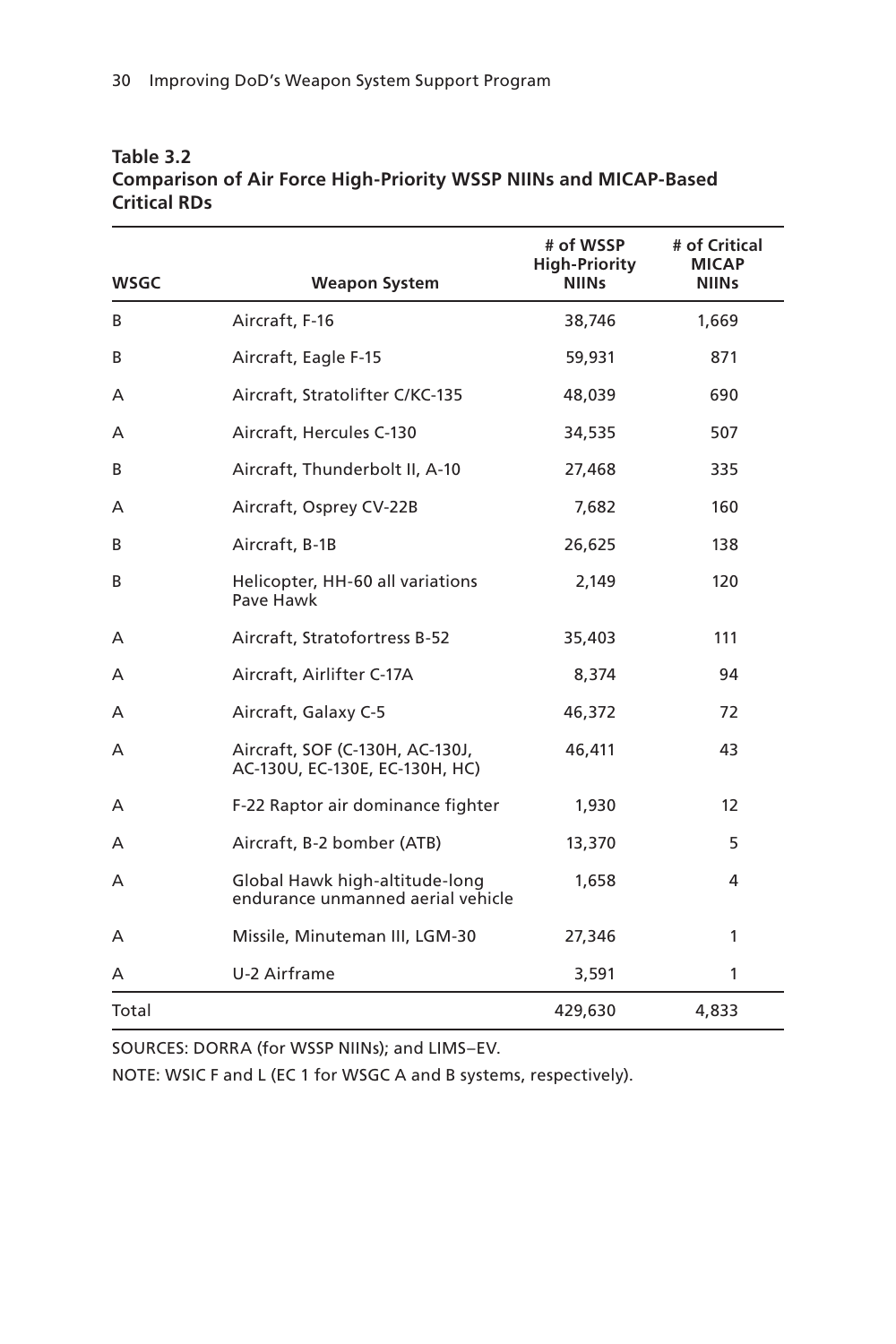**Table 3.2**
**Comparison of Air Force High-Priority WSSP NIINs and MICAP-Based Critical RDs**

| WSGC | Weapon System | # of WSSP High-Priority NIINs | # of Critical MICAP NIINs |
|---|---|---|---|
| B | Aircraft, F-16 | 38,746 | 1,669 |
| B | Aircraft, Eagle F-15 | 59,931 | 871 |
| A | Aircraft, Stratolifter C/KC-135 | 48,039 | 690 |
| A | Aircraft, Hercules C-130 | 34,535 | 507 |
| B | Aircraft, Thunderbolt II, A-10 | 27,468 | 335 |
| A | Aircraft, Osprey CV-22B | 7,682 | 160 |
| B | Aircraft, B-1B | 26,625 | 138 |
| B | Helicopter, HH-60 all variations Pave Hawk | 2,149 | 120 |
| A | Aircraft, Stratofortress B-52 | 35,403 | 111 |
| A | Aircraft, Airlifter C-17A | 8,374 | 94 |
| A | Aircraft, Galaxy C-5 | 46,372 | 72 |
| A | Aircraft, SOF (C-130H, AC-130J, AC-130U, EC-130E, EC-130H, HC) | 46,411 | 43 |
| A | F-22 Raptor air dominance fighter | 1,930 | 12 |
| A | Aircraft, B-2 bomber (ATB) | 13,370 | 5 |
| A | Global Hawk high-altitude-long endurance unmanned aerial vehicle | 1,658 | 4 |
| A | Missile, Minuteman III, LGM-30 | 27,346 | 1 |
| A | U-2 Airframe | 3,591 | 1 |
| Total | | 429,630 | 4,833 |

SOURCES: DORRA (for WSSP NIINs); and LIMS–EV.

NOTE: WSIC F and L (EC 1 for WSGC A and B systems, respectively).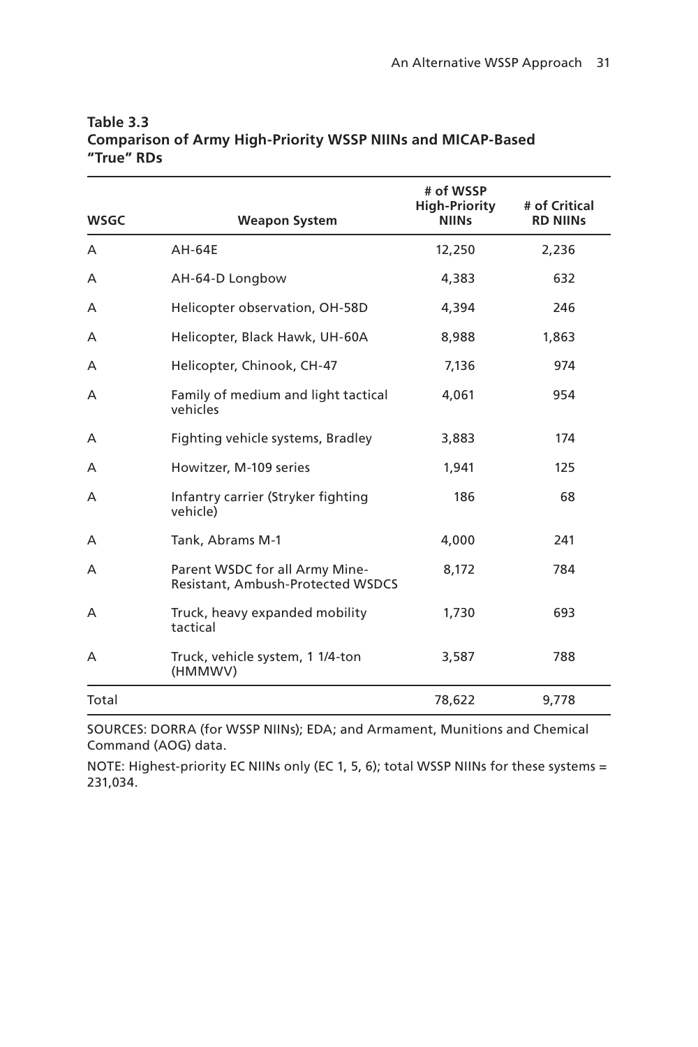**Table 3.3**
**Comparison of Army High-Priority WSSP NIINs and MICAP-Based "True" RDs**

| WSGC | Weapon System | # of WSSP High-Priority NIINs | # of Critical RD NIINs |
|---|---|---|---|
| A | AH-64E | 12,250 | 2,236 |
| A | AH-64-D Longbow | 4,383 | 632 |
| A | Helicopter observation, OH-58D | 4,394 | 246 |
| A | Helicopter, Black Hawk, UH-60A | 8,988 | 1,863 |
| A | Helicopter, Chinook, CH-47 | 7,136 | 974 |
| A | Family of medium and light tactical vehicles | 4,061 | 954 |
| A | Fighting vehicle systems, Bradley | 3,883 | 174 |
| A | Howitzer, M-109 series | 1,941 | 125 |
| A | Infantry carrier (Stryker fighting vehicle) | 186 | 68 |
| A | Tank, Abrams M-1 | 4,000 | 241 |
| A | Parent WSDC for all Army Mine-Resistant, Ambush-Protected WSDCS | 8,172 | 784 |
| A | Truck, heavy expanded mobility tactical | 1,730 | 693 |
| A | Truck, vehicle system, 1 1/4-ton (HMMWV) | 3,587 | 788 |
| Total | | 78,622 | 9,778 |

SOURCES: DORRA (for WSSP NIINs); EDA; and Armament, Munitions and Chemical Command (AOG) data.

NOTE: Highest-priority EC NIINs only (EC 1, 5, 6); total WSSP NIINs for these systems = 231,034.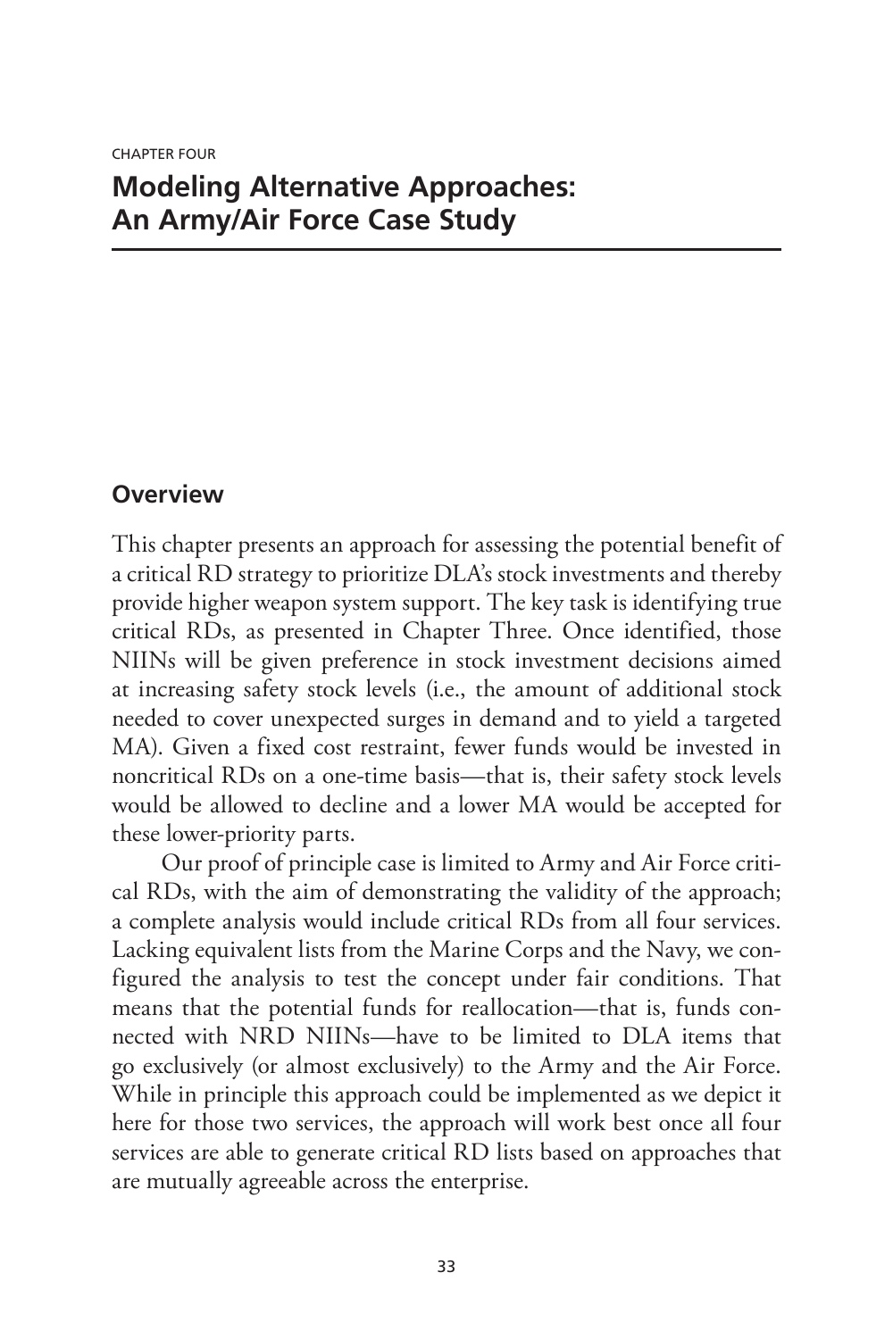CHAPTER FOUR

# Modeling Alternative Approaches: An Army/Air Force Case Study

## Overview

This chapter presents an approach for assessing the potential benefit of a critical RD strategy to prioritize DLA's stock investments and thereby provide higher weapon system support. The key task is identifying true critical RDs, as presented in Chapter Three. Once identified, those NIINs will be given preference in stock investment decisions aimed at increasing safety stock levels (i.e., the amount of additional stock needed to cover unexpected surges in demand and to yield a targeted MA). Given a fixed cost restraint, fewer funds would be invested in noncritical RDs on a one-time basis—that is, their safety stock levels would be allowed to decline and a lower MA would be accepted for these lower-priority parts.

Our proof of principle case is limited to Army and Air Force critical RDs, with the aim of demonstrating the validity of the approach; a complete analysis would include critical RDs from all four services. Lacking equivalent lists from the Marine Corps and the Navy, we configured the analysis to test the concept under fair conditions. That means that the potential funds for reallocation—that is, funds connected with NRD NIINs—have to be limited to DLA items that go exclusively (or almost exclusively) to the Army and the Air Force. While in principle this approach could be implemented as we depict it here for those two services, the approach will work best once all four services are able to generate critical RD lists based on approaches that are mutually agreeable across the enterprise.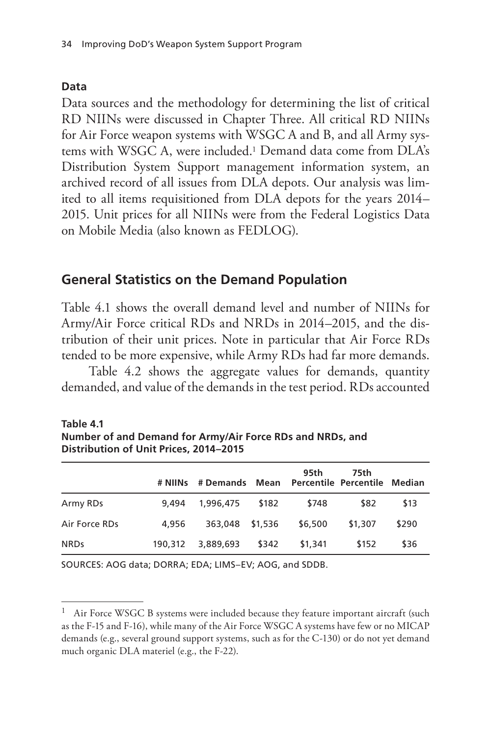#### Data

Data sources and the methodology for determining the list of critical RD NIINs were discussed in Chapter Three. All critical RD NIINs for Air Force weapon systems with WSGC A and B, and all Army systems with WSGC A, were included.[1] Demand data come from DLA's Distribution System Support management information system, an archived record of all issues from DLA depots. Our analysis was limited to all items requisitioned from DLA depots for the years 2014–2015. Unit prices for all NIINs were from the Federal Logistics Data on Mobile Media (also known as FEDLOG).

## General Statistics on the Demand Population

Table 4.1 shows the overall demand level and number of NIINs for Army/Air Force critical RDs and NRDs in 2014–2015, and the distribution of their unit prices. Note in particular that Air Force RDs tended to be more expensive, while Army RDs had far more demands.

Table 4.2 shows the aggregate values for demands, quantity demanded, and value of the demands in the test period. RDs accounted

**Table 4.1**
**Number of and Demand for Army/Air Force RDs and NRDs, and Distribution of Unit Prices, 2014–2015**

| | # NIINs | # Demands | Mean | 95th Percentile | 75th Percentile | Median |
|---|---|---|---|---|---|---|
| Army RDs | 9,494 | 1,996,475 | $182 | $748 | $82 | $13 |
| Air Force RDs | 4,956 | 363,048 | $1,536 | $6,500 | $1,307 | $290 |
| NRDs | 190,312 | 3,889,693 | $342 | $1,341 | $152 | $36 |

SOURCES: AOG data; DORRA; EDA; LIMS–EV; AOG, and SDDB.

---

[1] Air Force WSGC B systems were included because they feature important aircraft (such as the F-15 and F-16), while many of the Air Force WSGC A systems have few or no MICAP demands (e.g., several ground support systems, such as for the C-130) or do not yet demand much organic DLA materiel (e.g., the F-22).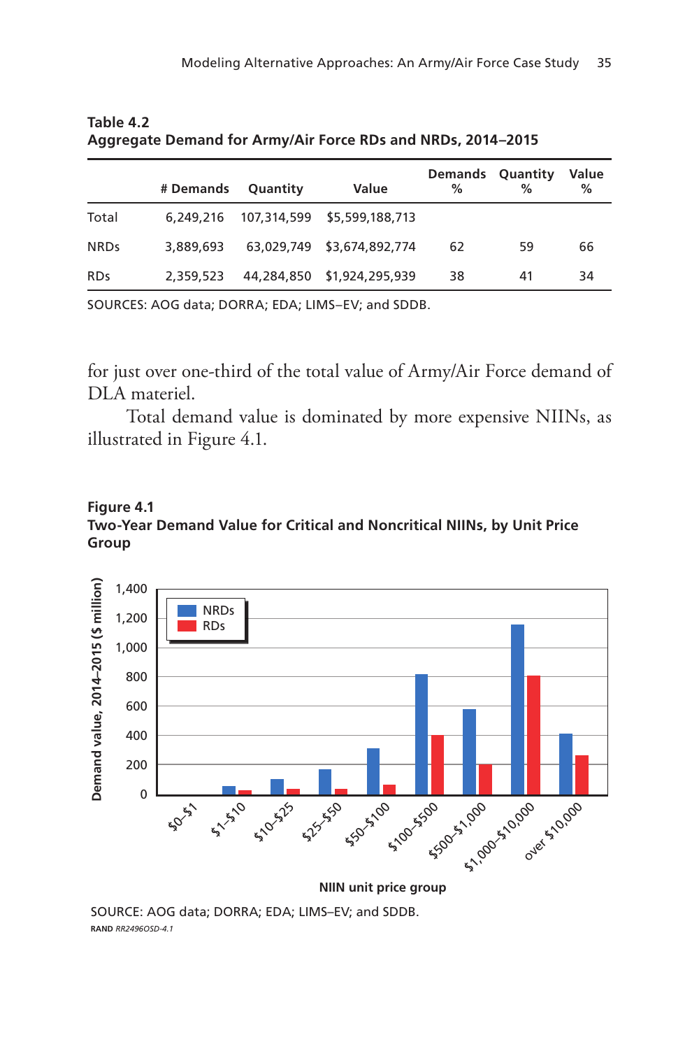**Table 4.2**
**Aggregate Demand for Army/Air Force RDs and NRDs, 2014–2015**

| | # Demands | Quantity | Value | Demands % | Quantity % | Value % |
|---|---|---|---|---|---|---|
| Total | 6,249,216 | 107,314,599 | $5,599,188,713 | | | |
| NRDs | 3,889,693 | 63,029,749 | $3,674,892,774 | 62 | 59 | 66 |
| RDs | 2,359,523 | 44,284,850 | $1,924,295,939 | 38 | 41 | 34 |

SOURCES: AOG data; DORRA; EDA; LIMS–EV; and SDDB.

for just over one-third of the total value of Army/Air Force demand of DLA materiel.

Total demand value is dominated by more expensive NIINs, as illustrated in Figure 4.1.

**Figure 4.1**
**Two-Year Demand Value for Critical and Noncritical NIINs, by Unit Price Group**

SOURCE: AOG data; DORRA; EDA; LIMS–EV; and SDDB.
RAND *RR2496OSD-4.1*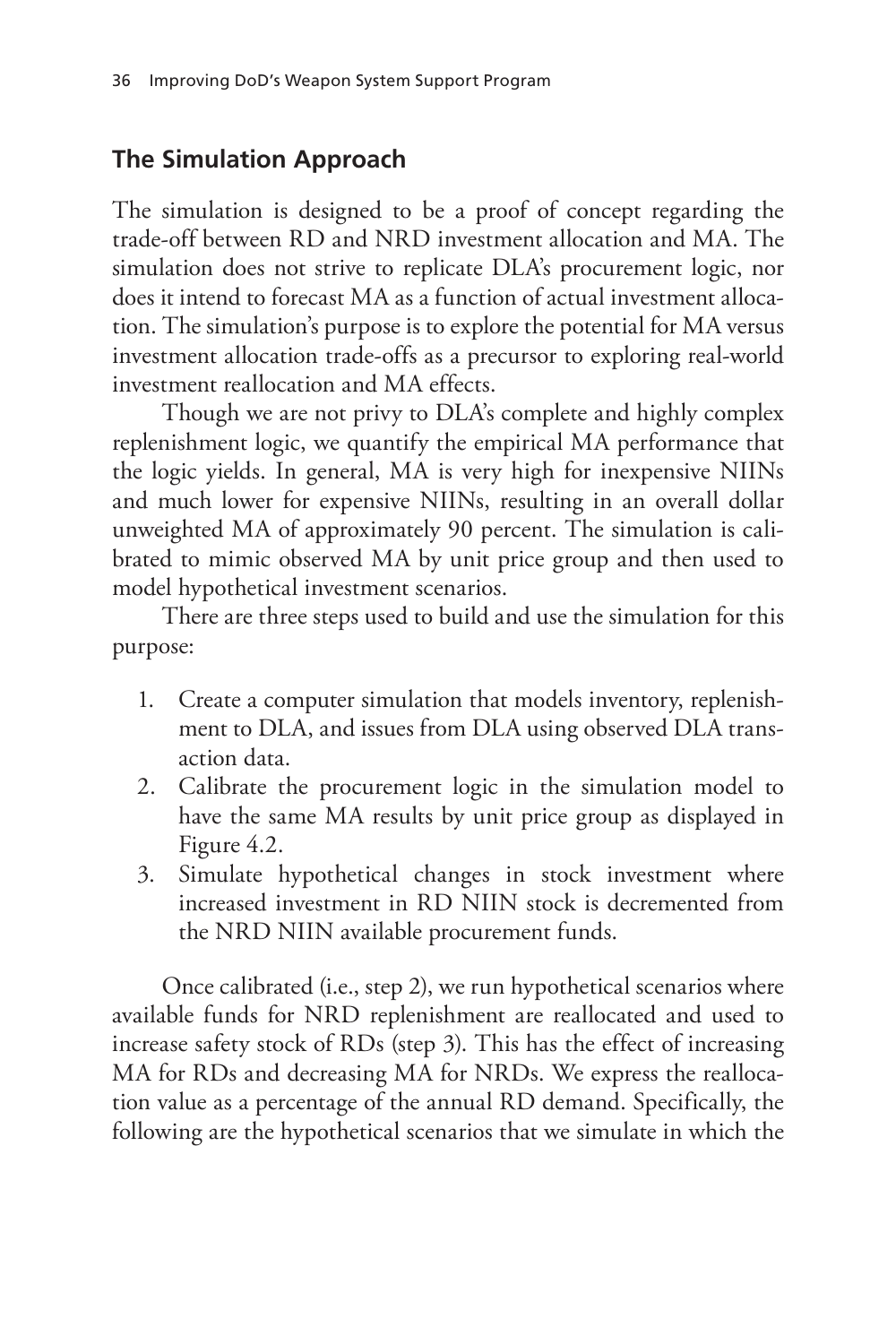## The Simulation Approach

The simulation is designed to be a proof of concept regarding the trade-off between RD and NRD investment allocation and MA. The simulation does not strive to replicate DLA's procurement logic, nor does it intend to forecast MA as a function of actual investment allocation. The simulation's purpose is to explore the potential for MA versus investment allocation trade-offs as a precursor to exploring real-world investment reallocation and MA effects.

Though we are not privy to DLA's complete and highly complex replenishment logic, we quantify the empirical MA performance that the logic yields. In general, MA is very high for inexpensive NIINs and much lower for expensive NIINs, resulting in an overall dollar unweighted MA of approximately 90 percent. The simulation is calibrated to mimic observed MA by unit price group and then used to model hypothetical investment scenarios.

There are three steps used to build and use the simulation for this purpose:

1. Create a computer simulation that models inventory, replenishment to DLA, and issues from DLA using observed DLA transaction data.
2. Calibrate the procurement logic in the simulation model to have the same MA results by unit price group as displayed in Figure 4.2.
3. Simulate hypothetical changes in stock investment where increased investment in RD NIIN stock is decremented from the NRD NIIN available procurement funds.

Once calibrated (i.e., step 2), we run hypothetical scenarios where available funds for NRD replenishment are reallocated and used to increase safety stock of RDs (step 3). This has the effect of increasing MA for RDs and decreasing MA for NRDs. We express the reallocation value as a percentage of the annual RD demand. Specifically, the following are the hypothetical scenarios that we simulate in which the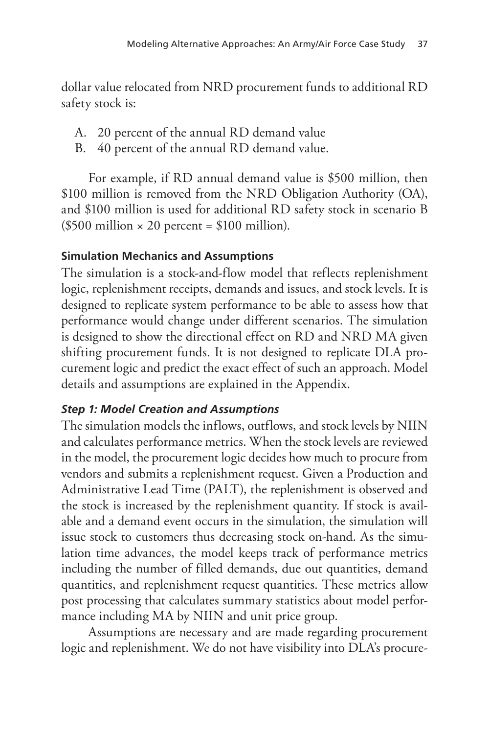dollar value relocated from NRD procurement funds to additional RD safety stock is:

A. 20 percent of the annual RD demand value
B. 40 percent of the annual RD demand value.

For example, if RD annual demand value is $500 million, then $100 million is removed from the NRD Obligation Authority (OA), and $100 million is used for additional RD safety stock in scenario B ($500 million × 20 percent = $100 million).

#### Simulation Mechanics and Assumptions

The simulation is a stock-and-flow model that reflects replenishment logic, replenishment receipts, demands and issues, and stock levels. It is designed to replicate system performance to be able to assess how that performance would change under different scenarios. The simulation is designed to show the directional effect on RD and NRD MA given shifting procurement funds. It is not designed to replicate DLA procurement logic and predict the exact effect of such an approach. Model details and assumptions are explained in the Appendix.

##### *Step 1: Model Creation and Assumptions*

The simulation models the inflows, outflows, and stock levels by NIIN and calculates performance metrics. When the stock levels are reviewed in the model, the procurement logic decides how much to procure from vendors and submits a replenishment request. Given a Production and Administrative Lead Time (PALT), the replenishment is observed and the stock is increased by the replenishment quantity. If stock is available and a demand event occurs in the simulation, the simulation will issue stock to customers thus decreasing stock on-hand. As the simulation time advances, the model keeps track of performance metrics including the number of filled demands, due out quantities, demand quantities, and replenishment request quantities. These metrics allow post processing that calculates summary statistics about model performance including MA by NIIN and unit price group.

Assumptions are necessary and are made regarding procurement logic and replenishment. We do not have visibility into DLA's procure-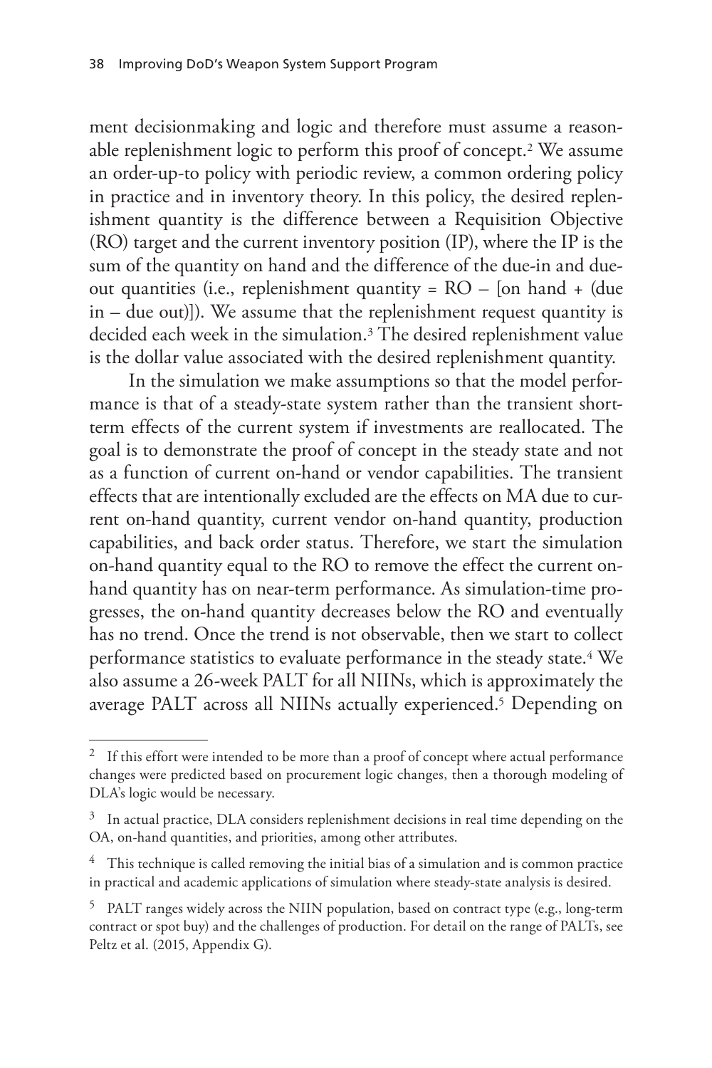ment decisionmaking and logic and therefore must assume a reasonable replenishment logic to perform this proof of concept.[2] We assume an order-up-to policy with periodic review, a common ordering policy in practice and in inventory theory. In this policy, the desired replenishment quantity is the difference between a Requisition Objective (RO) target and the current inventory position (IP), where the IP is the sum of the quantity on hand and the difference of the due-in and due-out quantities (i.e., replenishment quantity = RO – [on hand + (due in – due out)]). We assume that the replenishment request quantity is decided each week in the simulation.[3] The desired replenishment value is the dollar value associated with the desired replenishment quantity.

In the simulation we make assumptions so that the model performance is that of a steady-state system rather than the transient short-term effects of the current system if investments are reallocated. The goal is to demonstrate the proof of concept in the steady state and not as a function of current on-hand or vendor capabilities. The transient effects that are intentionally excluded are the effects on MA due to current on-hand quantity, current vendor on-hand quantity, production capabilities, and back order status. Therefore, we start the simulation on-hand quantity equal to the RO to remove the effect the current on-hand quantity has on near-term performance. As simulation-time progresses, the on-hand quantity decreases below the RO and eventually has no trend. Once the trend is not observable, then we start to collect performance statistics to evaluate performance in the steady state.[4] We also assume a 26-week PALT for all NIINs, which is approximately the average PALT across all NIINs actually experienced.[5] Depending on

---

[2] If this effort were intended to be more than a proof of concept where actual performance changes were predicted based on procurement logic changes, then a thorough modeling of DLA's logic would be necessary.

[3] In actual practice, DLA considers replenishment decisions in real time depending on the OA, on-hand quantities, and priorities, among other attributes.

[4] This technique is called removing the initial bias of a simulation and is common practice in practical and academic applications of simulation where steady-state analysis is desired.

[5] PALT ranges widely across the NIIN population, based on contract type (e.g., long-term contract or spot buy) and the challenges of production. For detail on the range of PALTs, see Peltz et al. (2015, Appendix G).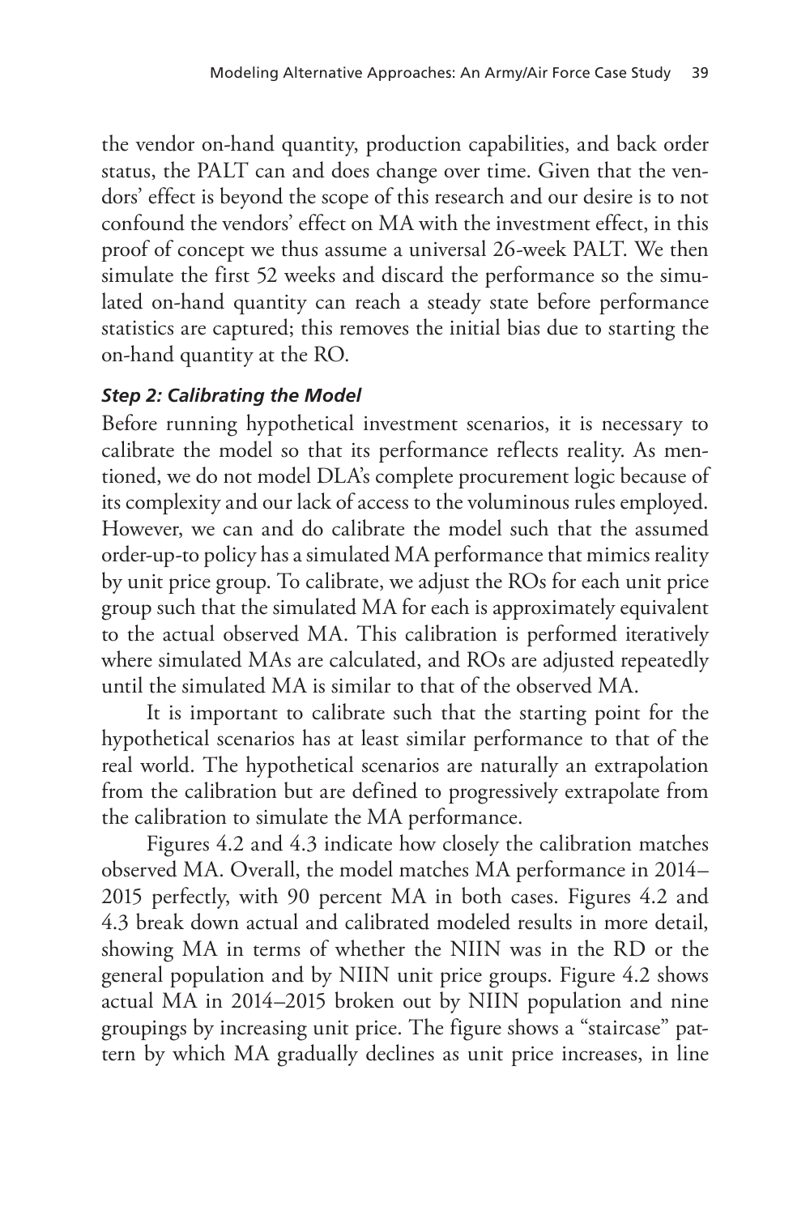the vendor on-hand quantity, production capabilities, and back order status, the PALT can and does change over time. Given that the vendors' effect is beyond the scope of this research and our desire is to not confound the vendors' effect on MA with the investment effect, in this proof of concept we thus assume a universal 26-week PALT. We then simulate the first 52 weeks and discard the performance so the simulated on-hand quantity can reach a steady state before performance statistics are captured; this removes the initial bias due to starting the on-hand quantity at the RO.

### *Step 2: Calibrating the Model*

Before running hypothetical investment scenarios, it is necessary to calibrate the model so that its performance reflects reality. As mentioned, we do not model DLA's complete procurement logic because of its complexity and our lack of access to the voluminous rules employed. However, we can and do calibrate the model such that the assumed order-up-to policy has a simulated MA performance that mimics reality by unit price group. To calibrate, we adjust the ROs for each unit price group such that the simulated MA for each is approximately equivalent to the actual observed MA. This calibration is performed iteratively where simulated MAs are calculated, and ROs are adjusted repeatedly until the simulated MA is similar to that of the observed MA.

It is important to calibrate such that the starting point for the hypothetical scenarios has at least similar performance to that of the real world. The hypothetical scenarios are naturally an extrapolation from the calibration but are defined to progressively extrapolate from the calibration to simulate the MA performance.

Figures 4.2 and 4.3 indicate how closely the calibration matches observed MA. Overall, the model matches MA performance in 2014–2015 perfectly, with 90 percent MA in both cases. Figures 4.2 and 4.3 break down actual and calibrated modeled results in more detail, showing MA in terms of whether the NIIN was in the RD or the general population and by NIIN unit price groups. Figure 4.2 shows actual MA in 2014–2015 broken out by NIIN population and nine groupings by increasing unit price. The figure shows a "staircase" pattern by which MA gradually declines as unit price increases, in line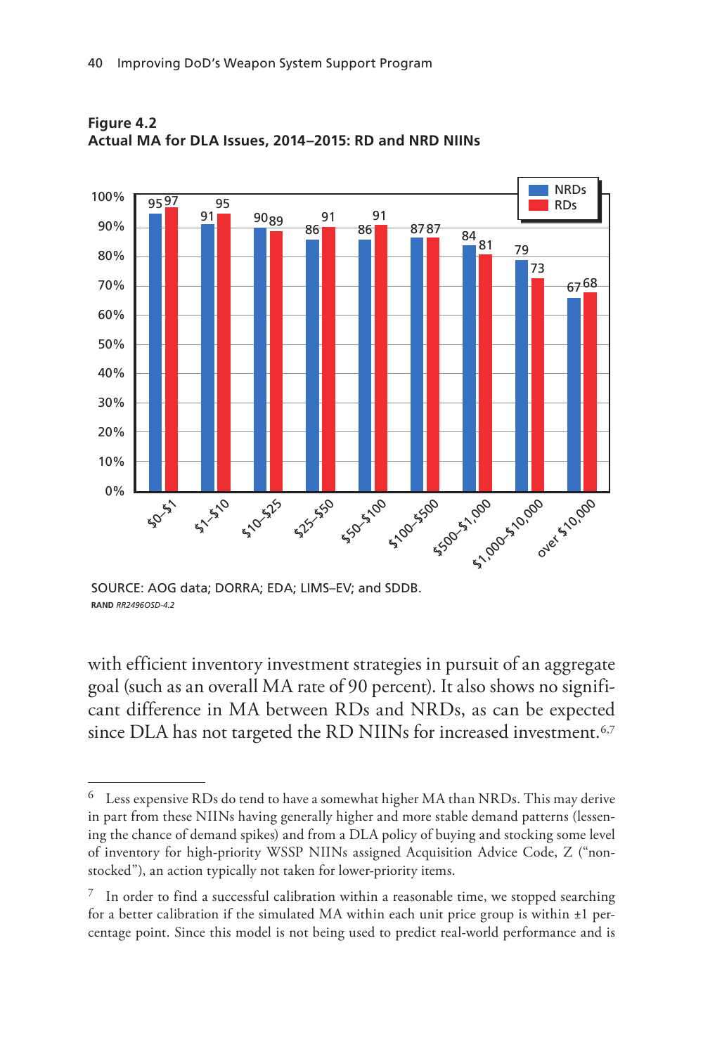**Figure 4.2**
**Actual MA for DLA Issues, 2014–2015: RD and NRD NIINs**

| Unit price | NRDs | RDs |
|---|---|---|
| $0–$1 | 95 | 97 |
| $1–$10 | 91 | 95 |
| $10–$25 | 90 | 89 |
| $25–$50 | 86 | 91 |
| $50–$100 | 86 | 91 |
| $100–$500 | 87 | 87 |
| $500–$1,000 | 84 | 81 |
| $1,000–$10,000 | 79 | 73 |
| over $10,000 | 67 | 68 |

SOURCE: AOG data; DORRA; EDA; LIMS–EV; and SDDB.
RAND *RR2496OSD-4.2*

with efficient inventory investment strategies in pursuit of an aggregate goal (such as an overall MA rate of 90 percent). It also shows no significant difference in MA between RDs and NRDs, as can be expected since DLA has not targeted the RD NIINs for increased investment.[6,7]

---

[6] Less expensive RDs do tend to have a somewhat higher MA than NRDs. This may derive in part from these NIINs having generally higher and more stable demand patterns (lessening the chance of demand spikes) and from a DLA policy of buying and stocking some level of inventory for high-priority WSSP NIINs assigned Acquisition Advice Code, Z ("non-stocked"), an action typically not taken for lower-priority items.

[7] In order to find a successful calibration within a reasonable time, we stopped searching for a better calibration if the simulated MA within each unit price group is within ±1 percentage point. Since this model is not being used to predict real-world performance and is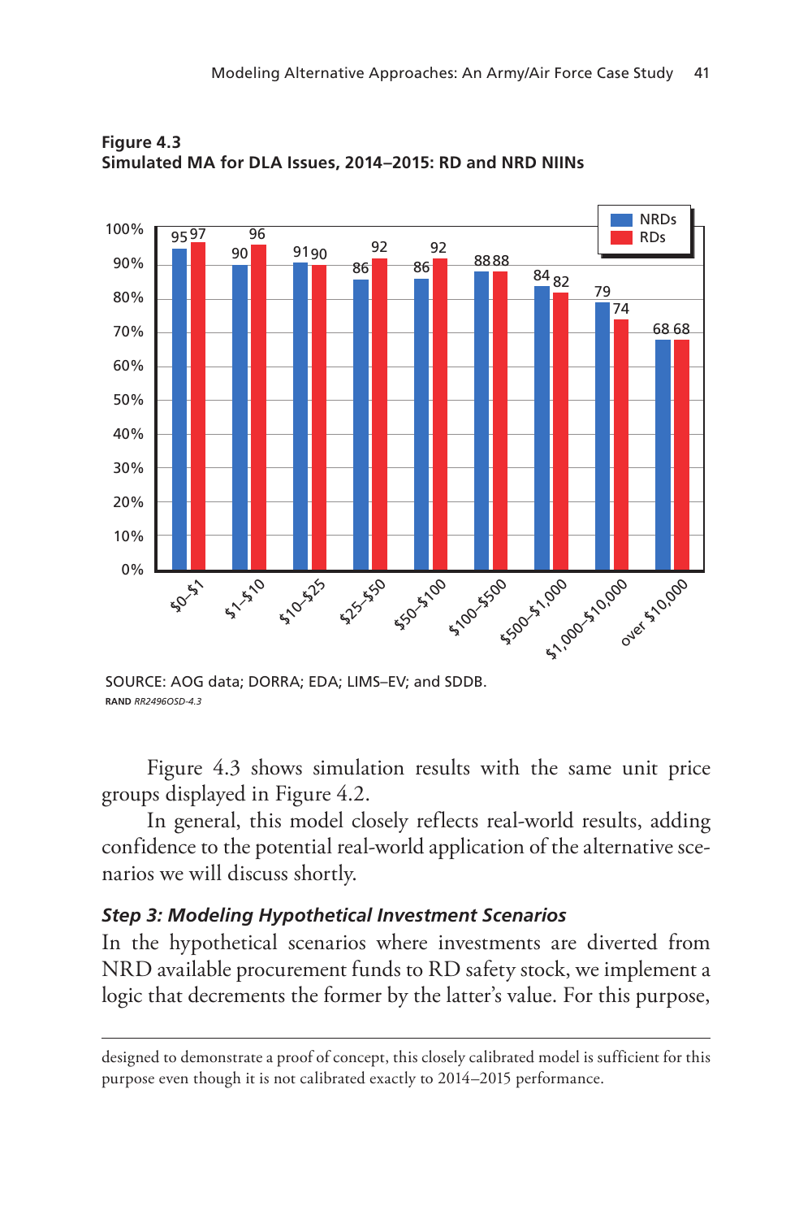**Figure 4.3**
**Simulated MA for DLA Issues, 2014–2015: RD and NRD NIINs**

| Unit price | NRDs | RDs |
|---|---|---|
| $0–$1 | 95 | 97 |
| $1–$10 | 90 | 96 |
| $10–$25 | 91 | 90 |
| $25–$50 | 86 | 92 |
| $50–$100 | 86 | 92 |
| $100–$500 | 88 | 88 |
| $500–$1,000 | 84 | 82 |
| $1,000–$10,000 | 79 | 74 |
| over $10,000 | 68 | 68 |

SOURCE: AOG data; DORRA; EDA; LIMS–EV; and SDDB.
**RAND** *RR2496OSD-4.3*

Figure 4.3 shows simulation results with the same unit price groups displayed in Figure 4.2.

In general, this model closely reflects real-world results, adding confidence to the potential real-world application of the alternative scenarios we will discuss shortly.

### *Step 3: Modeling Hypothetical Investment Scenarios*

In the hypothetical scenarios where investments are diverted from NRD available procurement funds to RD safety stock, we implement a logic that decrements the former by the latter's value. For this purpose,

---

designed to demonstrate a proof of concept, this closely calibrated model is sufficient for this purpose even though it is not calibrated exactly to 2014–2015 performance.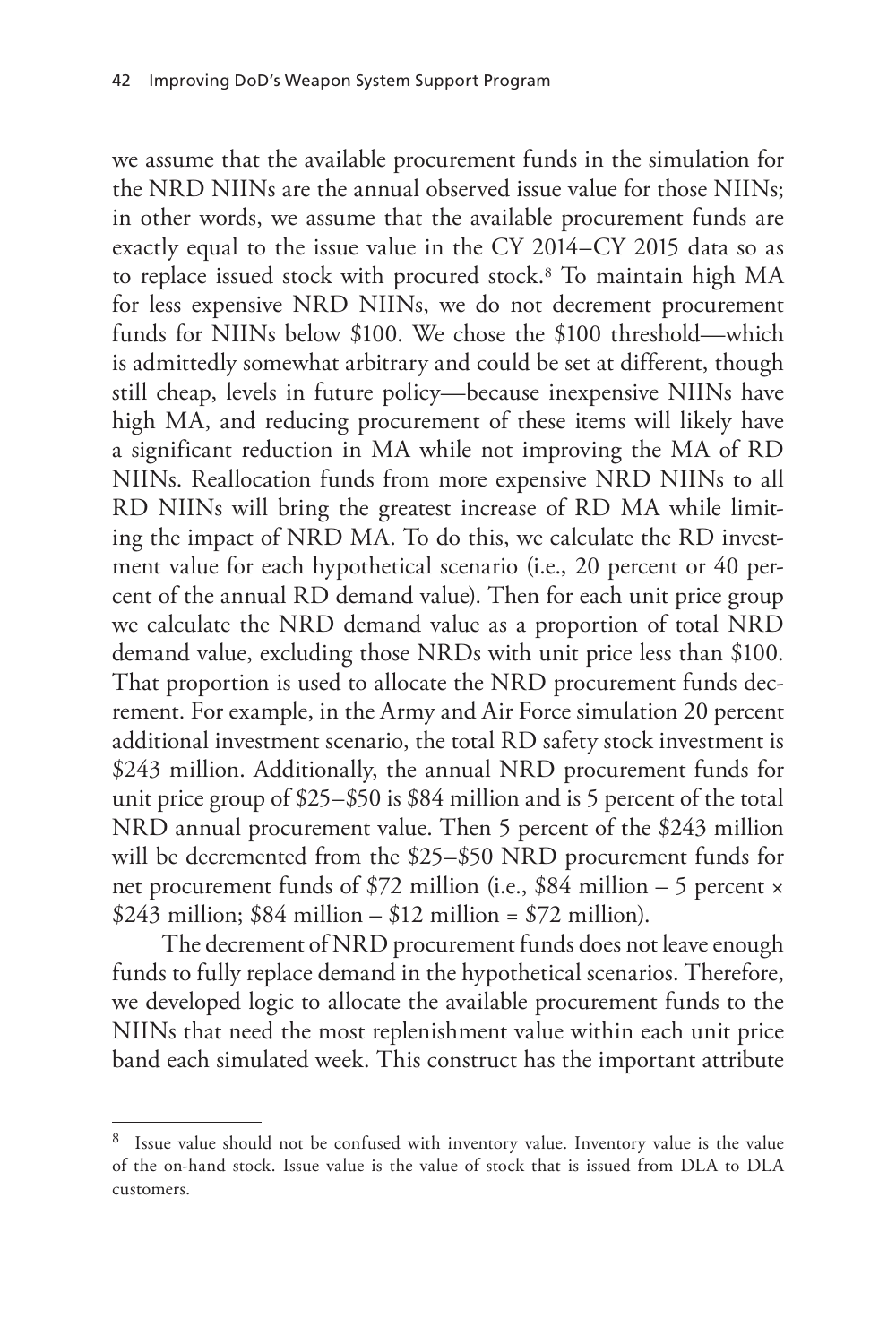we assume that the available procurement funds in the simulation for the NRD NIINs are the annual observed issue value for those NIINs; in other words, we assume that the available procurement funds are exactly equal to the issue value in the CY 2014–CY 2015 data so as to replace issued stock with procured stock.[8] To maintain high MA for less expensive NRD NIINs, we do not decrement procurement funds for NIINs below $100. We chose the $100 threshold—which is admittedly somewhat arbitrary and could be set at different, though still cheap, levels in future policy—because inexpensive NIINs have high MA, and reducing procurement of these items will likely have a significant reduction in MA while not improving the MA of RD NIINs. Reallocation funds from more expensive NRD NIINs to all RD NIINs will bring the greatest increase of RD MA while limiting the impact of NRD MA. To do this, we calculate the RD investment value for each hypothetical scenario (i.e., 20 percent or 40 percent of the annual RD demand value). Then for each unit price group we calculate the NRD demand value as a proportion of total NRD demand value, excluding those NRDs with unit price less than $100. That proportion is used to allocate the NRD procurement funds decrement. For example, in the Army and Air Force simulation 20 percent additional investment scenario, the total RD safety stock investment is $243 million. Additionally, the annual NRD procurement funds for unit price group of $25–$50 is $84 million and is 5 percent of the total NRD annual procurement value. Then 5 percent of the $243 million will be decremented from the $25–$50 NRD procurement funds for net procurement funds of $72 million (i.e., $84 million – 5 percent × $243 million; $84 million – $12 million = $72 million).

The decrement of NRD procurement funds does not leave enough funds to fully replace demand in the hypothetical scenarios. Therefore, we developed logic to allocate the available procurement funds to the NIINs that need the most replenishment value within each unit price band each simulated week. This construct has the important attribute

---

[8] Issue value should not be confused with inventory value. Inventory value is the value of the on-hand stock. Issue value is the value of stock that is issued from DLA to DLA customers.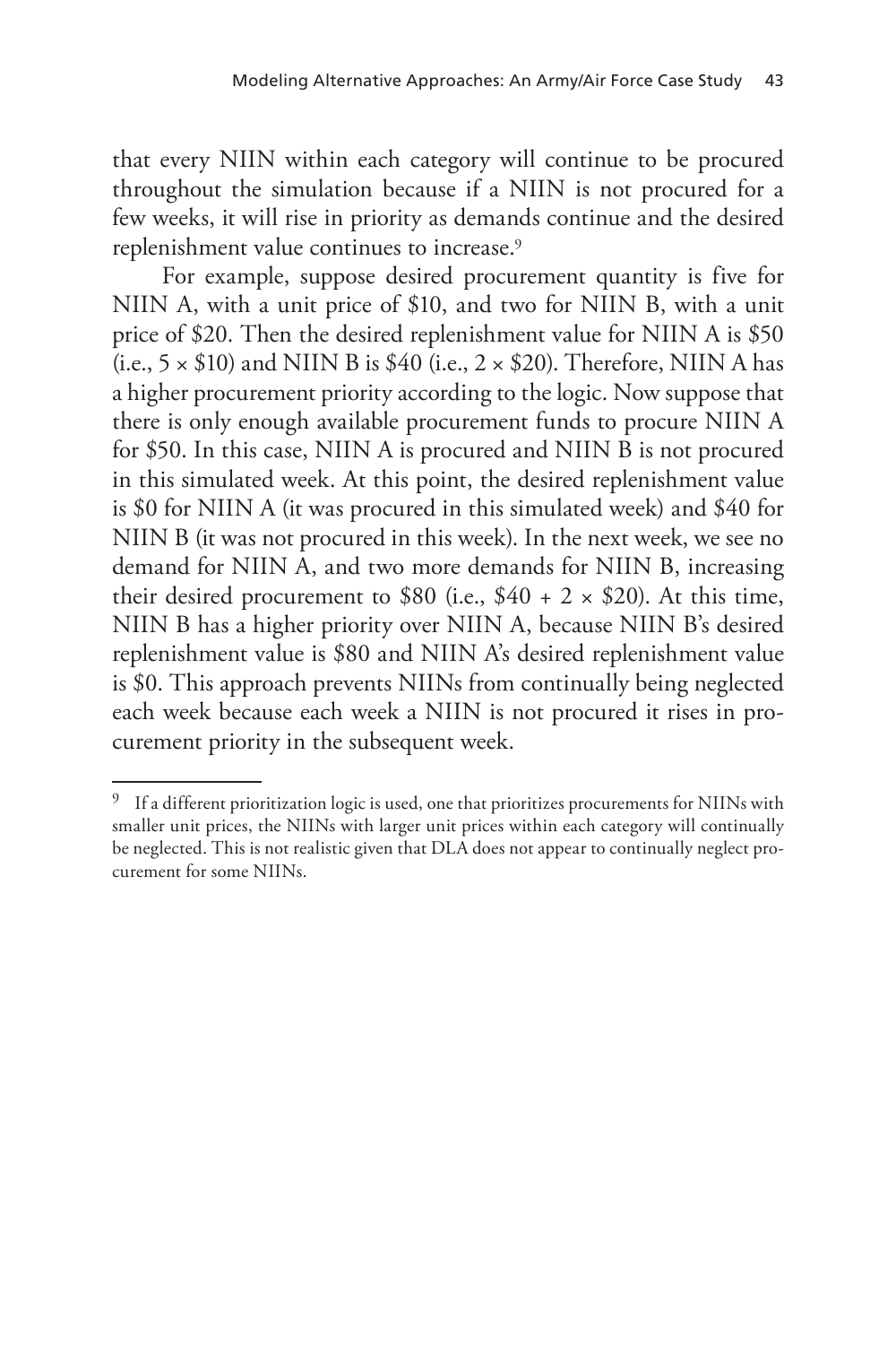that every NIIN within each category will continue to be procured throughout the simulation because if a NIIN is not procured for a few weeks, it will rise in priority as demands continue and the desired replenishment value continues to increase.[9]

For example, suppose desired procurement quantity is five for NIIN A, with a unit price of $10, and two for NIIN B, with a unit price of $20. Then the desired replenishment value for NIIN A is $50 (i.e., 5 × $10) and NIIN B is $40 (i.e., 2 × $20). Therefore, NIIN A has a higher procurement priority according to the logic. Now suppose that there is only enough available procurement funds to procure NIIN A for $50. In this case, NIIN A is procured and NIIN B is not procured in this simulated week. At this point, the desired replenishment value is $0 for NIIN A (it was procured in this simulated week) and $40 for NIIN B (it was not procured in this week). In the next week, we see no demand for NIIN A, and two more demands for NIIN B, increasing their desired procurement to $80 (i.e., $40 + 2 × $20). At this time, NIIN B has a higher priority over NIIN A, because NIIN B's desired replenishment value is $80 and NIIN A's desired replenishment value is $0. This approach prevents NIINs from continually being neglected each week because each week a NIIN is not procured it rises in procurement priority in the subsequent week.

---

[9] If a different prioritization logic is used, one that prioritizes procurements for NIINs with smaller unit prices, the NIINs with larger unit prices within each category will continually be neglected. This is not realistic given that DLA does not appear to continually neglect procurement for some NIINs.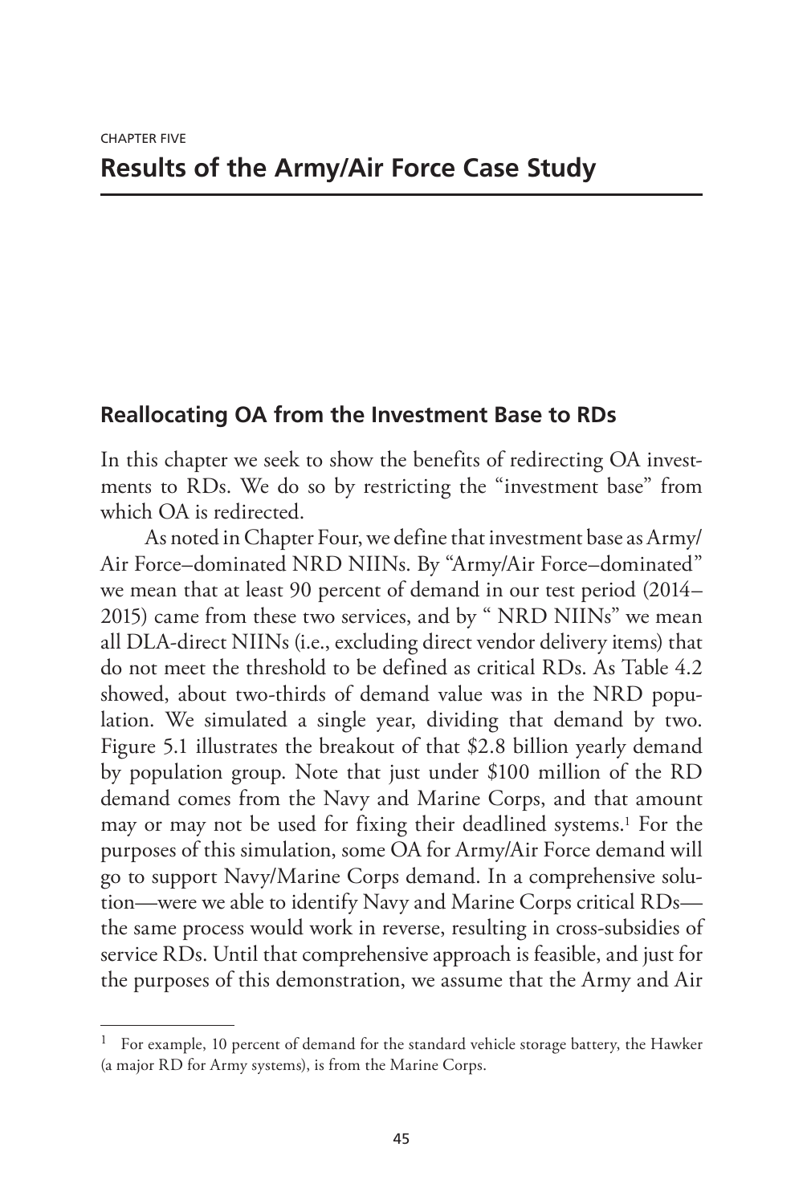CHAPTER FIVE

# Results of the Army/Air Force Case Study

## Reallocating OA from the Investment Base to RDs

In this chapter we seek to show the benefits of redirecting OA investments to RDs. We do so by restricting the "investment base" from which OA is redirected.

As noted in Chapter Four, we define that investment base as Army/Air Force–dominated NRD NIINs. By "Army/Air Force–dominated" we mean that at least 90 percent of demand in our test period (2014–2015) came from these two services, and by " NRD NIINs" we mean all DLA-direct NIINs (i.e., excluding direct vendor delivery items) that do not meet the threshold to be defined as critical RDs. As Table 4.2 showed, about two-thirds of demand value was in the NRD population. We simulated a single year, dividing that demand by two. Figure 5.1 illustrates the breakout of that $2.8 billion yearly demand by population group. Note that just under $100 million of the RD demand comes from the Navy and Marine Corps, and that amount may or may not be used for fixing their deadlined systems.[1] For the purposes of this simulation, some OA for Army/Air Force demand will go to support Navy/Marine Corps demand. In a comprehensive solution—were we able to identify Navy and Marine Corps critical RDs—the same process would work in reverse, resulting in cross-subsidies of service RDs. Until that comprehensive approach is feasible, and just for the purposes of this demonstration, we assume that the Army and Air

[1] For example, 10 percent of demand for the standard vehicle storage battery, the Hawker (a major RD for Army systems), is from the Marine Corps.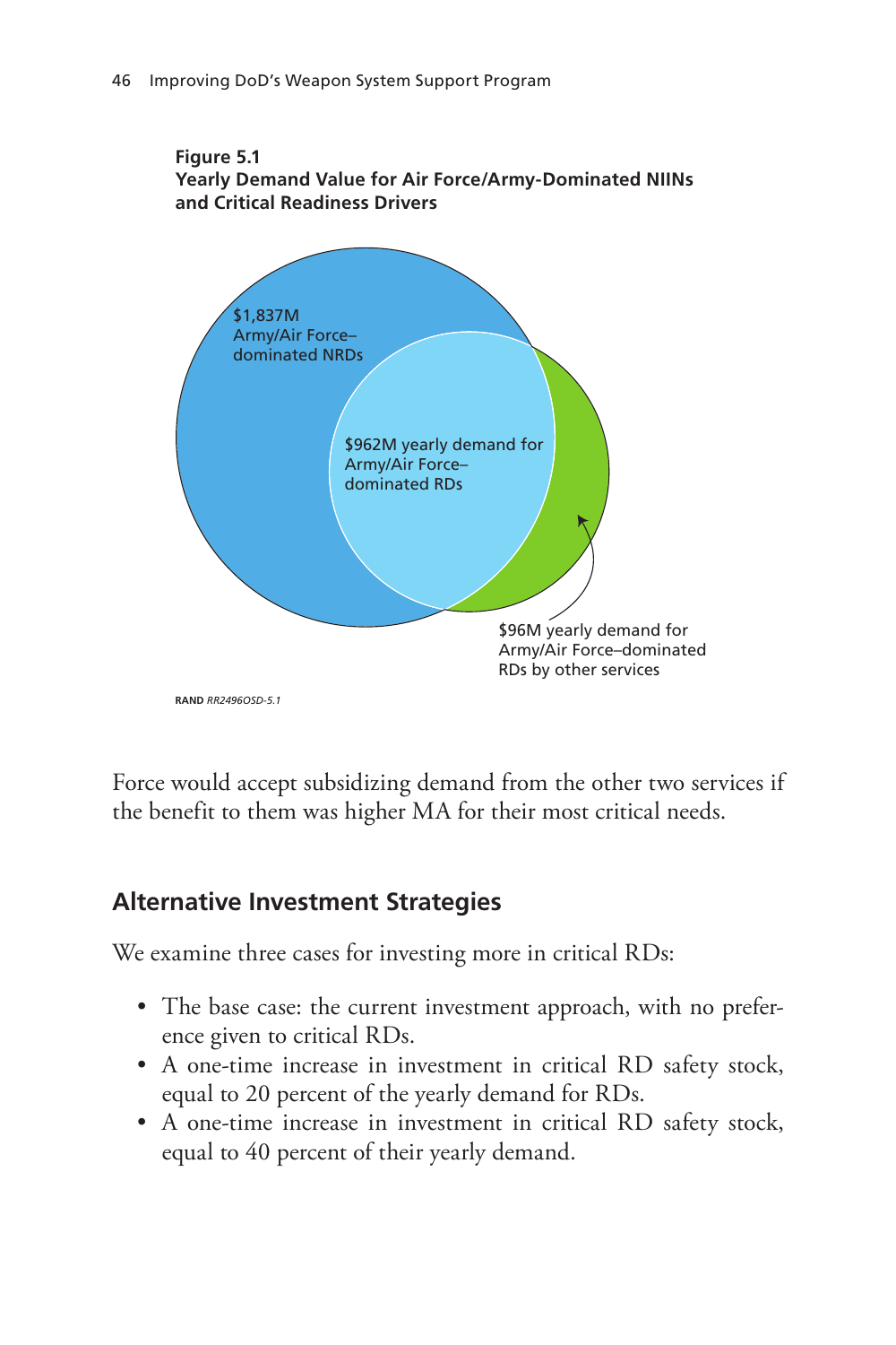**Figure 5.1**
**Yearly Demand Value for Air Force/Army-Dominated NIINs and Critical Readiness Drivers**

$1,837M Army/Air Force–dominated NRDs

$962M yearly demand for Army/Air Force–dominated RDs

$96M yearly demand for Army/Air Force–dominated RDs by other services

RAND *RR2496OSD-5.1*

Force would accept subsidizing demand from the other two services if the benefit to them was higher MA for their most critical needs.

## Alternative Investment Strategies

We examine three cases for investing more in critical RDs:

- The base case: the current investment approach, with no preference given to critical RDs.
- A one-time increase in investment in critical RD safety stock, equal to 20 percent of the yearly demand for RDs.
- A one-time increase in investment in critical RD safety stock, equal to 40 percent of their yearly demand.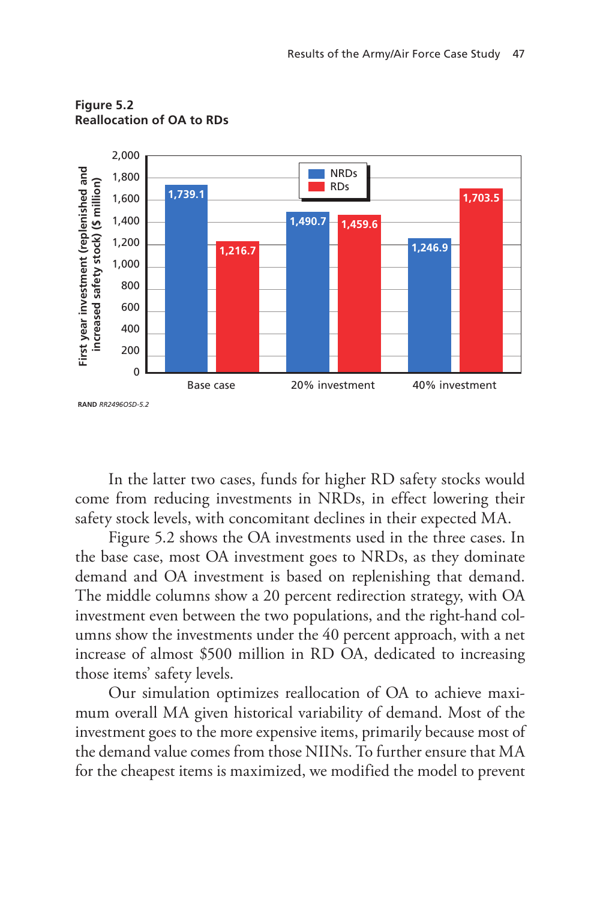**Figure 5.2**
**Reallocation of OA to RDs**

| | NRDs | RDs |
|---|---|---|
| Base case | 1,739.1 | 1,216.7 |
| 20% investment | 1,490.7 | 1,459.6 |
| 40% investment | 1,246.9 | 1,703.5 |

First year investment (replenished and increased safety stock) ($ million)

RAND *RR2496OSD-5.2*

In the latter two cases, funds for higher RD safety stocks would come from reducing investments in NRDs, in effect lowering their safety stock levels, with concomitant declines in their expected MA.

Figure 5.2 shows the OA investments used in the three cases. In the base case, most OA investment goes to NRDs, as they dominate demand and OA investment is based on replenishing that demand. The middle columns show a 20 percent redirection strategy, with OA investment even between the two populations, and the right-hand columns show the investments under the 40 percent approach, with a net increase of almost $500 million in RD OA, dedicated to increasing those items' safety levels.

Our simulation optimizes reallocation of OA to achieve maximum overall MA given historical variability of demand. Most of the investment goes to the more expensive items, primarily because most of the demand value comes from those NIINs. To further ensure that MA for the cheapest items is maximized, we modified the model to prevent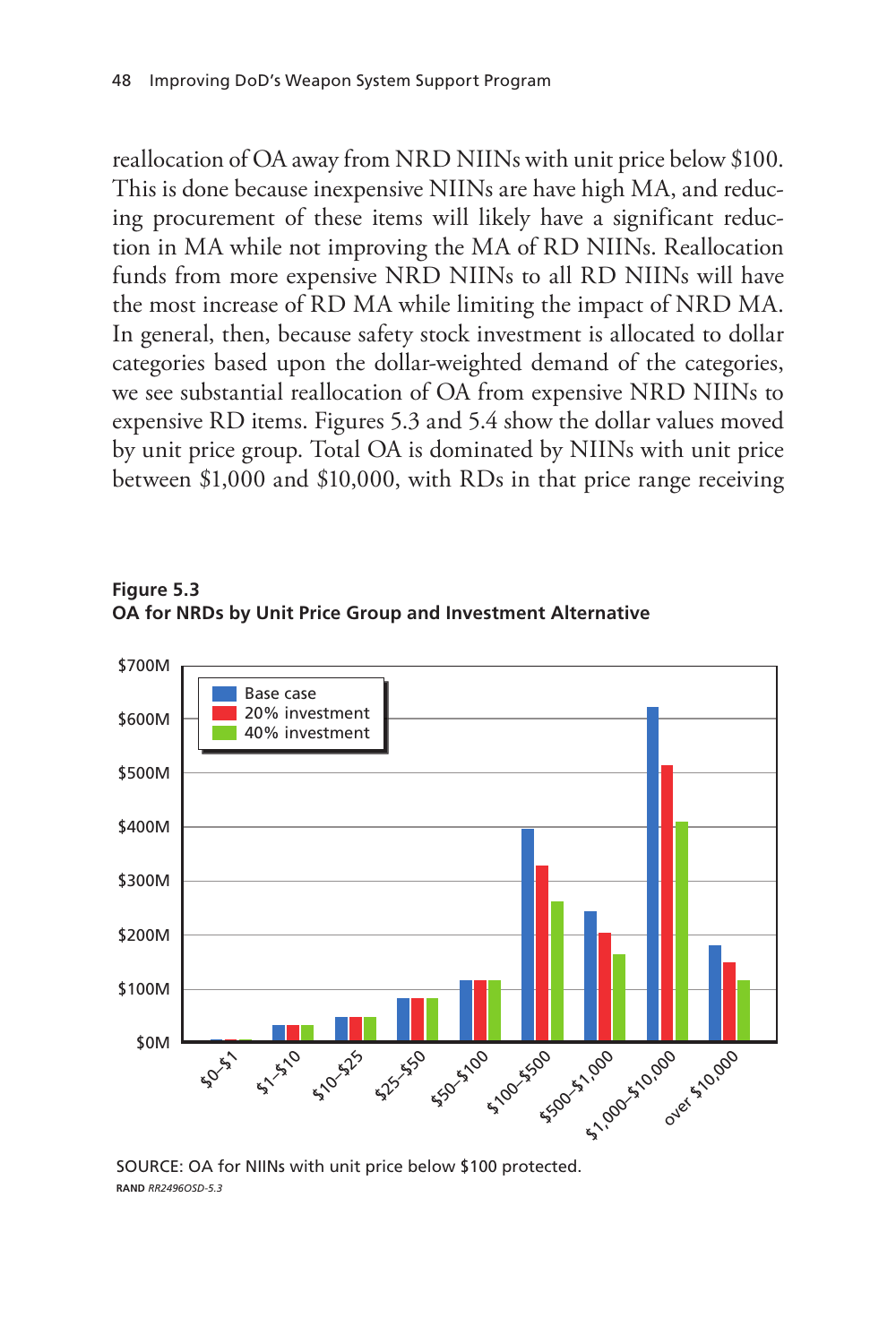reallocation of OA away from NRD NIINs with unit price below $100. This is done because inexpensive NIINs are have high MA, and reducing procurement of these items will likely have a significant reduction in MA while not improving the MA of RD NIINs. Reallocation funds from more expensive NRD NIINs to all RD NIINs will have the most increase of RD MA while limiting the impact of NRD MA. In general, then, because safety stock investment is allocated to dollar categories based upon the dollar-weighted demand of the categories, we see substantial reallocation of OA from expensive NRD NIINs to expensive RD items. Figures 5.3 and 5.4 show the dollar values moved by unit price group. Total OA is dominated by NIINs with unit price between $1,000 and $10,000, with RDs in that price range receiving

**Figure 5.3**
**OA for NRDs by Unit Price Group and Investment Alternative**

SOURCE: OA for NIINs with unit price below $100 protected.

RAND *RR2496OSD-5.3*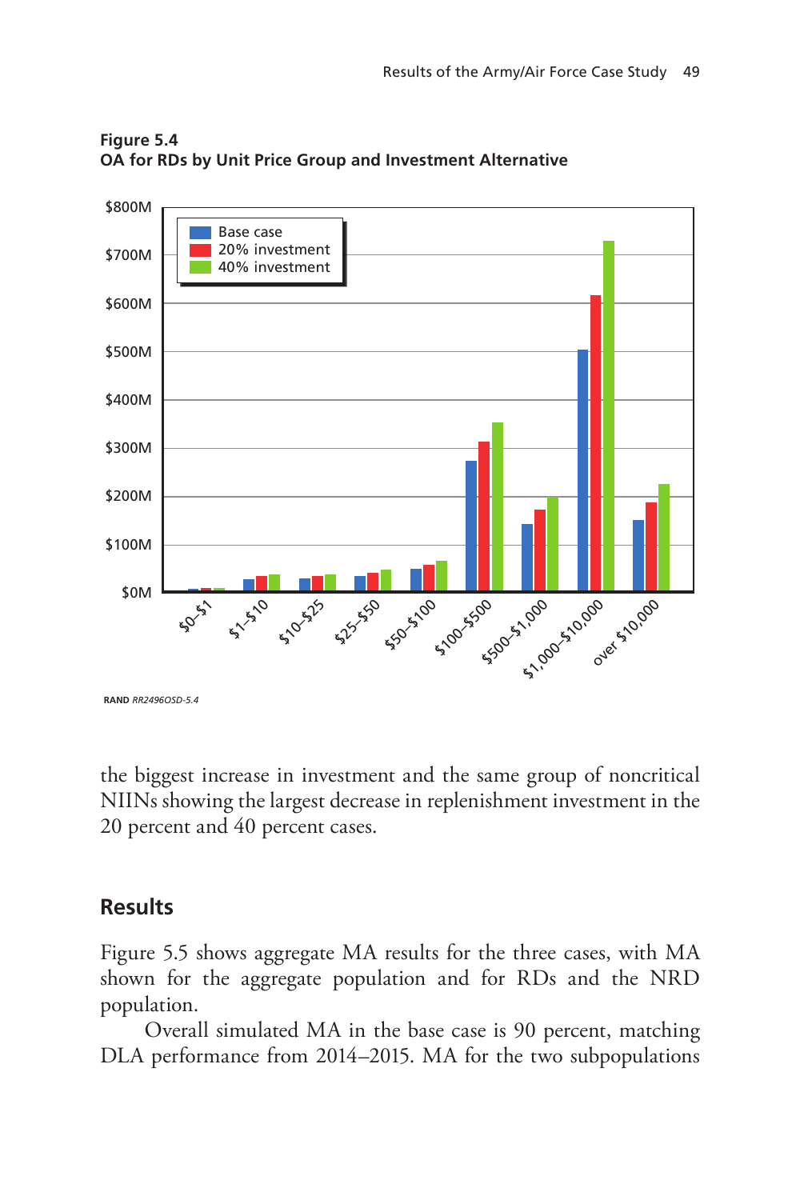**Figure 5.4**
**OA for RDs by Unit Price Group and Investment Alternative**

RAND RR2496OSD-5.4

the biggest increase in investment and the same group of noncritical NIINs showing the largest decrease in replenishment investment in the 20 percent and 40 percent cases.

## Results

Figure 5.5 shows aggregate MA results for the three cases, with MA shown for the aggregate population and for RDs and the NRD population.

Overall simulated MA in the base case is 90 percent, matching DLA performance from 2014–2015. MA for the two subpopulations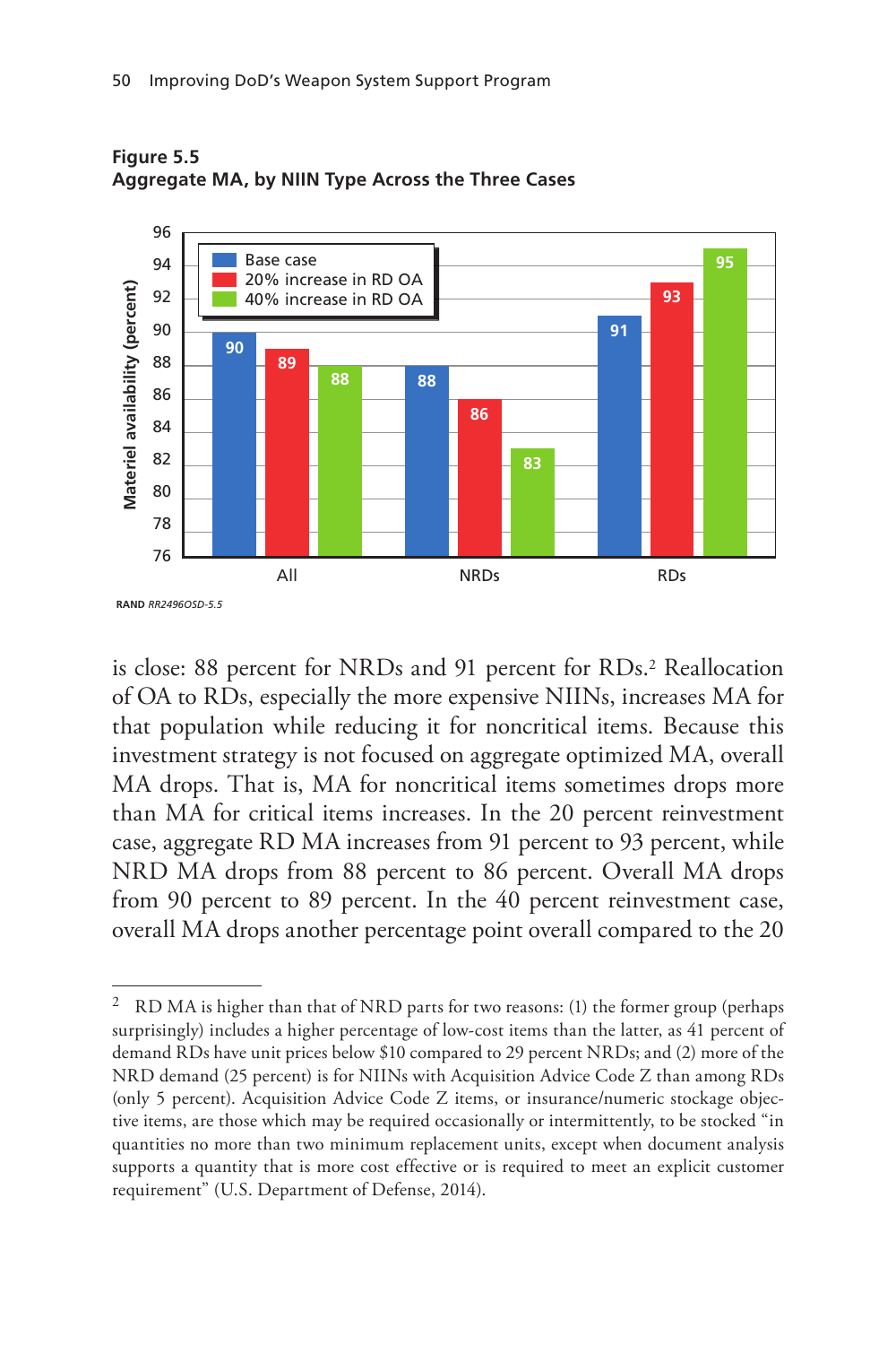**Figure 5.5**
**Aggregate MA, by NIIN Type Across the Three Cases**

| NIIN type | Base case | 20% increase in RD OA | 40% increase in RD OA |
|---|---|---|---|
| All | 90 | 89 | 88 |
| NRDs | 88 | 86 | 83 |
| RDs | 91 | 93 | 95 |

Materiel availability (percent)

RAND *RR2496OSD-5.5*

is close: 88 percent for NRDs and 91 percent for RDs.[2] Reallocation of OA to RDs, especially the more expensive NIINs, increases MA for that population while reducing it for noncritical items. Because this investment strategy is not focused on aggregate optimized MA, overall MA drops. That is, MA for noncritical items sometimes drops more than MA for critical items increases. In the 20 percent reinvestment case, aggregate RD MA increases from 91 percent to 93 percent, while NRD MA drops from 88 percent to 86 percent. Overall MA drops from 90 percent to 89 percent. In the 40 percent reinvestment case, overall MA drops another percentage point overall compared to the 20

---

[2] RD MA is higher than that of NRD parts for two reasons: (1) the former group (perhaps surprisingly) includes a higher percentage of low-cost items than the latter, as 41 percent of demand RDs have unit prices below $10 compared to 29 percent NRDs; and (2) more of the NRD demand (25 percent) is for NIINs with Acquisition Advice Code Z than among RDs (only 5 percent). Acquisition Advice Code Z items, or insurance/numeric stockage objective items, are those which may be required occasionally or intermittently, to be stocked "in quantities no more than two minimum replacement units, except when document analysis supports a quantity that is more cost effective or is required to meet an explicit customer requirement" (U.S. Department of Defense, 2014).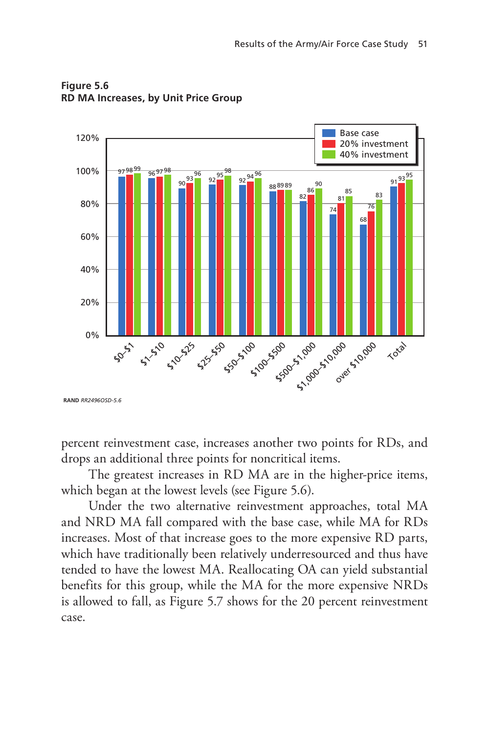**Figure 5.6**
**RD MA Increases, by Unit Price Group**

| Unit price group | Base case | 20% investment | 40% investment |
|---|---|---|---|
| $0–$1 | 97 | 98 | 99 |
| $1–$10 | 96 | 97 | 98 |
| $10–$25 | 90 | 93 | 96 |
| $25–$50 | 92 | 95 | 98 |
| $50–$100 | 92 | 94 | 96 |
| $100–$500 | 88 | 89 | 89 |
| $500–$1,000 | 82 | 86 | 90 |
| $1,000–$10,000 | 74 | 81 | 85 |
| over $10,000 | 68 | 76 | 83 |
| Total | 91 | 93 | 95 |

RAND *RR2496OSD-5.6*

percent reinvestment case, increases another two points for RDs, and drops an additional three points for noncritical items.

The greatest increases in RD MA are in the higher-price items, which began at the lowest levels (see Figure 5.6).

Under the two alternative reinvestment approaches, total MA and NRD MA fall compared with the base case, while MA for RDs increases. Most of that increase goes to the more expensive RD parts, which have traditionally been relatively underresourced and thus have tended to have the lowest MA. Reallocating OA can yield substantial benefits for this group, while the MA for the more expensive NRDs is allowed to fall, as Figure 5.7 shows for the 20 percent reinvestment case.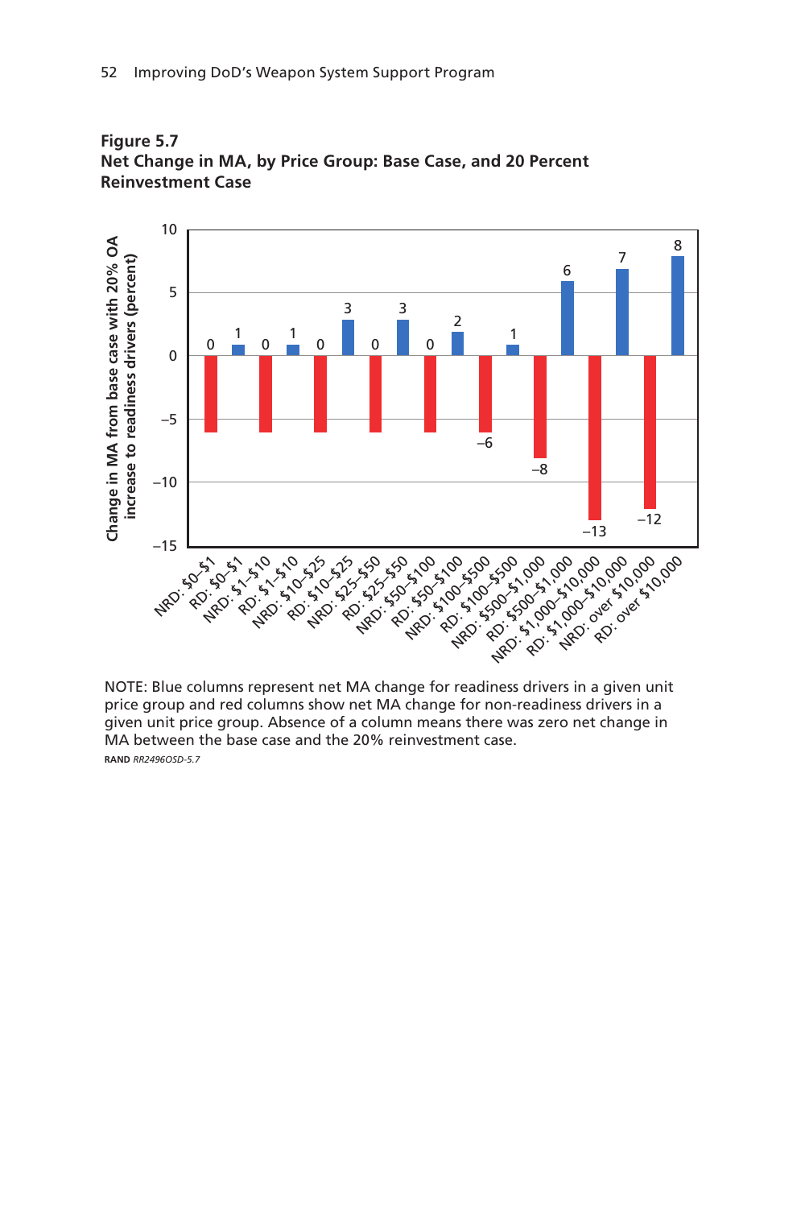**Figure 5.7**
**Net Change in MA, by Price Group: Base Case, and 20 Percent Reinvestment Case**

| Price group | Change in MA from base case with 20% OA increase to readiness drivers (percent) |
|---|---|
| NRD: $0–$1 | −6 |
| RD: $0–$1 | 1 |
| NRD: $1–$10 | −6 |
| RD: $1–$10 | 1 |
| NRD: $10–$25 | −6 |
| RD: $10–$25 | 3 |
| NRD: $25–$50 | −6 |
| RD: $25–$50 | 3 |
| NRD: $50–$100 | −6 |
| RD: $50–$100 | 2 |
| NRD: $100–$500 | −6 |
| RD: $100–$500 | 1 |
| NRD: $500–$1,000 | −8 |
| RD: $500–$1,000 | 6 |
| NRD: $1,000–$10,000 | −13 |
| RD: $1,000–$10,000 | 7 |
| NRD: over $10,000 | −12 |
| RD: over $10,000 | 8 |

NOTE: Blue columns represent net MA change for readiness drivers in a given unit price group and red columns show net MA change for non-readiness drivers in a given unit price group. Absence of a column means there was zero net change in MA between the base case and the 20% reinvestment case.

RAND *RR2496OSD-5.7*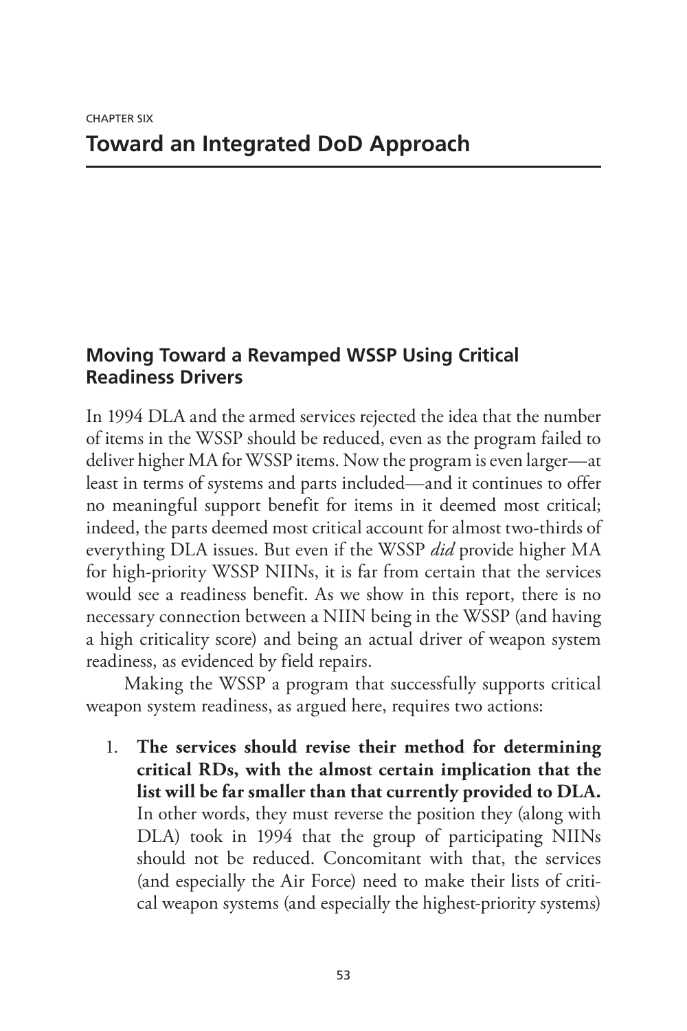CHAPTER SIX

# Toward an Integrated DoD Approach

## Moving Toward a Revamped WSSP Using Critical Readiness Drivers

In 1994 DLA and the armed services rejected the idea that the number of items in the WSSP should be reduced, even as the program failed to deliver higher MA for WSSP items. Now the program is even larger—at least in terms of systems and parts included—and it continues to offer no meaningful support benefit for items in it deemed most critical; indeed, the parts deemed most critical account for almost two-thirds of everything DLA issues. But even if the WSSP *did* provide higher MA for high-priority WSSP NIINs, it is far from certain that the services would see a readiness benefit. As we show in this report, there is no necessary connection between a NIIN being in the WSSP (and having a high criticality score) and being an actual driver of weapon system readiness, as evidenced by field repairs.

Making the WSSP a program that successfully supports critical weapon system readiness, as argued here, requires two actions:

1. **The services should revise their method for determining critical RDs, with the almost certain implication that the list will be far smaller than that currently provided to DLA.** In other words, they must reverse the position they (along with DLA) took in 1994 that the group of participating NIINs should not be reduced. Concomitant with that, the services (and especially the Air Force) need to make their lists of critical weapon systems (and especially the highest-priority systems)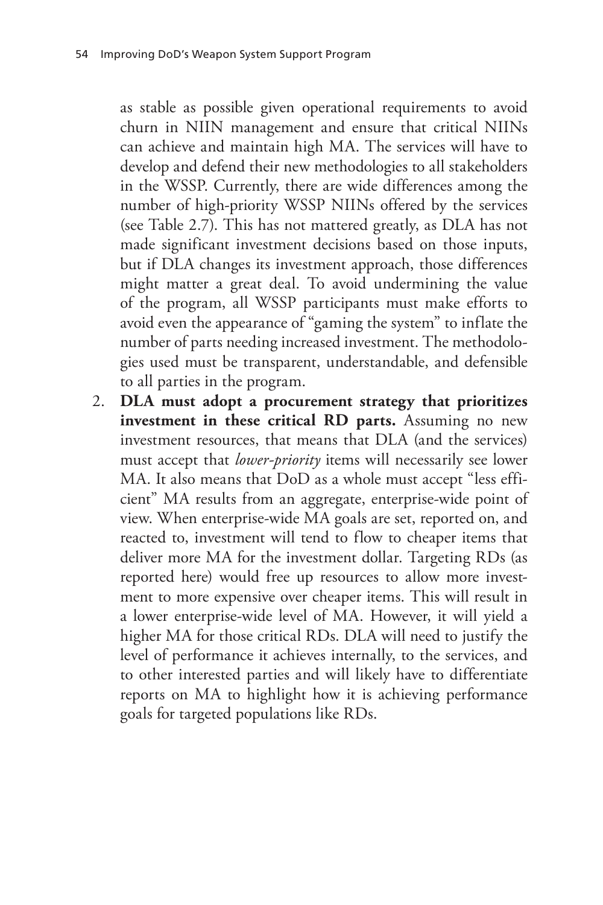as stable as possible given operational requirements to avoid churn in NIIN management and ensure that critical NIINs can achieve and maintain high MA. The services will have to develop and defend their new methodologies to all stakeholders in the WSSP. Currently, there are wide differences among the number of high-priority WSSP NIINs offered by the services (see Table 2.7). This has not mattered greatly, as DLA has not made significant investment decisions based on those inputs, but if DLA changes its investment approach, those differences might matter a great deal. To avoid undermining the value of the program, all WSSP participants must make efforts to avoid even the appearance of "gaming the system" to inflate the number of parts needing increased investment. The methodologies used must be transparent, understandable, and defensible to all parties in the program.

2. **DLA must adopt a procurement strategy that prioritizes investment in these critical RD parts.** Assuming no new investment resources, that means that DLA (and the services) must accept that *lower-priority* items will necessarily see lower MA. It also means that DoD as a whole must accept "less efficient" MA results from an aggregate, enterprise-wide point of view. When enterprise-wide MA goals are set, reported on, and reacted to, investment will tend to flow to cheaper items that deliver more MA for the investment dollar. Targeting RDs (as reported here) would free up resources to allow more investment to more expensive over cheaper items. This will result in a lower enterprise-wide level of MA. However, it will yield a higher MA for those critical RDs. DLA will need to justify the level of performance it achieves internally, to the services, and to other interested parties and will likely have to differentiate reports on MA to highlight how it is achieving performance goals for targeted populations like RDs.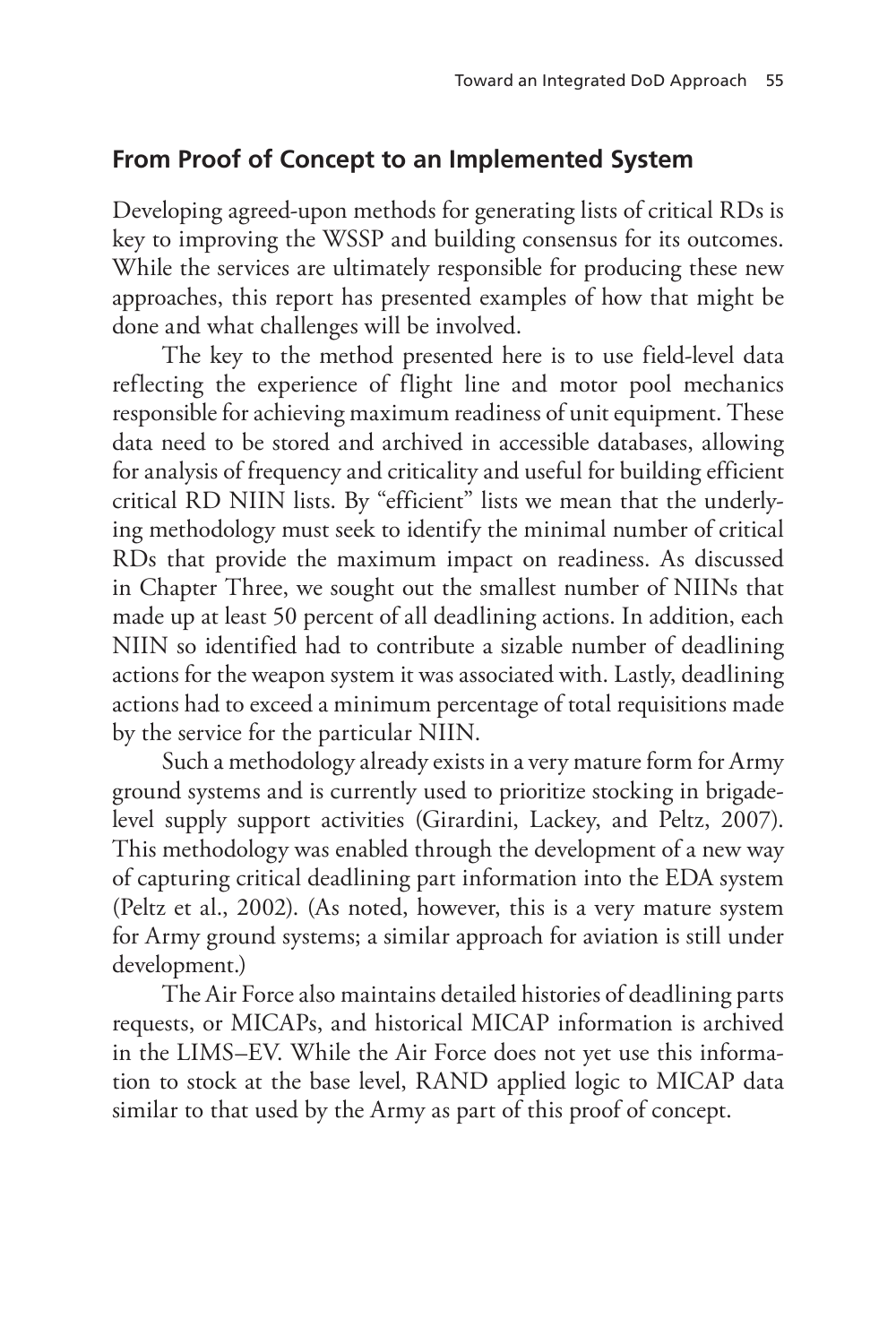## From Proof of Concept to an Implemented System

Developing agreed-upon methods for generating lists of critical RDs is key to improving the WSSP and building consensus for its outcomes. While the services are ultimately responsible for producing these new approaches, this report has presented examples of how that might be done and what challenges will be involved.

The key to the method presented here is to use field-level data reflecting the experience of flight line and motor pool mechanics responsible for achieving maximum readiness of unit equipment. These data need to be stored and archived in accessible databases, allowing for analysis of frequency and criticality and useful for building efficient critical RD NIIN lists. By "efficient" lists we mean that the underlying methodology must seek to identify the minimal number of critical RDs that provide the maximum impact on readiness. As discussed in Chapter Three, we sought out the smallest number of NIINs that made up at least 50 percent of all deadlining actions. In addition, each NIIN so identified had to contribute a sizable number of deadlining actions for the weapon system it was associated with. Lastly, deadlining actions had to exceed a minimum percentage of total requisitions made by the service for the particular NIIN.

Such a methodology already exists in a very mature form for Army ground systems and is currently used to prioritize stocking in brigade-level supply support activities (Girardini, Lackey, and Peltz, 2007). This methodology was enabled through the development of a new way of capturing critical deadlining part information into the EDA system (Peltz et al., 2002). (As noted, however, this is a very mature system for Army ground systems; a similar approach for aviation is still under development.)

The Air Force also maintains detailed histories of deadlining parts requests, or MICAPs, and historical MICAP information is archived in the LIMS–EV. While the Air Force does not yet use this information to stock at the base level, RAND applied logic to MICAP data similar to that used by the Army as part of this proof of concept.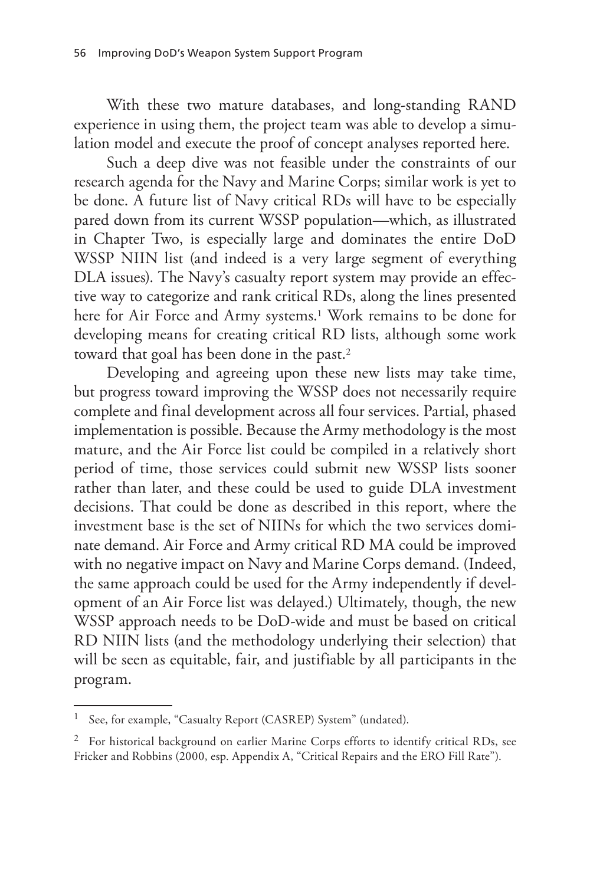With these two mature databases, and long-standing RAND experience in using them, the project team was able to develop a simulation model and execute the proof of concept analyses reported here.

Such a deep dive was not feasible under the constraints of our research agenda for the Navy and Marine Corps; similar work is yet to be done. A future list of Navy critical RDs will have to be especially pared down from its current WSSP population—which, as illustrated in Chapter Two, is especially large and dominates the entire DoD WSSP NIIN list (and indeed is a very large segment of everything DLA issues). The Navy's casualty report system may provide an effective way to categorize and rank critical RDs, along the lines presented here for Air Force and Army systems.[1] Work remains to be done for developing means for creating critical RD lists, although some work toward that goal has been done in the past.[2]

Developing and agreeing upon these new lists may take time, but progress toward improving the WSSP does not necessarily require complete and final development across all four services. Partial, phased implementation is possible. Because the Army methodology is the most mature, and the Air Force list could be compiled in a relatively short period of time, those services could submit new WSSP lists sooner rather than later, and these could be used to guide DLA investment decisions. That could be done as described in this report, where the investment base is the set of NIINs for which the two services dominate demand. Air Force and Army critical RD MA could be improved with no negative impact on Navy and Marine Corps demand. (Indeed, the same approach could be used for the Army independently if development of an Air Force list was delayed.) Ultimately, though, the new WSSP approach needs to be DoD-wide and must be based on critical RD NIIN lists (and the methodology underlying their selection) that will be seen as equitable, fair, and justifiable by all participants in the program.

---

[1] See, for example, "Casualty Report (CASREP) System" (undated).

[2] For historical background on earlier Marine Corps efforts to identify critical RDs, see Fricker and Robbins (2000, esp. Appendix A, "Critical Repairs and the ERO Fill Rate").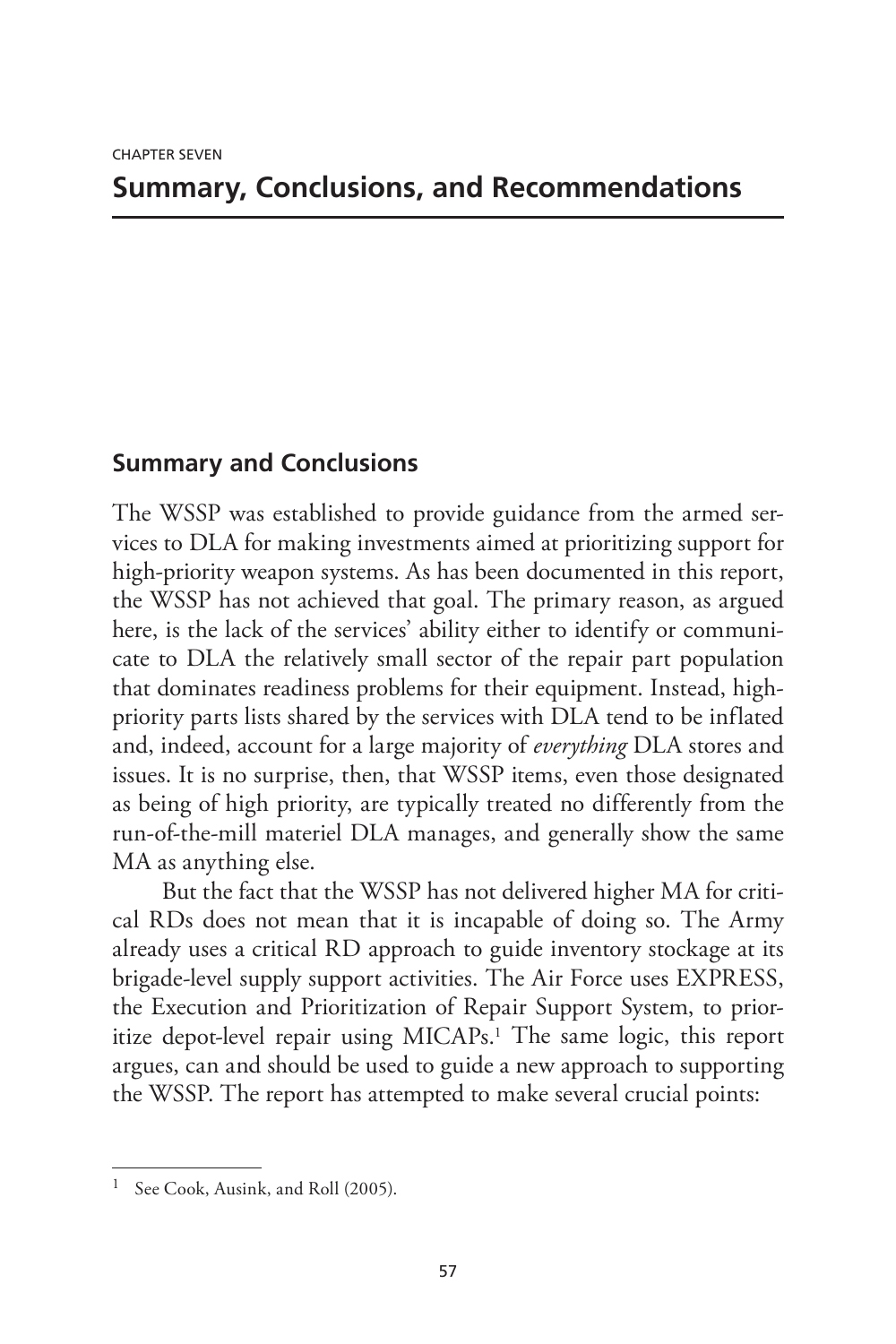CHAPTER SEVEN

# Summary, Conclusions, and Recommendations

## Summary and Conclusions

The WSSP was established to provide guidance from the armed services to DLA for making investments aimed at prioritizing support for high-priority weapon systems. As has been documented in this report, the WSSP has not achieved that goal. The primary reason, as argued here, is the lack of the services' ability either to identify or communicate to DLA the relatively small sector of the repair part population that dominates readiness problems for their equipment. Instead, high-priority parts lists shared by the services with DLA tend to be inflated and, indeed, account for a large majority of *everything* DLA stores and issues. It is no surprise, then, that WSSP items, even those designated as being of high priority, are typically treated no differently from the run-of-the-mill materiel DLA manages, and generally show the same MA as anything else.

But the fact that the WSSP has not delivered higher MA for critical RDs does not mean that it is incapable of doing so. The Army already uses a critical RD approach to guide inventory stockage at its brigade-level supply support activities. The Air Force uses EXPRESS, the Execution and Prioritization of Repair Support System, to prioritize depot-level repair using MICAPs.[1] The same logic, this report argues, can and should be used to guide a new approach to supporting the WSSP. The report has attempted to make several crucial points:

[1] See Cook, Ausink, and Roll (2005).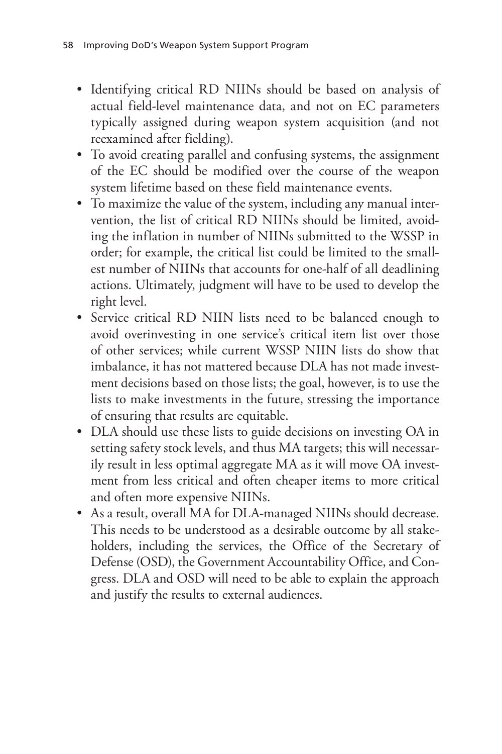- Identifying critical RD NIINs should be based on analysis of actual field-level maintenance data, and not on EC parameters typically assigned during weapon system acquisition (and not reexamined after fielding).
- To avoid creating parallel and confusing systems, the assignment of the EC should be modified over the course of the weapon system lifetime based on these field maintenance events.
- To maximize the value of the system, including any manual intervention, the list of critical RD NIINs should be limited, avoiding the inflation in number of NIINs submitted to the WSSP in order; for example, the critical list could be limited to the smallest number of NIINs that accounts for one-half of all deadlining actions. Ultimately, judgment will have to be used to develop the right level.
- Service critical RD NIIN lists need to be balanced enough to avoid overinvesting in one service's critical item list over those of other services; while current WSSP NIIN lists do show that imbalance, it has not mattered because DLA has not made investment decisions based on those lists; the goal, however, is to use the lists to make investments in the future, stressing the importance of ensuring that results are equitable.
- DLA should use these lists to guide decisions on investing OA in setting safety stock levels, and thus MA targets; this will necessarily result in less optimal aggregate MA as it will move OA investment from less critical and often cheaper items to more critical and often more expensive NIINs.
- As a result, overall MA for DLA-managed NIINs should decrease. This needs to be understood as a desirable outcome by all stakeholders, including the services, the Office of the Secretary of Defense (OSD), the Government Accountability Office, and Congress. DLA and OSD will need to be able to explain the approach and justify the results to external audiences.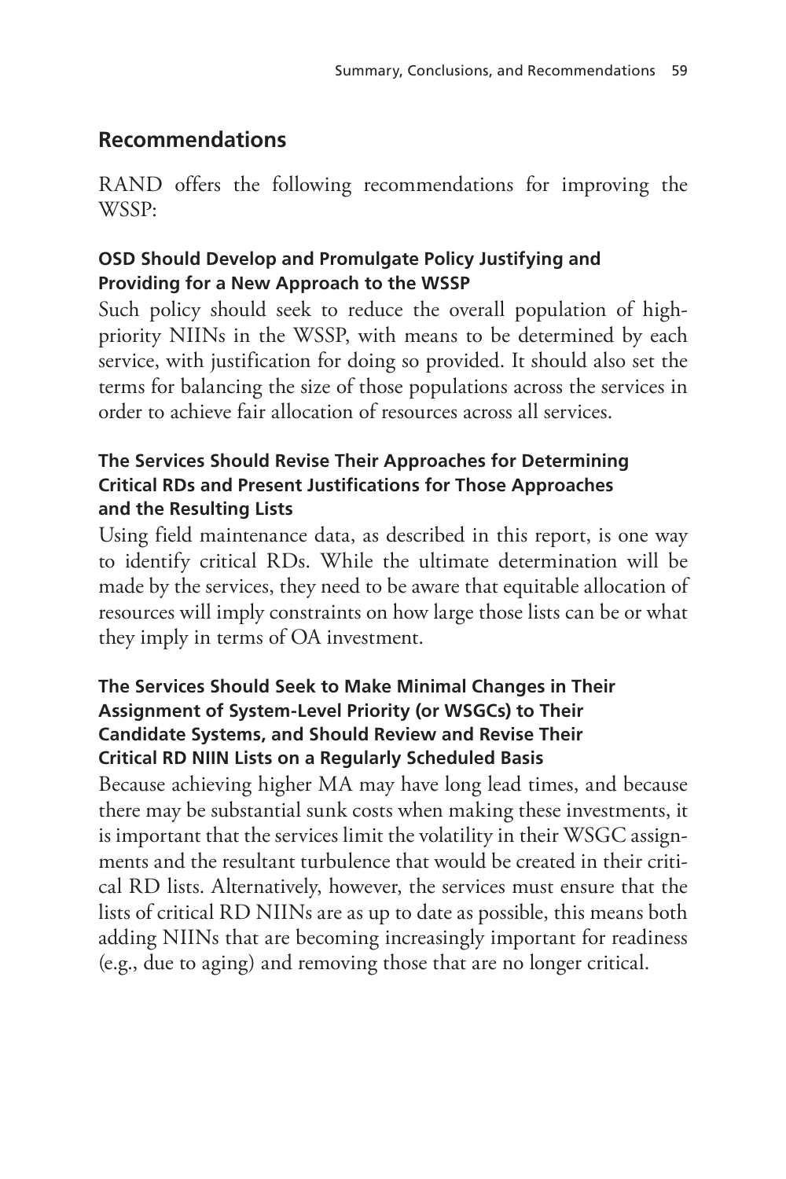## Recommendations

RAND offers the following recommendations for improving the WSSP:

### OSD Should Develop and Promulgate Policy Justifying and Providing for a New Approach to the WSSP

Such policy should seek to reduce the overall population of high-priority NIINs in the WSSP, with means to be determined by each service, with justification for doing so provided. It should also set the terms for balancing the size of those populations across the services in order to achieve fair allocation of resources across all services.

### The Services Should Revise Their Approaches for Determining Critical RDs and Present Justifications for Those Approaches and the Resulting Lists

Using field maintenance data, as described in this report, is one way to identify critical RDs. While the ultimate determination will be made by the services, they need to be aware that equitable allocation of resources will imply constraints on how large those lists can be or what they imply in terms of OA investment.

### The Services Should Seek to Make Minimal Changes in Their Assignment of System-Level Priority (or WSGCs) to Their Candidate Systems, and Should Review and Revise Their Critical RD NIIN Lists on a Regularly Scheduled Basis

Because achieving higher MA may have long lead times, and because there may be substantial sunk costs when making these investments, it is important that the services limit the volatility in their WSGC assignments and the resultant turbulence that would be created in their critical RD lists. Alternatively, however, the services must ensure that the lists of critical RD NIINs are as up to date as possible, this means both adding NIINs that are becoming increasingly important for readiness (e.g., due to aging) and removing those that are no longer critical.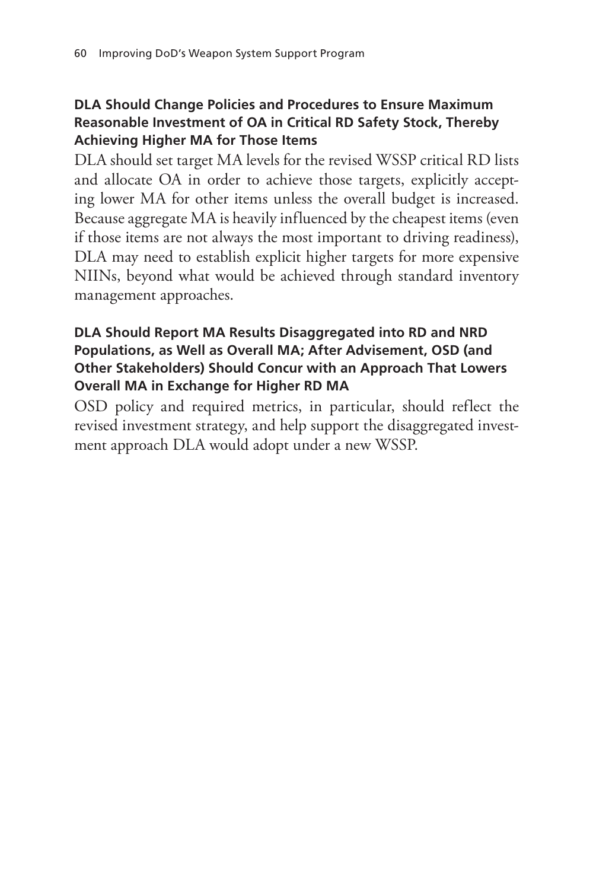### DLA Should Change Policies and Procedures to Ensure Maximum Reasonable Investment of OA in Critical RD Safety Stock, Thereby Achieving Higher MA for Those Items

DLA should set target MA levels for the revised WSSP critical RD lists and allocate OA in order to achieve those targets, explicitly accepting lower MA for other items unless the overall budget is increased. Because aggregate MA is heavily influenced by the cheapest items (even if those items are not always the most important to driving readiness), DLA may need to establish explicit higher targets for more expensive NIINs, beyond what would be achieved through standard inventory management approaches.

### DLA Should Report MA Results Disaggregated into RD and NRD Populations, as Well as Overall MA; After Advisement, OSD (and Other Stakeholders) Should Concur with an Approach That Lowers Overall MA in Exchange for Higher RD MA

OSD policy and required metrics, in particular, should reflect the revised investment strategy, and help support the disaggregated investment approach DLA would adopt under a new WSSP.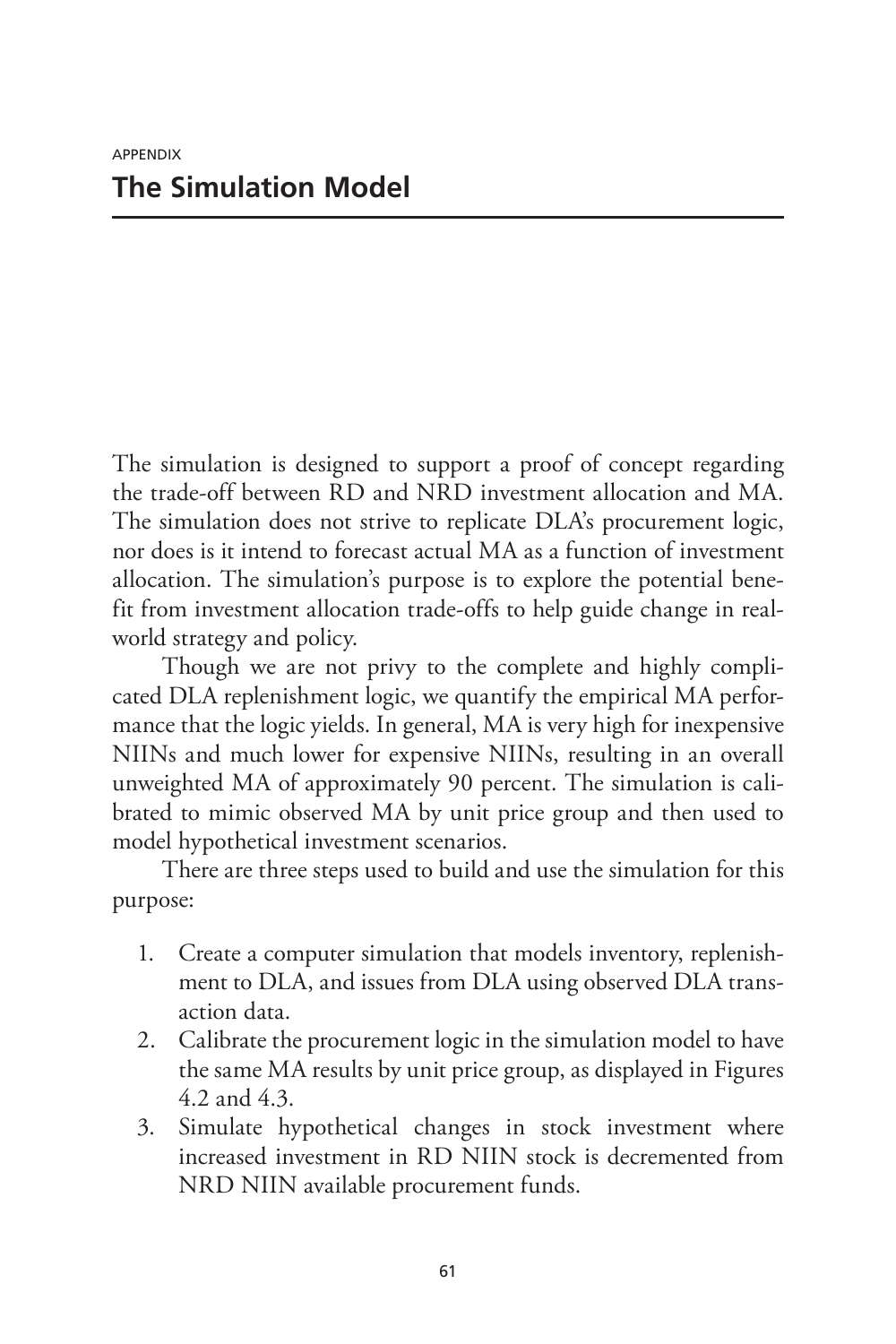APPENDIX

# The Simulation Model

The simulation is designed to support a proof of concept regarding the trade-off between RD and NRD investment allocation and MA. The simulation does not strive to replicate DLA's procurement logic, nor does is it intend to forecast actual MA as a function of investment allocation. The simulation's purpose is to explore the potential benefit from investment allocation trade-offs to help guide change in real-world strategy and policy.

Though we are not privy to the complete and highly complicated DLA replenishment logic, we quantify the empirical MA performance that the logic yields. In general, MA is very high for inexpensive NIINs and much lower for expensive NIINs, resulting in an overall unweighted MA of approximately 90 percent. The simulation is calibrated to mimic observed MA by unit price group and then used to model hypothetical investment scenarios.

There are three steps used to build and use the simulation for this purpose:

1. Create a computer simulation that models inventory, replenishment to DLA, and issues from DLA using observed DLA transaction data.
2. Calibrate the procurement logic in the simulation model to have the same MA results by unit price group, as displayed in Figures 4.2 and 4.3.
3. Simulate hypothetical changes in stock investment where increased investment in RD NIIN stock is decremented from NRD NIIN available procurement funds.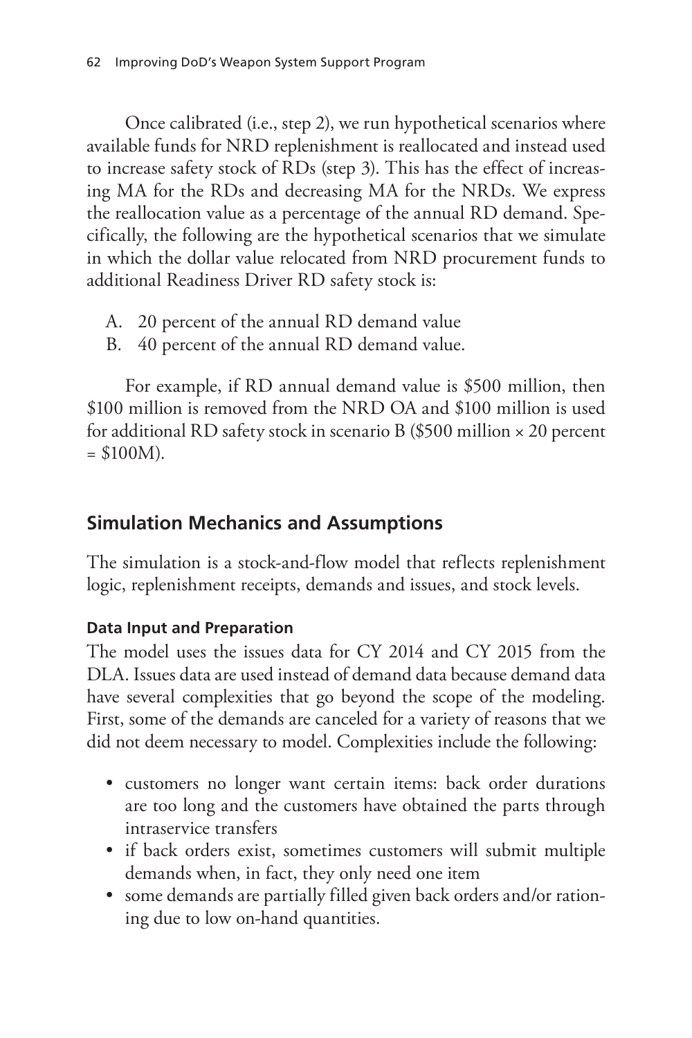Once calibrated (i.e., step 2), we run hypothetical scenarios where available funds for NRD replenishment is reallocated and instead used to increase safety stock of RDs (step 3). This has the effect of increasing MA for the RDs and decreasing MA for the NRDs. We express the reallocation value as a percentage of the annual RD demand. Specifically, the following are the hypothetical scenarios that we simulate in which the dollar value relocated from NRD procurement funds to additional Readiness Driver RD safety stock is:

A. 20 percent of the annual RD demand value
B. 40 percent of the annual RD demand value.

For example, if RD annual demand value is $500 million, then $100 million is removed from the NRD OA and $100 million is used for additional RD safety stock in scenario B ($500 million × 20 percent = $100M).

## Simulation Mechanics and Assumptions

The simulation is a stock-and-flow model that reflects replenishment logic, replenishment receipts, demands and issues, and stock levels.

### Data Input and Preparation

The model uses the issues data for CY 2014 and CY 2015 from the DLA. Issues data are used instead of demand data because demand data have several complexities that go beyond the scope of the modeling. First, some of the demands are canceled for a variety of reasons that we did not deem necessary to model. Complexities include the following:

- customers no longer want certain items: back order durations are too long and the customers have obtained the parts through intraservice transfers
- if back orders exist, sometimes customers will submit multiple demands when, in fact, they only need one item
- some demands are partially filled given back orders and/or rationing due to low on-hand quantities.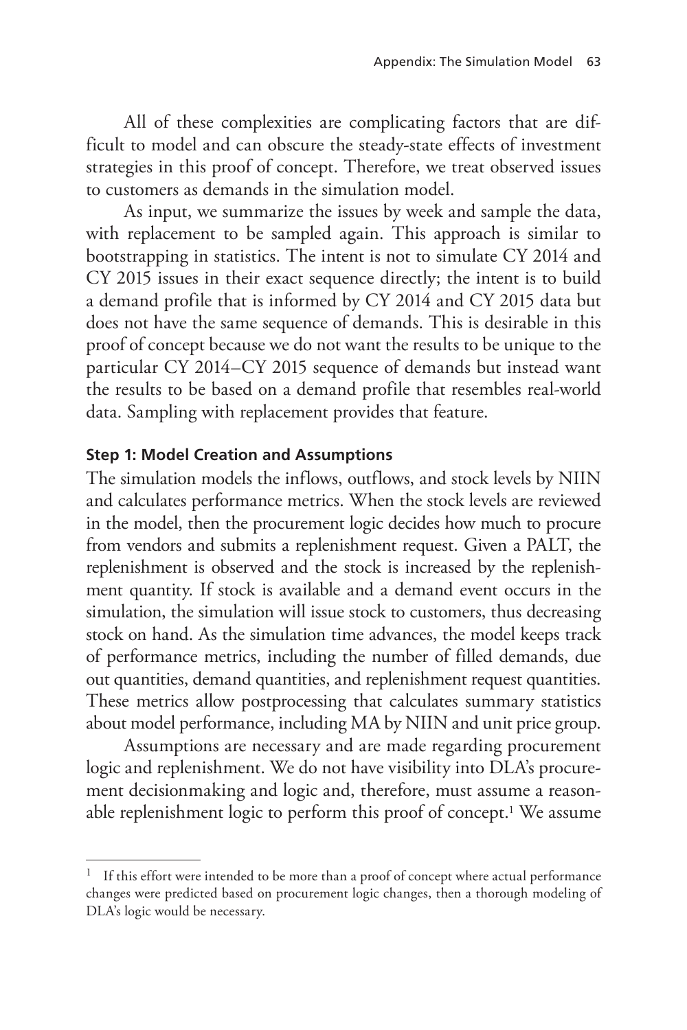All of these complexities are complicating factors that are difficult to model and can obscure the steady-state effects of investment strategies in this proof of concept. Therefore, we treat observed issues to customers as demands in the simulation model.

As input, we summarize the issues by week and sample the data, with replacement to be sampled again. This approach is similar to bootstrapping in statistics. The intent is not to simulate CY 2014 and CY 2015 issues in their exact sequence directly; the intent is to build a demand profile that is informed by CY 2014 and CY 2015 data but does not have the same sequence of demands. This is desirable in this proof of concept because we do not want the results to be unique to the particular CY 2014–CY 2015 sequence of demands but instead want the results to be based on a demand profile that resembles real-world data. Sampling with replacement provides that feature.

### Step 1: Model Creation and Assumptions

The simulation models the inflows, outflows, and stock levels by NIIN and calculates performance metrics. When the stock levels are reviewed in the model, then the procurement logic decides how much to procure from vendors and submits a replenishment request. Given a PALT, the replenishment is observed and the stock is increased by the replenishment quantity. If stock is available and a demand event occurs in the simulation, the simulation will issue stock to customers, thus decreasing stock on hand. As the simulation time advances, the model keeps track of performance metrics, including the number of filled demands, due out quantities, demand quantities, and replenishment request quantities. These metrics allow postprocessing that calculates summary statistics about model performance, including MA by NIIN and unit price group.

Assumptions are necessary and are made regarding procurement logic and replenishment. We do not have visibility into DLA's procurement decisionmaking and logic and, therefore, must assume a reasonable replenishment logic to perform this proof of concept.[1] We assume

[1] If this effort were intended to be more than a proof of concept where actual performance changes were predicted based on procurement logic changes, then a thorough modeling of DLA's logic would be necessary.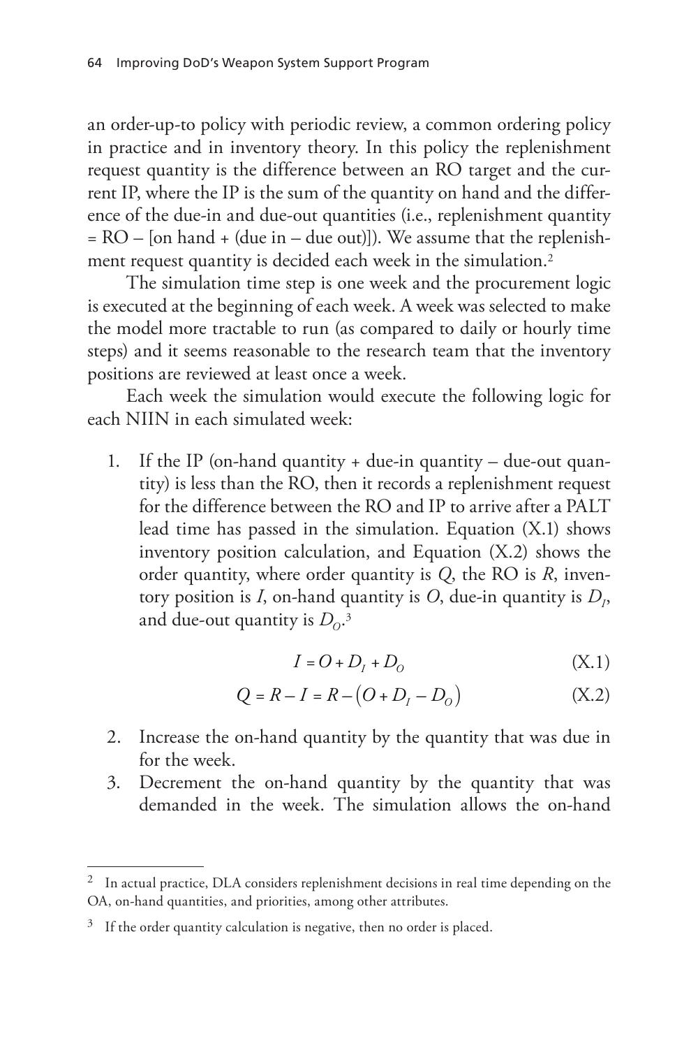an order-up-to policy with periodic review, a common ordering policy in practice and in inventory theory. In this policy the replenishment request quantity is the difference between an RO target and the current IP, where the IP is the sum of the quantity on hand and the difference of the due-in and due-out quantities (i.e., replenishment quantity = RO – [on hand + (due in – due out)]). We assume that the replenishment request quantity is decided each week in the simulation.[2]

The simulation time step is one week and the procurement logic is executed at the beginning of each week. A week was selected to make the model more tractable to run (as compared to daily or hourly time steps) and it seems reasonable to the research team that the inventory positions are reviewed at least once a week.

Each week the simulation would execute the following logic for each NIIN in each simulated week:

1. If the IP (on-hand quantity + due-in quantity – due-out quantity) is less than the RO, then it records a replenishment request for the difference between the RO and IP to arrive after a PALT lead time has passed in the simulation. Equation (X.1) shows inventory position calculation, and Equation (X.2) shows the order quantity, where order quantity is $Q$, the RO is $R$, inventory position is $I$, on-hand quantity is $O$, due-in quantity is $D_I$, and due-out quantity is $D_O$.[3]

$$I = O + D_I + D_O \tag{X.1}$$

$$Q = R - I = R - \left(O + D_I - D_O\right) \tag{X.2}$$

2. Increase the on-hand quantity by the quantity that was due in for the week.
3. Decrement the on-hand quantity by the quantity that was demanded in the week. The simulation allows the on-hand

[2] In actual practice, DLA considers replenishment decisions in real time depending on the OA, on-hand quantities, and priorities, among other attributes.

[3] If the order quantity calculation is negative, then no order is placed.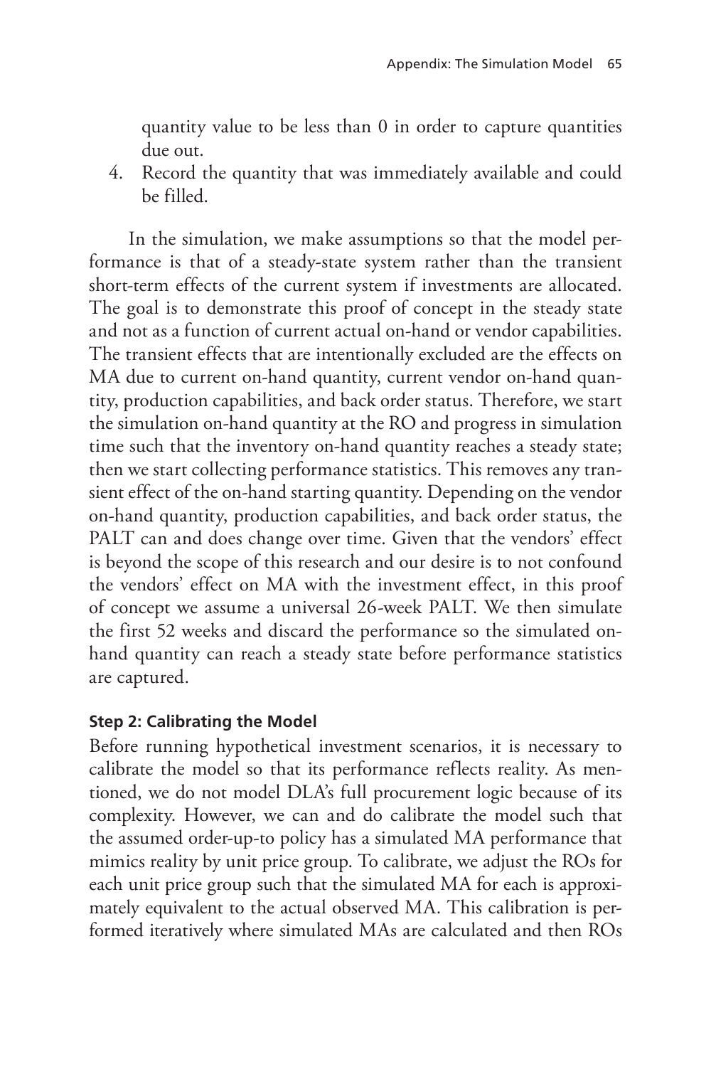quantity value to be less than 0 in order to capture quantities due out.

4. Record the quantity that was immediately available and could be filled.

In the simulation, we make assumptions so that the model performance is that of a steady-state system rather than the transient short-term effects of the current system if investments are allocated. The goal is to demonstrate this proof of concept in the steady state and not as a function of current actual on-hand or vendor capabilities. The transient effects that are intentionally excluded are the effects on MA due to current on-hand quantity, current vendor on-hand quantity, production capabilities, and back order status. Therefore, we start the simulation on-hand quantity at the RO and progress in simulation time such that the inventory on-hand quantity reaches a steady state; then we start collecting performance statistics. This removes any transient effect of the on-hand starting quantity. Depending on the vendor on-hand quantity, production capabilities, and back order status, the PALT can and does change over time. Given that the vendors' effect is beyond the scope of this research and our desire is to not confound the vendors' effect on MA with the investment effect, in this proof of concept we assume a universal 26-week PALT. We then simulate the first 52 weeks and discard the performance so the simulated on-hand quantity can reach a steady state before performance statistics are captured.

#### Step 2: Calibrating the Model

Before running hypothetical investment scenarios, it is necessary to calibrate the model so that its performance reflects reality. As mentioned, we do not model DLA's full procurement logic because of its complexity. However, we can and do calibrate the model such that the assumed order-up-to policy has a simulated MA performance that mimics reality by unit price group. To calibrate, we adjust the ROs for each unit price group such that the simulated MA for each is approximately equivalent to the actual observed MA. This calibration is performed iteratively where simulated MAs are calculated and then ROs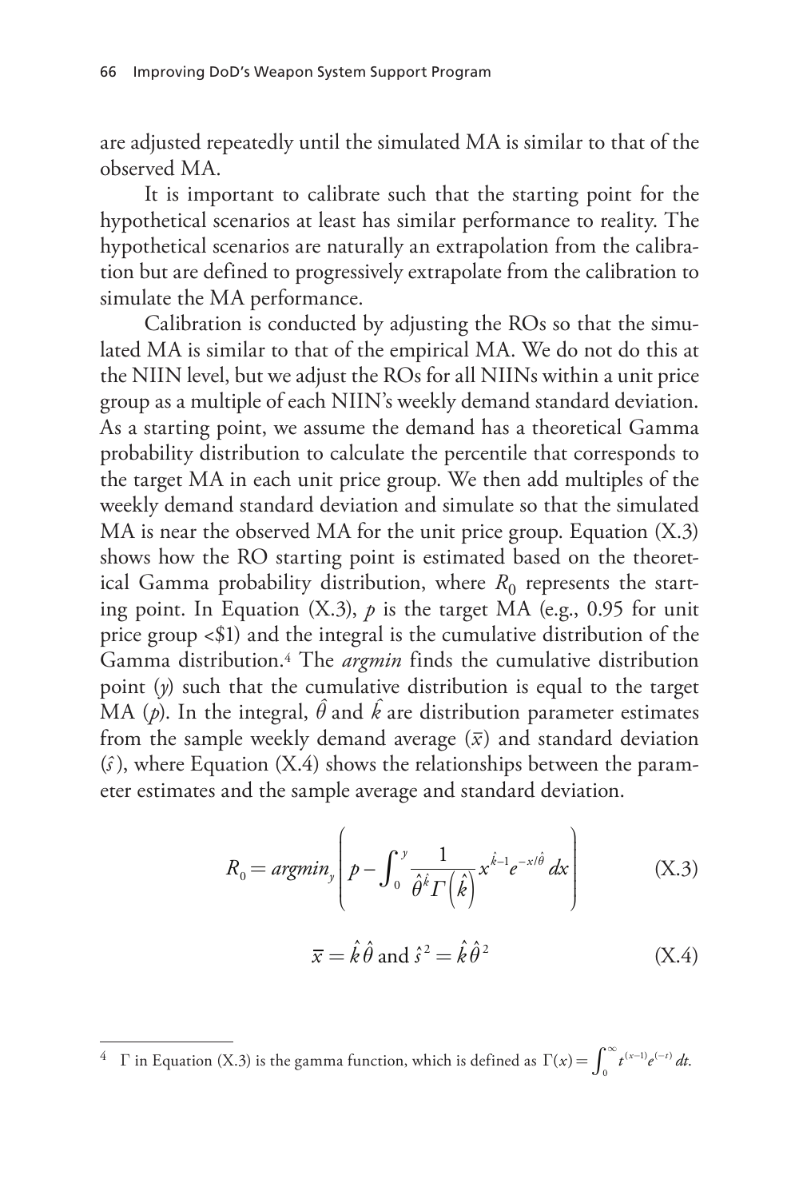are adjusted repeatedly until the simulated MA is similar to that of the observed MA.

It is important to calibrate such that the starting point for the hypothetical scenarios at least has similar performance to reality. The hypothetical scenarios are naturally an extrapolation from the calibration but are defined to progressively extrapolate from the calibration to simulate the MA performance.

Calibration is conducted by adjusting the ROs so that the simulated MA is similar to that of the empirical MA. We do not do this at the NIIN level, but we adjust the ROs for all NIINs within a unit price group as a multiple of each NIIN's weekly demand standard deviation. As a starting point, we assume the demand has a theoretical Gamma probability distribution to calculate the percentile that corresponds to the target MA in each unit price group. We then add multiples of the weekly demand standard deviation and simulate so that the simulated MA is near the observed MA for the unit price group. Equation (X.3) shows how the RO starting point is estimated based on the theoretical Gamma probability distribution, where $R_0$ represents the starting point. In Equation (X.3), $p$ is the target MA (e.g., 0.95 for unit price group <$1) and the integral is the cumulative distribution of the Gamma distribution.[4] The *argmin* finds the cumulative distribution point ($y$) such that the cumulative distribution is equal to the target MA ($p$). In the integral, $\hat{\theta}$ and $\hat{k}$ are distribution parameter estimates from the sample weekly demand average ($\bar{x}$) and standard deviation ($\hat{s}$), where Equation (X.4) shows the relationships between the parameter estimates and the sample average and standard deviation.

$$R_0 = argmin_y \left( p - \int_0^y \frac{1}{\hat{\theta}^{\hat{k}} \Gamma\left(\hat{k}\right)} x^{\hat{k}-1} e^{-x/\hat{\theta}} \, dx \right) \tag{X.3}$$

$$\bar{x} = \hat{k}\hat{\theta} \text{ and } \hat{s}^2 = \hat{k}\hat{\theta}^2 \tag{X.4}$$

---

[4] Γ in Equation (X.3) is the gamma function, which is defined as $\Gamma(x) = \int_0^\infty t^{(x-1)} e^{(-t)} \, dt$.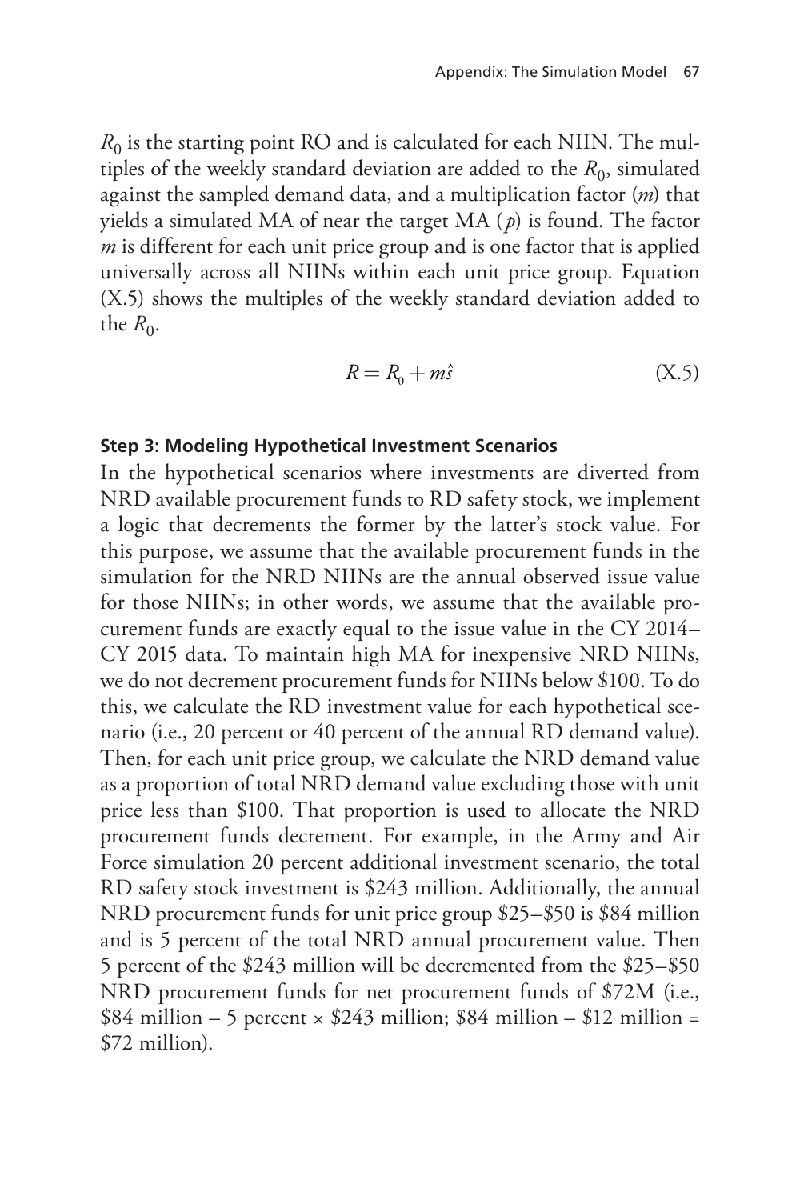$R_0$ is the starting point RO and is calculated for each NIIN. The multiples of the weekly standard deviation are added to the $R_0$, simulated against the sampled demand data, and a multiplication factor ($m$) that yields a simulated MA of near the target MA ($p$) is found. The factor $m$ is different for each unit price group and is one factor that is applied universally across all NIINs within each unit price group. Equation (X.5) shows the multiples of the weekly standard deviation added to the $R_0$.

$$R = R_0 + m\hat{s} \tag{X.5}$$

**Step 3: Modeling Hypothetical Investment Scenarios**

In the hypothetical scenarios where investments are diverted from NRD available procurement funds to RD safety stock, we implement a logic that decrements the former by the latter's stock value. For this purpose, we assume that the available procurement funds in the simulation for the NRD NIINs are the annual observed issue value for those NIINs; in other words, we assume that the available procurement funds are exactly equal to the issue value in the CY 2014–CY 2015 data. To maintain high MA for inexpensive NRD NIINs, we do not decrement procurement funds for NIINs below $100. To do this, we calculate the RD investment value for each hypothetical scenario (i.e., 20 percent or 40 percent of the annual RD demand value). Then, for each unit price group, we calculate the NRD demand value as a proportion of total NRD demand value excluding those with unit price less than $100. That proportion is used to allocate the NRD procurement funds decrement. For example, in the Army and Air Force simulation 20 percent additional investment scenario, the total RD safety stock investment is $243 million. Additionally, the annual NRD procurement funds for unit price group $25–$50 is $84 million and is 5 percent of the total NRD annual procurement value. Then 5 percent of the $243 million will be decremented from the $25–$50 NRD procurement funds for net procurement funds of $72M (i.e., $84 million – 5 percent × $243 million; $84 million – $12 million = $72 million).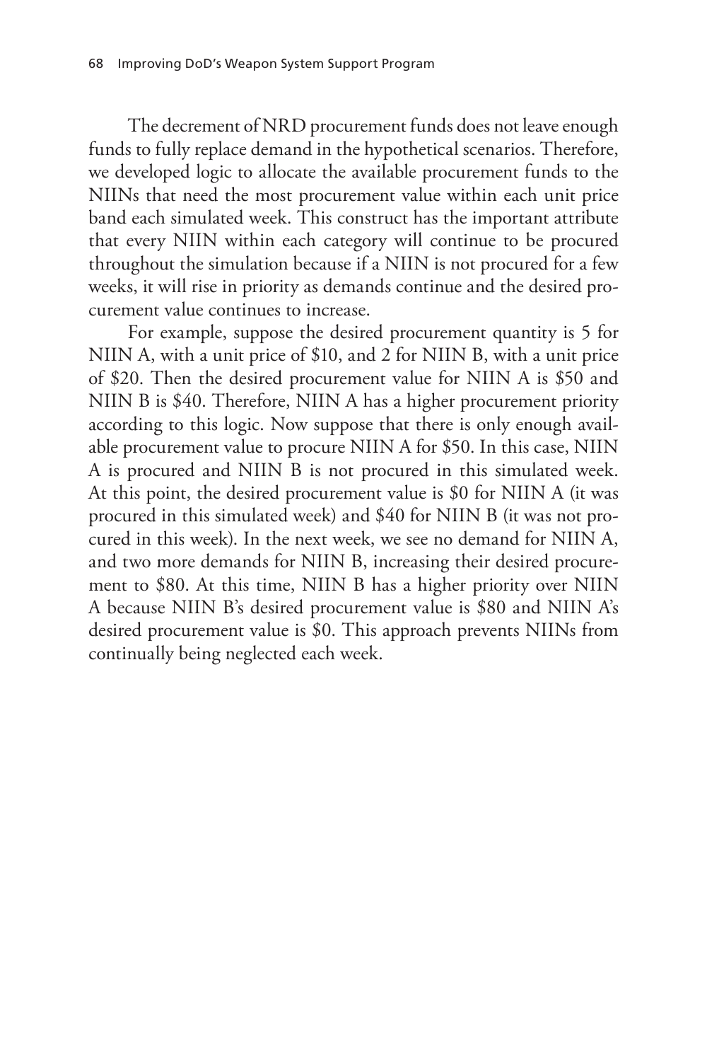The decrement of NRD procurement funds does not leave enough funds to fully replace demand in the hypothetical scenarios. Therefore, we developed logic to allocate the available procurement funds to the NIINs that need the most procurement value within each unit price band each simulated week. This construct has the important attribute that every NIIN within each category will continue to be procured throughout the simulation because if a NIIN is not procured for a few weeks, it will rise in priority as demands continue and the desired procurement value continues to increase.

For example, suppose the desired procurement quantity is 5 for NIIN A, with a unit price of $10, and 2 for NIIN B, with a unit price of $20. Then the desired procurement value for NIIN A is $50 and NIIN B is $40. Therefore, NIIN A has a higher procurement priority according to this logic. Now suppose that there is only enough available procurement value to procure NIIN A for $50. In this case, NIIN A is procured and NIIN B is not procured in this simulated week. At this point, the desired procurement value is $0 for NIIN A (it was procured in this simulated week) and $40 for NIIN B (it was not procured in this week). In the next week, we see no demand for NIIN A, and two more demands for NIIN B, increasing their desired procurement to $80. At this time, NIIN B has a higher priority over NIIN A because NIIN B's desired procurement value is $80 and NIIN A's desired procurement value is $0. This approach prevents NIINs from continually being neglected each week.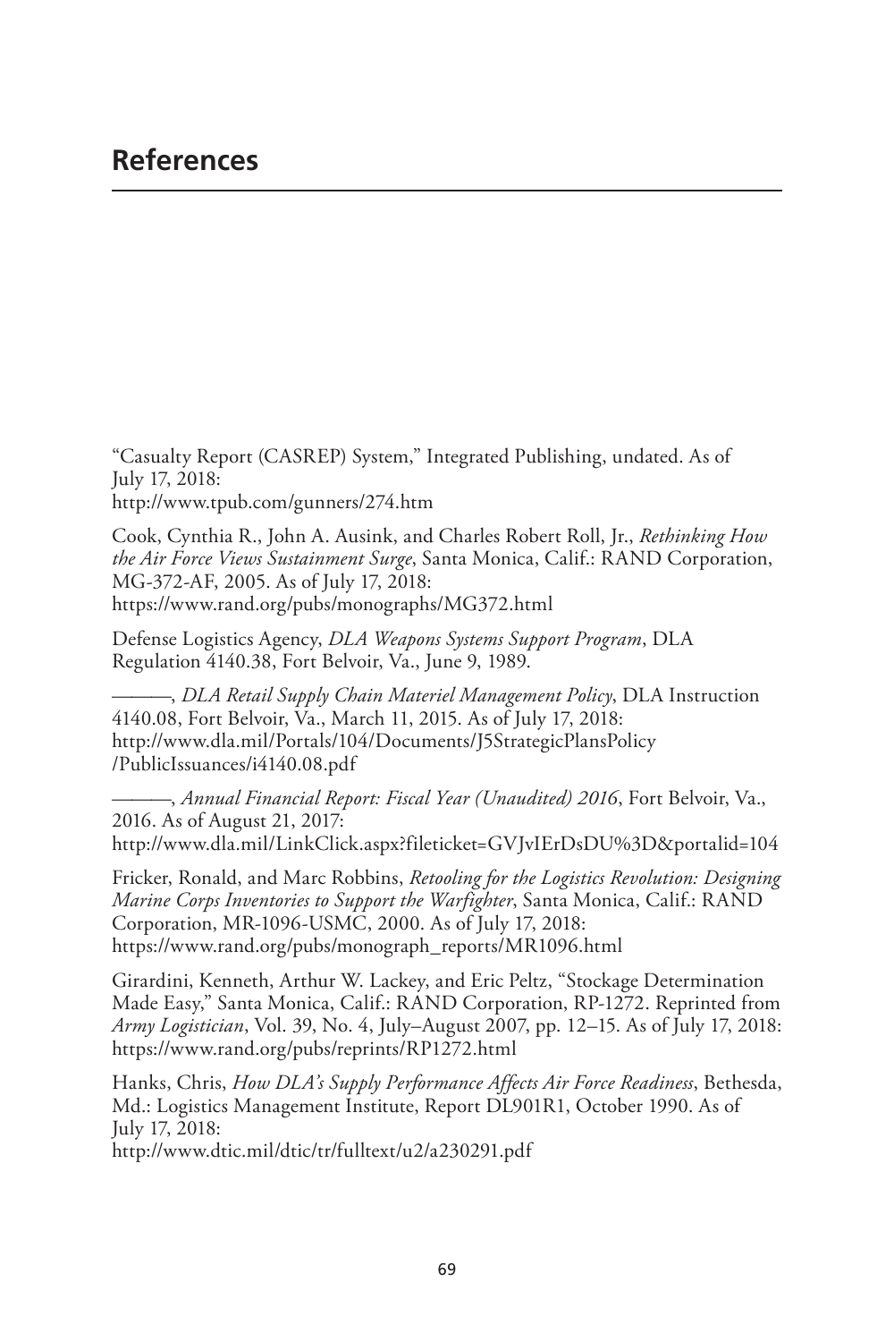# References

"Casualty Report (CASREP) System," Integrated Publishing, undated. As of July 17, 2018:
http://www.tpub.com/gunners/274.htm

Cook, Cynthia R., John A. Ausink, and Charles Robert Roll, Jr., *Rethinking How the Air Force Views Sustainment Surge*, Santa Monica, Calif.: RAND Corporation, MG-372-AF, 2005. As of July 17, 2018:
https://www.rand.org/pubs/monographs/MG372.html

Defense Logistics Agency, *DLA Weapons Systems Support Program*, DLA Regulation 4140.38, Fort Belvoir, Va., June 9, 1989.

———, *DLA Retail Supply Chain Materiel Management Policy*, DLA Instruction 4140.08, Fort Belvoir, Va., March 11, 2015. As of July 17, 2018:
http://www.dla.mil/Portals/104/Documents/J5StrategicPlansPolicy/PublicIssuances/i4140.08.pdf

———, *Annual Financial Report: Fiscal Year (Unaudited) 2016*, Fort Belvoir, Va., 2016. As of August 21, 2017:
http://www.dla.mil/LinkClick.aspx?fileticket=GVJvIErDsDU%3D&portalid=104

Fricker, Ronald, and Marc Robbins, *Retooling for the Logistics Revolution: Designing Marine Corps Inventories to Support the Warfighter*, Santa Monica, Calif.: RAND Corporation, MR-1096-USMC, 2000. As of July 17, 2018:
https://www.rand.org/pubs/monograph_reports/MR1096.html

Girardini, Kenneth, Arthur W. Lackey, and Eric Peltz, "Stockage Determination Made Easy," Santa Monica, Calif.: RAND Corporation, RP-1272. Reprinted from *Army Logistician*, Vol. 39, No. 4, July–August 2007, pp. 12–15. As of July 17, 2018:
https://www.rand.org/pubs/reprints/RP1272.html

Hanks, Chris, *How DLA's Supply Performance Affects Air Force Readiness*, Bethesda, Md.: Logistics Management Institute, Report DL901R1, October 1990. As of July 17, 2018:
http://www.dtic.mil/dtic/tr/fulltext/u2/a230291.pdf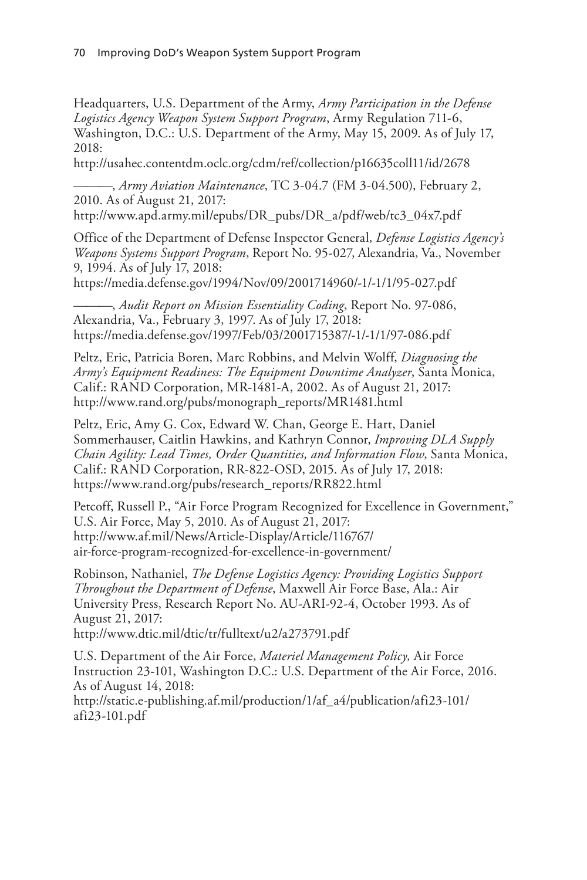Headquarters, U.S. Department of the Army, *Army Participation in the Defense Logistics Agency Weapon System Support Program*, Army Regulation 711-6, Washington, D.C.: U.S. Department of the Army, May 15, 2009. As of July 17, 2018:
http://usahec.contentdm.oclc.org/cdm/ref/collection/p16635coll11/id/2678

———, *Army Aviation Maintenance*, TC 3-04.7 (FM 3-04.500), February 2, 2010. As of August 21, 2017:
http://www.apd.army.mil/epubs/DR_pubs/DR_a/pdf/web/tc3_04x7.pdf

Office of the Department of Defense Inspector General, *Defense Logistics Agency's Weapons Systems Support Program*, Report No. 95-027, Alexandria, Va., November 9, 1994. As of July 17, 2018:
https://media.defense.gov/1994/Nov/09/2001714960/-1/-1/1/95-027.pdf

———, *Audit Report on Mission Essentiality Coding*, Report No. 97-086, Alexandria, Va., February 3, 1997. As of July 17, 2018:
https://media.defense.gov/1997/Feb/03/2001715387/-1/-1/1/97-086.pdf

Peltz, Eric, Patricia Boren, Marc Robbins, and Melvin Wolff, *Diagnosing the Army's Equipment Readiness: The Equipment Downtime Analyzer*, Santa Monica, Calif.: RAND Corporation, MR-1481-A, 2002. As of August 21, 2017:
http://www.rand.org/pubs/monograph_reports/MR1481.html

Peltz, Eric, Amy G. Cox, Edward W. Chan, George E. Hart, Daniel Sommerhauser, Caitlin Hawkins, and Kathryn Connor, *Improving DLA Supply Chain Agility: Lead Times, Order Quantities, and Information Flow*, Santa Monica, Calif.: RAND Corporation, RR-822-OSD, 2015. As of July 17, 2018:
https://www.rand.org/pubs/research_reports/RR822.html

Petcoff, Russell P., "Air Force Program Recognized for Excellence in Government," U.S. Air Force, May 5, 2010. As of August 21, 2017:
http://www.af.mil/News/Article-Display/Article/116767/air-force-program-recognized-for-excellence-in-government/

Robinson, Nathaniel, *The Defense Logistics Agency: Providing Logistics Support Throughout the Department of Defense*, Maxwell Air Force Base, Ala.: Air University Press, Research Report No. AU-ARI-92-4, October 1993. As of August 21, 2017:
http://www.dtic.mil/dtic/tr/fulltext/u2/a273791.pdf

U.S. Department of the Air Force, *Materiel Management Policy,* Air Force Instruction 23-101, Washington D.C.: U.S. Department of the Air Force, 2016. As of August 14, 2018:
http://static.e-publishing.af.mil/production/1/af_a4/publication/afi23-101/afi23-101.pdf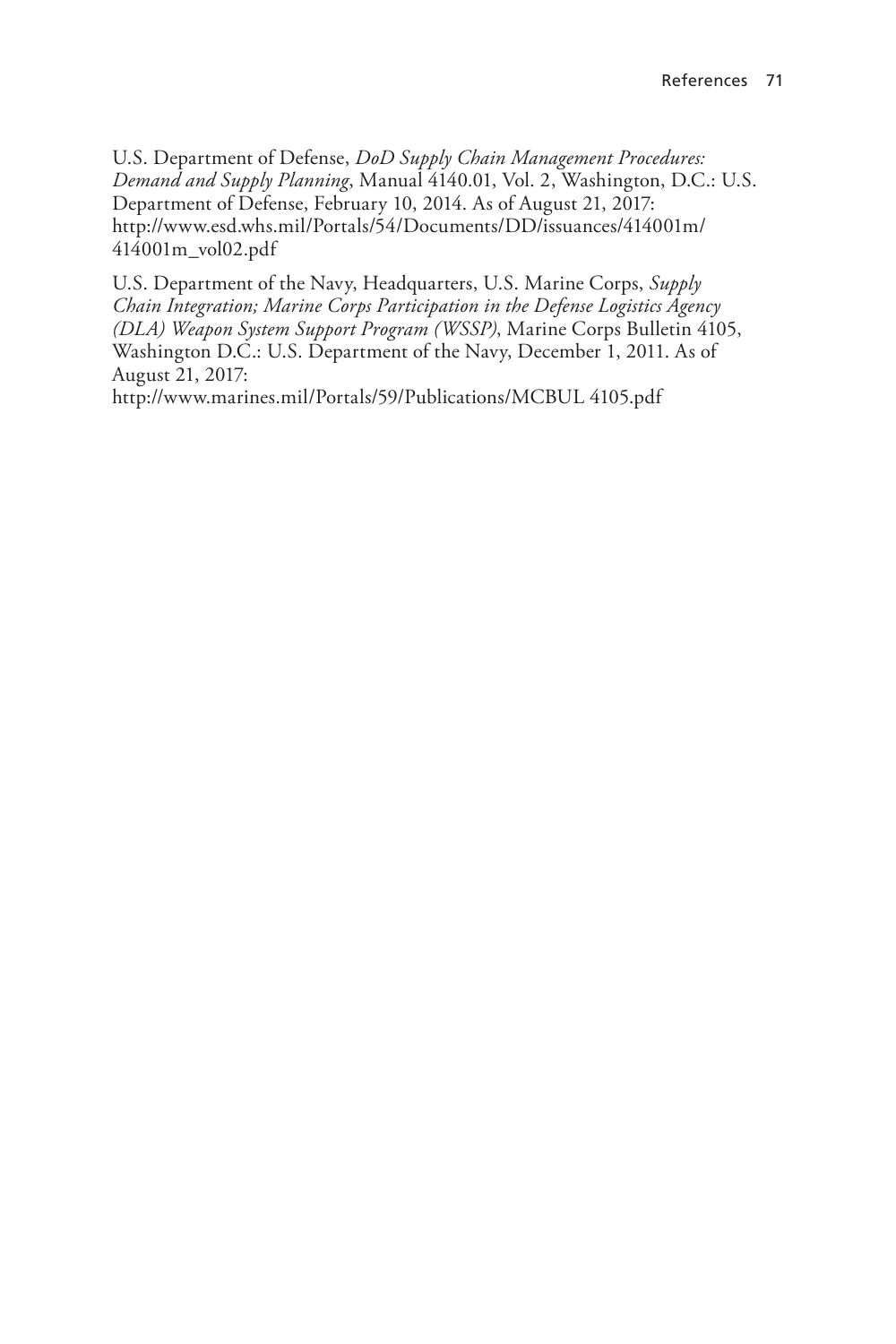U.S. Department of Defense, *DoD Supply Chain Management Procedures: Demand and Supply Planning*, Manual 4140.01, Vol. 2, Washington, D.C.: U.S. Department of Defense, February 10, 2014. As of August 21, 2017: http://www.esd.whs.mil/Portals/54/Documents/DD/issuances/414001m/414001m_vol02.pdf

U.S. Department of the Navy, Headquarters, U.S. Marine Corps, *Supply Chain Integration; Marine Corps Participation in the Defense Logistics Agency (DLA) Weapon System Support Program (WSSP)*, Marine Corps Bulletin 4105, Washington D.C.: U.S. Department of the Navy, December 1, 2011. As of August 21, 2017:
http://www.marines.mil/Portals/59/Publications/MCBUL 4105.pdf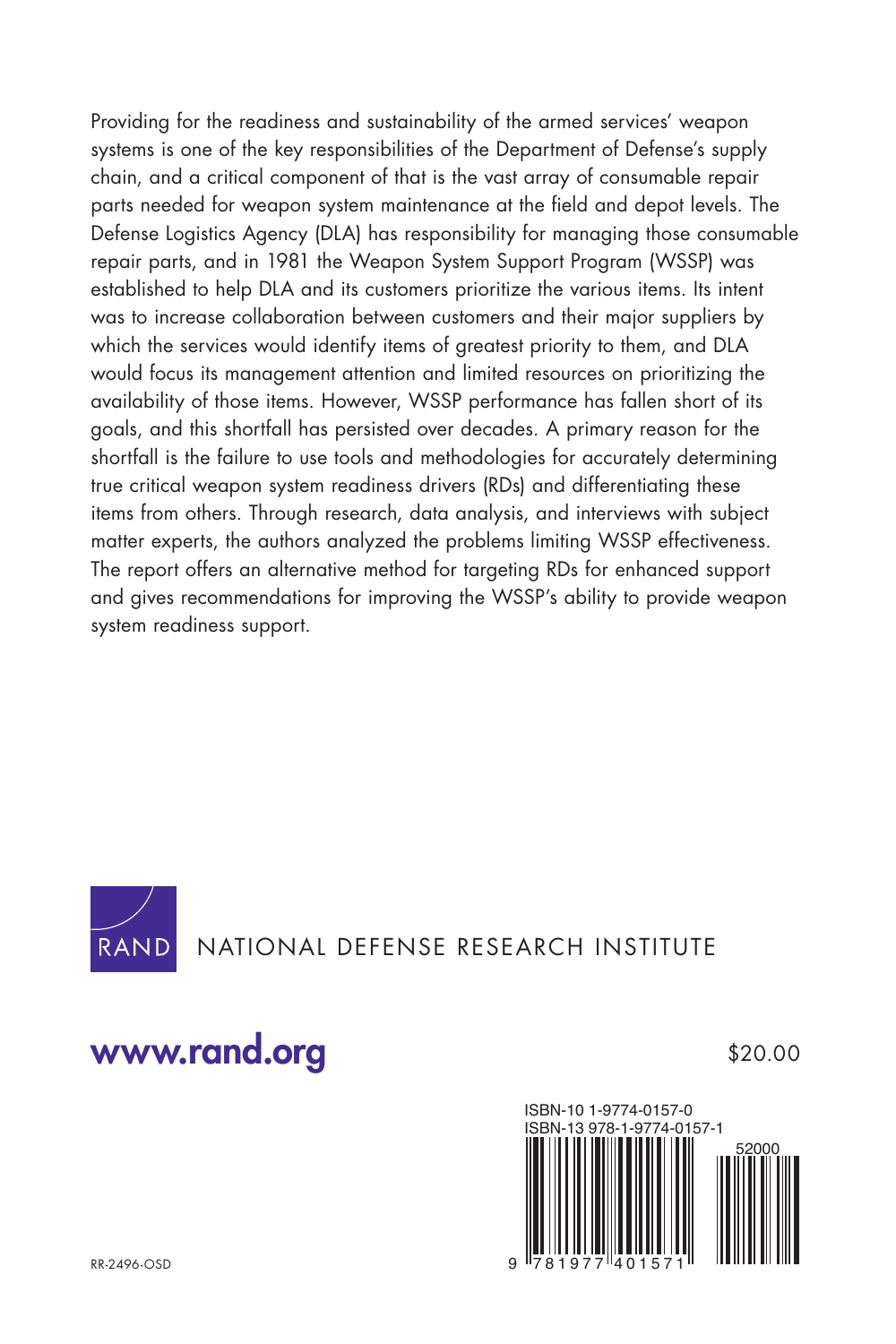Providing for the readiness and sustainability of the armed services' weapon systems is one of the key responsibilities of the Department of Defense's supply chain, and a critical component of that is the vast array of consumable repair parts needed for weapon system maintenance at the field and depot levels. The Defense Logistics Agency (DLA) has responsibility for managing those consumable repair parts, and in 1981 the Weapon System Support Program (WSSP) was established to help DLA and its customers prioritize the various items. Its intent was to increase collaboration between customers and their major suppliers by which the services would identify items of greatest priority to them, and DLA would focus its management attention and limited resources on prioritizing the availability of those items. However, WSSP performance has fallen short of its goals, and this shortfall has persisted over decades. A primary reason for the shortfall is the failure to use tools and methodologies for accurately determining true critical weapon system readiness drivers (RDs) and differentiating these items from others. Through research, data analysis, and interviews with subject matter experts, the authors analyzed the problems limiting WSSP effectiveness. The report offers an alternative method for targeting RDs for enhanced support and gives recommendations for improving the WSSP's ability to provide weapon system readiness support.

RAND NATIONAL DEFENSE RESEARCH INSTITUTE

**www.rand.org**

$20.00

ISBN-10 1-9774-0157-0
ISBN-13 978-1-9774-0157-1

52000

9 781977 401571

RR-2496-OSD